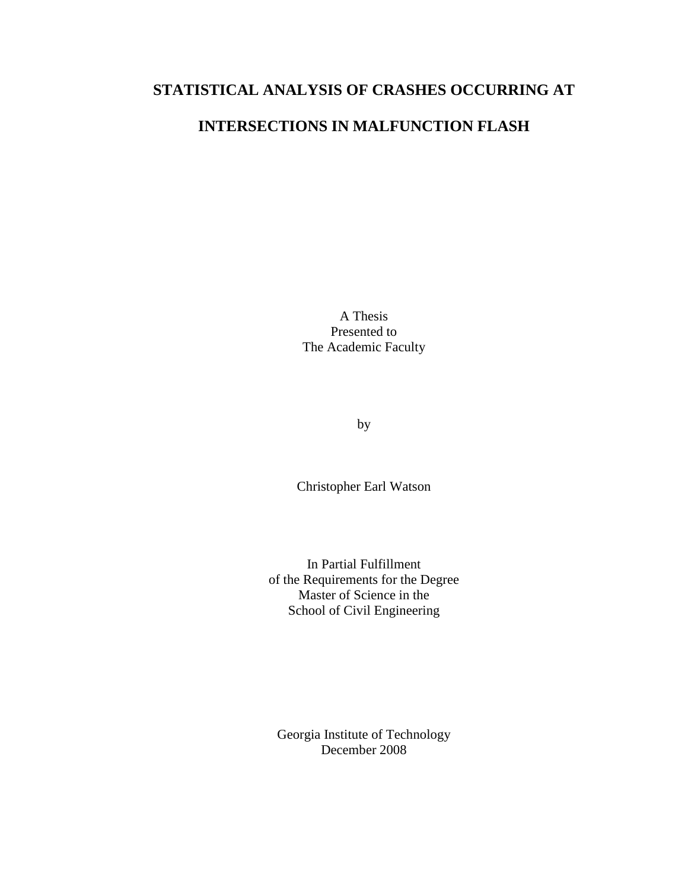# STATISTICAL ANALYSIS OF CRASHES OCCURRING AT INTERSECTIONS IN MALFUNCTION FLASH

A Thesis
Presented to
The Academic Faculty

by

Christopher Earl Watson

In Partial Fulfillment
of the Requirements for the Degree
Master of Science in the
School of Civil Engineering

Georgia Institute of Technology
December 2008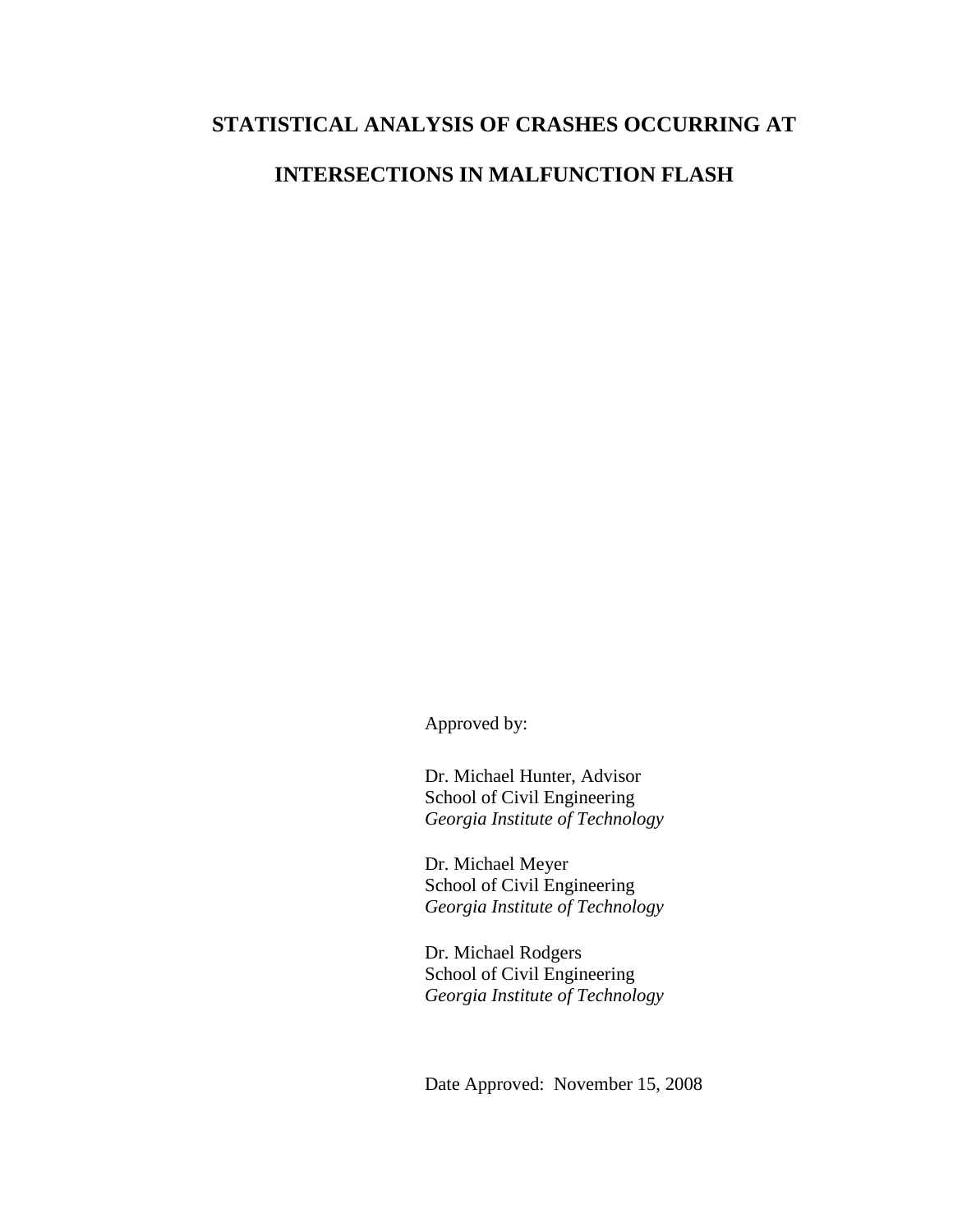# STATISTICAL ANALYSIS OF CRASHES OCCURRING AT INTERSECTIONS IN MALFUNCTION FLASH

Approved by:

Dr. Michael Hunter, Advisor
School of Civil Engineering
*Georgia Institute of Technology*

Dr. Michael Meyer
School of Civil Engineering
*Georgia Institute of Technology*

Dr. Michael Rodgers
School of Civil Engineering
*Georgia Institute of Technology*

Date Approved: November 15, 2008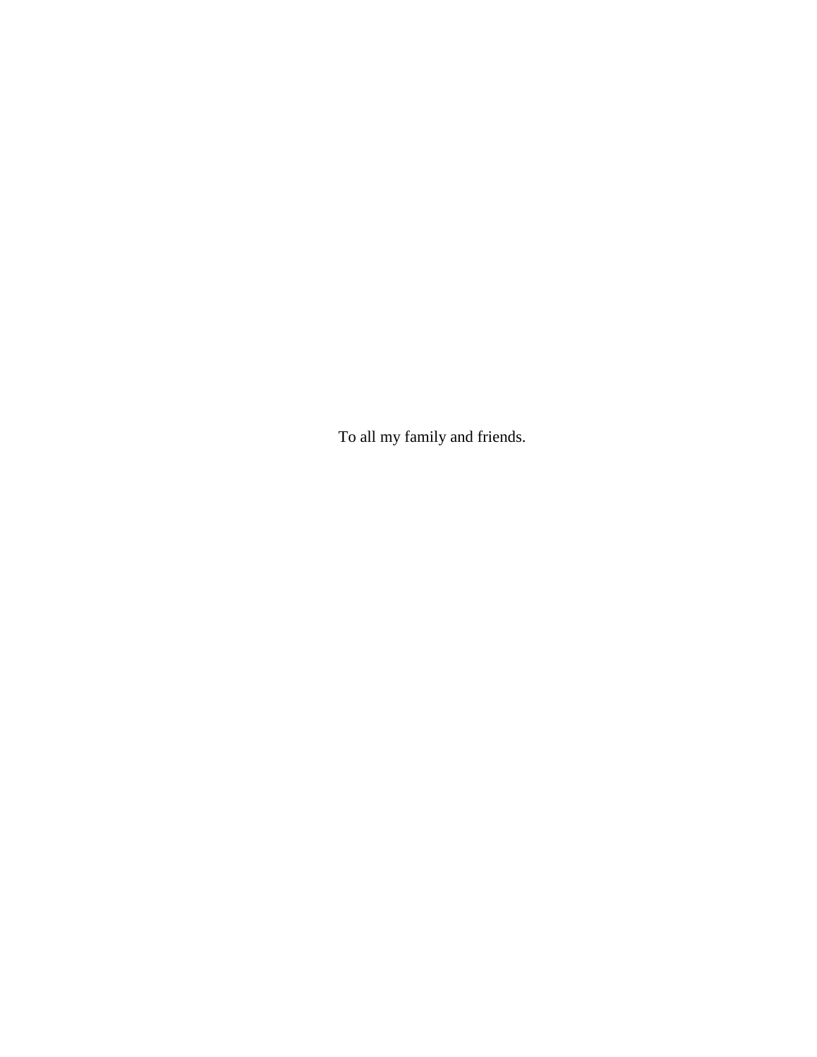To all my family and friends.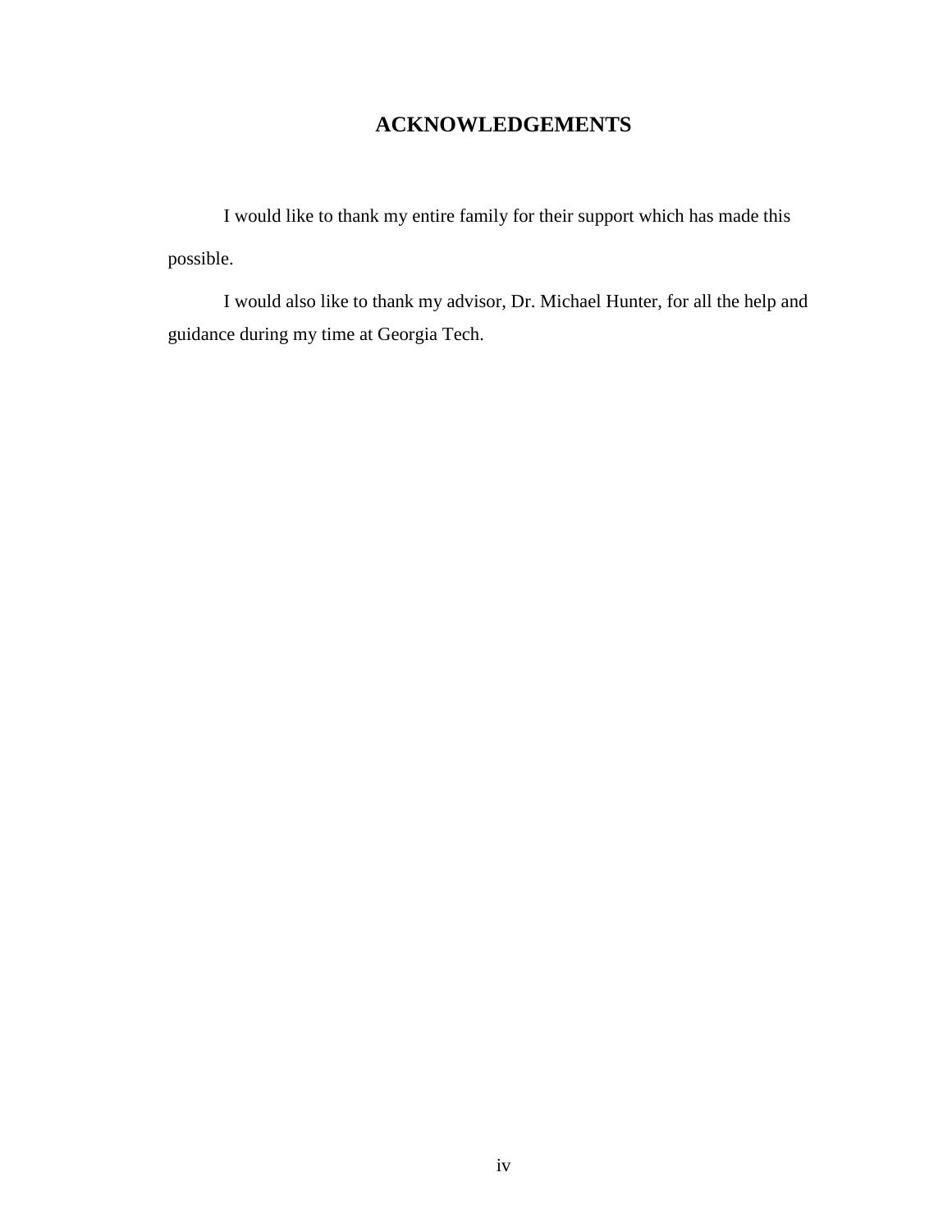# ACKNOWLEDGEMENTS

I would like to thank my entire family for their support which has made this possible.

I would also like to thank my advisor, Dr. Michael Hunter, for all the help and guidance during my time at Georgia Tech.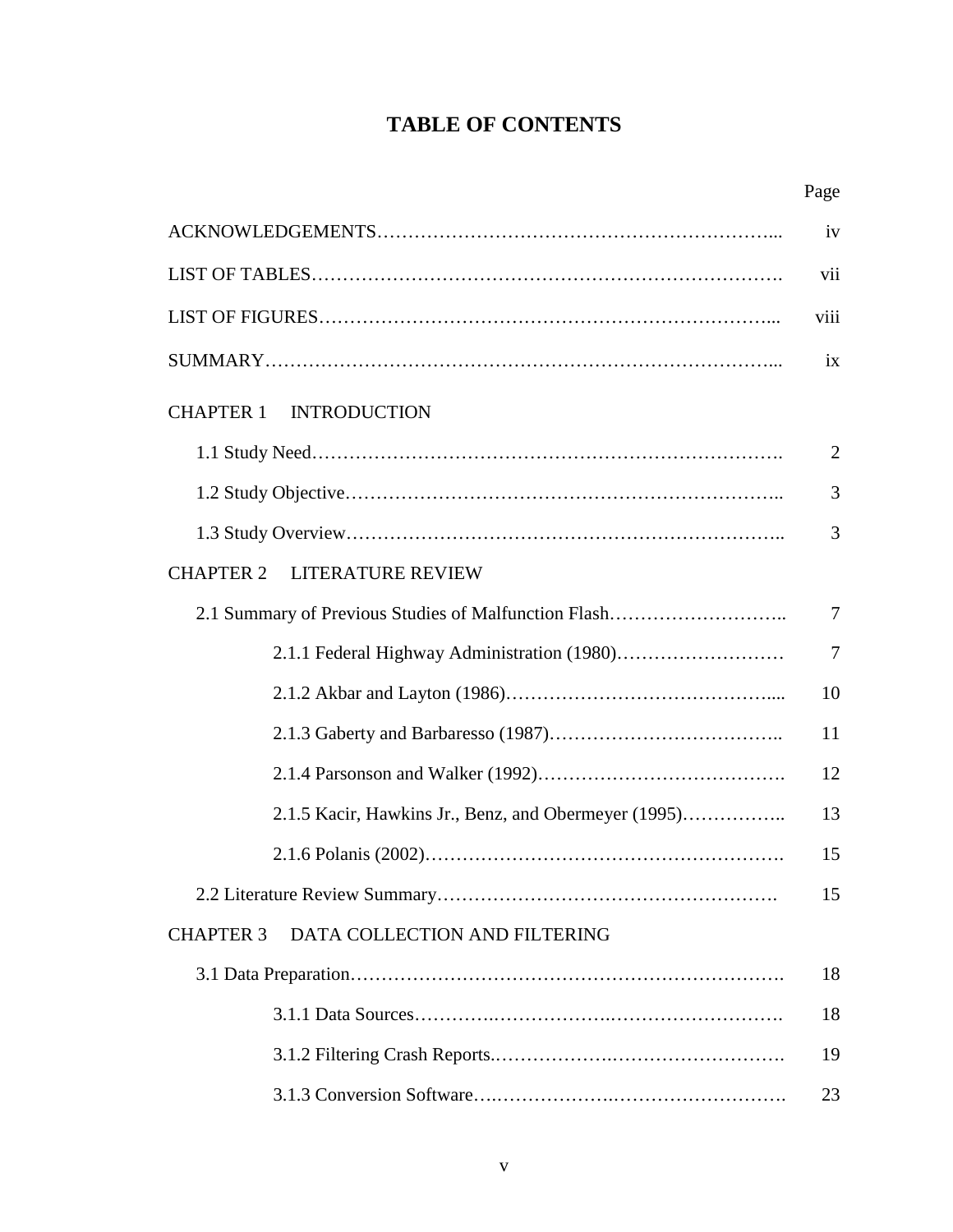# TABLE OF CONTENTS

| | Page |
|---|---|
| ACKNOWLEDGEMENTS | iv |
| LIST OF TABLES | vii |
| LIST OF FIGURES | viii |
| SUMMARY | ix |
| CHAPTER 1 INTRODUCTION | |
| 1.1 Study Need | 2 |
| 1.2 Study Objective | 3 |
| 1.3 Study Overview | 3 |
| CHAPTER 2 LITERATURE REVIEW | |
| 2.1 Summary of Previous Studies of Malfunction Flash | 7 |
| 2.1.1 Federal Highway Administration (1980) | 7 |
| 2.1.2 Akbar and Layton (1986) | 10 |
| 2.1.3 Gaberty and Barbaresso (1987) | 11 |
| 2.1.4 Parsonson and Walker (1992) | 12 |
| 2.1.5 Kacir, Hawkins Jr., Benz, and Obermeyer (1995) | 13 |
| 2.1.6 Polanis (2002) | 15 |
| 2.2 Literature Review Summary | 15 |
| CHAPTER 3 DATA COLLECTION AND FILTERING | |
| 3.1 Data Preparation | 18 |
| 3.1.1 Data Sources | 18 |
| 3.1.2 Filtering Crash Reports | 19 |
| 3.1.3 Conversion Software | 23 |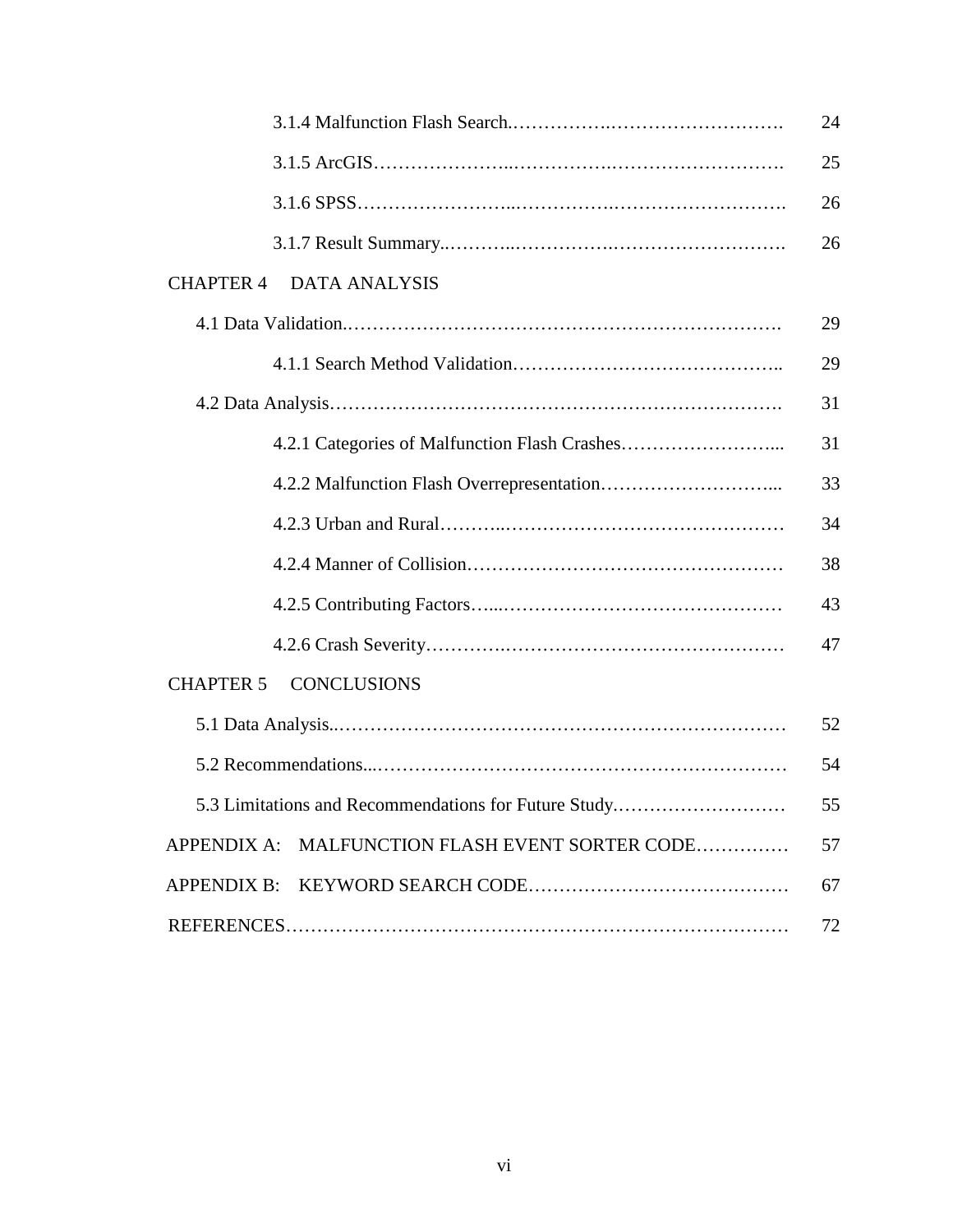| | |
|---|---|
| 3.1.4 Malfunction Flash Search | 24 |
| 3.1.5 ArcGIS | 25 |
| 3.1.6 SPSS | 26 |
| 3.1.7 Result Summary | 26 |
| CHAPTER 4 DATA ANALYSIS | |
| 4.1 Data Validation | 29 |
| 4.1.1 Search Method Validation | 29 |
| 4.2 Data Analysis | 31 |
| 4.2.1 Categories of Malfunction Flash Crashes | 31 |
| 4.2.2 Malfunction Flash Overrepresentation | 33 |
| 4.2.3 Urban and Rural | 34 |
| 4.2.4 Manner of Collision | 38 |
| 4.2.5 Contributing Factors | 43 |
| 4.2.6 Crash Severity | 47 |
| CHAPTER 5 CONCLUSIONS | |
| 5.1 Data Analysis | 52 |
| 5.2 Recommendations | 54 |
| 5.3 Limitations and Recommendations for Future Study | 55 |
| APPENDIX A: MALFUNCTION FLASH EVENT SORTER CODE | 57 |
| APPENDIX B: KEYWORD SEARCH CODE | 67 |
| REFERENCES | 72 |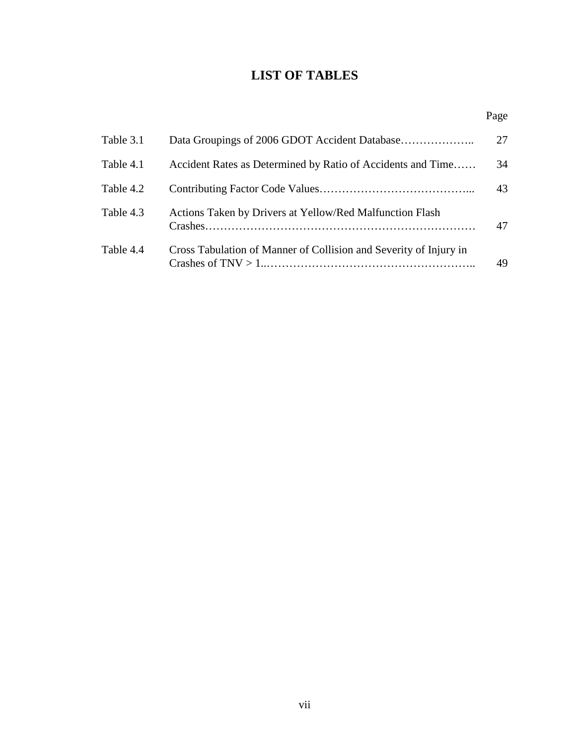# LIST OF TABLES

| | | Page |
|---|---|---|
| Table 3.1 | Data Groupings of 2006 GDOT Accident Database……………….. | 27 |
| Table 4.1 | Accident Rates as Determined by Ratio of Accidents and Time…… | 34 |
| Table 4.2 | Contributing Factor Code Values…………………………………... | 43 |
| Table 4.3 | Actions Taken by Drivers at Yellow/Red Malfunction Flash Crashes……………………………………………………………… | 47 |
| Table 4.4 | Cross Tabulation of Manner of Collision and Severity of Injury in Crashes of TNV > 1..……………………………………………….. | 49 |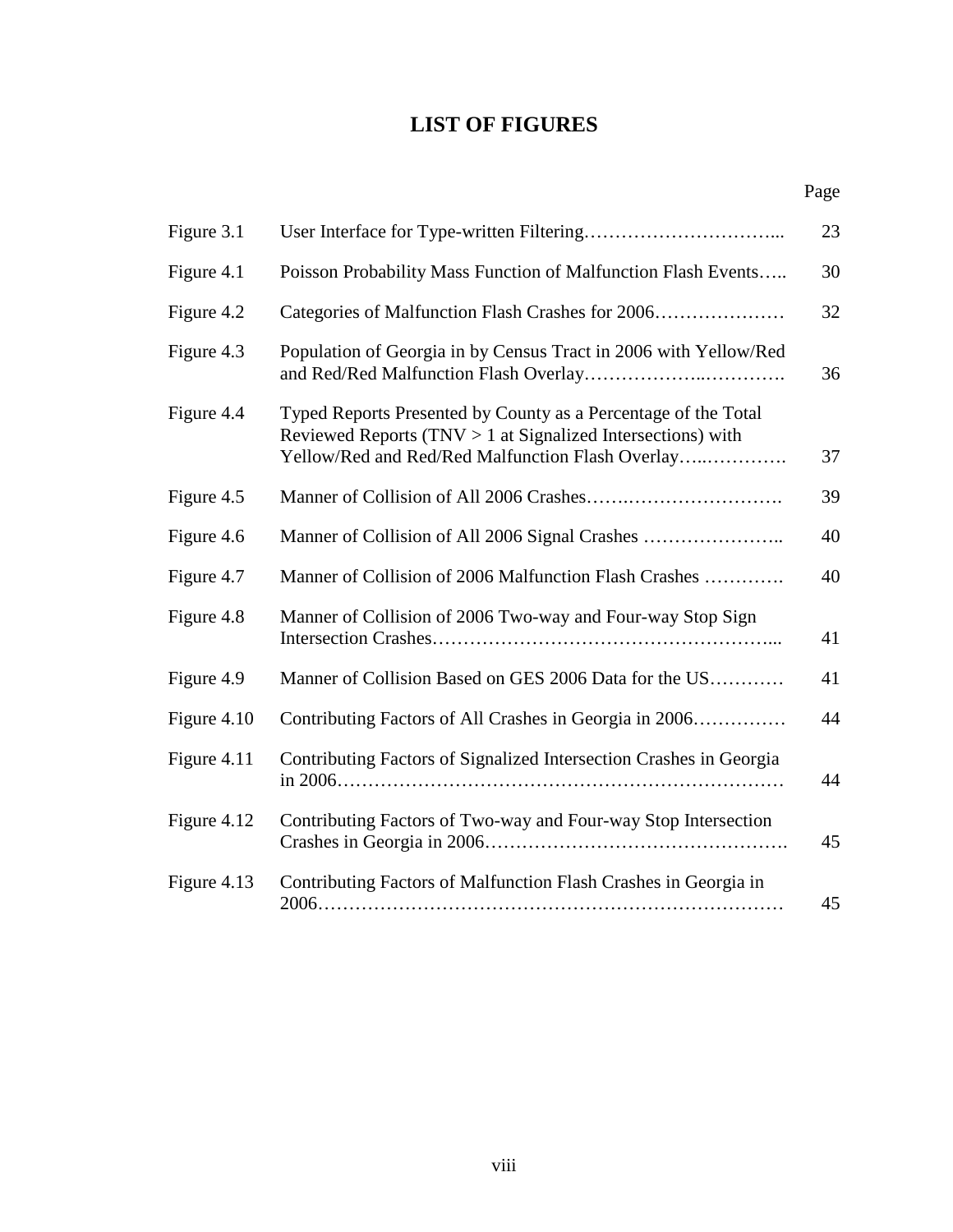# LIST OF FIGURES

| | | Page |
|---|---|---|
| Figure 3.1 | User Interface for Type-written Filtering………………………….. | 23 |
| Figure 4.1 | Poisson Probability Mass Function of Malfunction Flash Events….. | 30 |
| Figure 4.2 | Categories of Malfunction Flash Crashes for 2006………………… | 32 |
| Figure 4.3 | Population of Georgia in by Census Tract in 2006 with Yellow/Red and Red/Red Malfunction Flash Overlay……………….…………. | 36 |
| Figure 4.4 | Typed Reports Presented by County as a Percentage of the Total Reviewed Reports (TNV > 1 at Signalized Intersections) with Yellow/Red and Red/Red Malfunction Flash Overlay…..…………. | 37 |
| Figure 4.5 | Manner of Collision of All 2006 Crashes…….……………………. | 39 |
| Figure 4.6 | Manner of Collision of All 2006 Signal Crashes ………………….. | 40 |
| Figure 4.7 | Manner of Collision of 2006 Malfunction Flash Crashes …………. | 40 |
| Figure 4.8 | Manner of Collision of 2006 Two-way and Four-way Stop Sign Intersection Crashes……………………………………………... | 41 |
| Figure 4.9 | Manner of Collision Based on GES 2006 Data for the US………… | 41 |
| Figure 4.10 | Contributing Factors of All Crashes in Georgia in 2006…………… | 44 |
| Figure 4.11 | Contributing Factors of Signalized Intersection Crashes in Georgia in 2006……………………………………………………………… | 44 |
| Figure 4.12 | Contributing Factors of Two-way and Four-way Stop Intersection Crashes in Georgia in 2006…………………………………………. | 45 |
| Figure 4.13 | Contributing Factors of Malfunction Flash Crashes in Georgia in 2006……………………………………………………………… | 45 |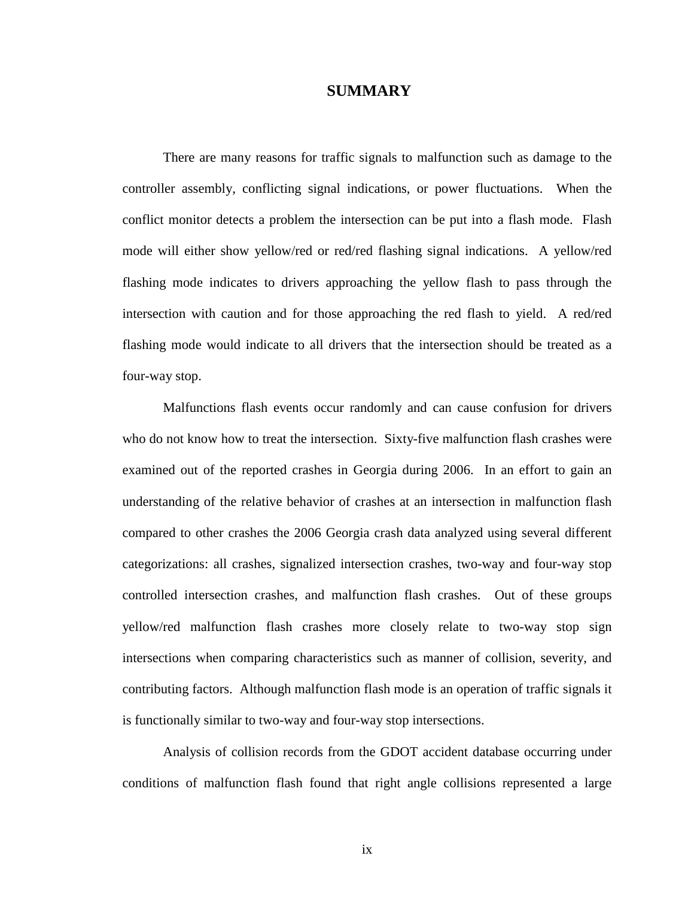# SUMMARY

There are many reasons for traffic signals to malfunction such as damage to the controller assembly, conflicting signal indications, or power fluctuations. When the conflict monitor detects a problem the intersection can be put into a flash mode. Flash mode will either show yellow/red or red/red flashing signal indications. A yellow/red flashing mode indicates to drivers approaching the yellow flash to pass through the intersection with caution and for those approaching the red flash to yield. A red/red flashing mode would indicate to all drivers that the intersection should be treated as a four-way stop.

Malfunctions flash events occur randomly and can cause confusion for drivers who do not know how to treat the intersection. Sixty-five malfunction flash crashes were examined out of the reported crashes in Georgia during 2006. In an effort to gain an understanding of the relative behavior of crashes at an intersection in malfunction flash compared to other crashes the 2006 Georgia crash data analyzed using several different categorizations: all crashes, signalized intersection crashes, two-way and four-way stop controlled intersection crashes, and malfunction flash crashes. Out of these groups yellow/red malfunction flash crashes more closely relate to two-way stop sign intersections when comparing characteristics such as manner of collision, severity, and contributing factors. Although malfunction flash mode is an operation of traffic signals it is functionally similar to two-way and four-way stop intersections.

Analysis of collision records from the GDOT accident database occurring under conditions of malfunction flash found that right angle collisions represented a large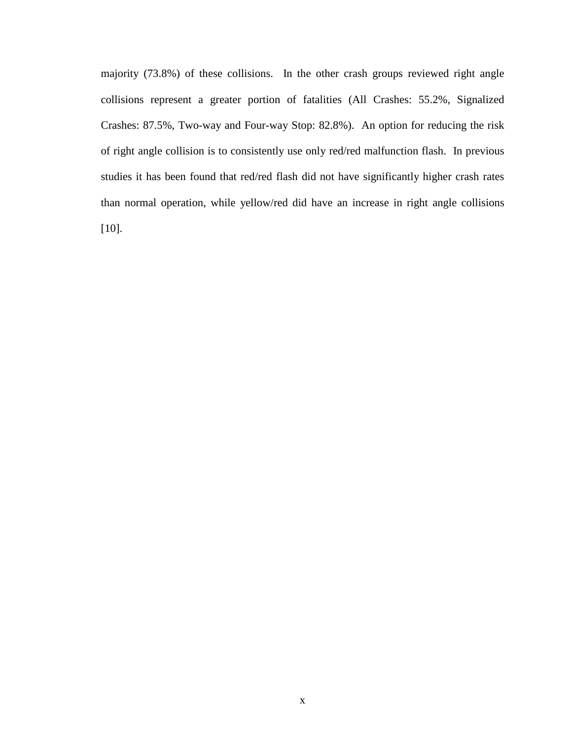majority (73.8%) of these collisions. In the other crash groups reviewed right angle collisions represent a greater portion of fatalities (All Crashes: 55.2%, Signalized Crashes: 87.5%, Two-way and Four-way Stop: 82.8%). An option for reducing the risk of right angle collision is to consistently use only red/red malfunction flash. In previous studies it has been found that red/red flash did not have significantly higher crash rates than normal operation, while yellow/red did have an increase in right angle collisions [10].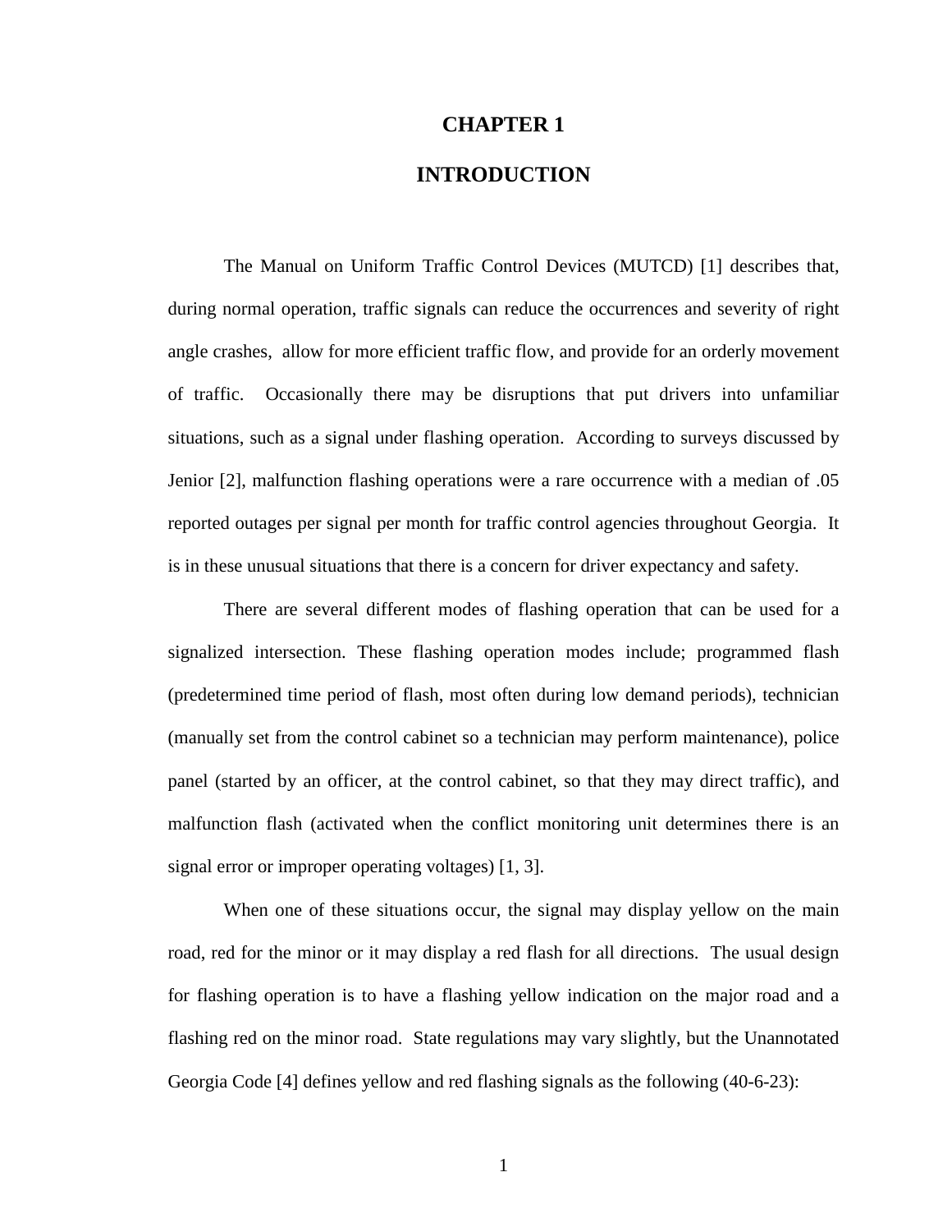# CHAPTER 1

# INTRODUCTION

The Manual on Uniform Traffic Control Devices (MUTCD) [1] describes that, during normal operation, traffic signals can reduce the occurrences and severity of right angle crashes, allow for more efficient traffic flow, and provide for an orderly movement of traffic. Occasionally there may be disruptions that put drivers into unfamiliar situations, such as a signal under flashing operation. According to surveys discussed by Jenior [2], malfunction flashing operations were a rare occurrence with a median of .05 reported outages per signal per month for traffic control agencies throughout Georgia. It is in these unusual situations that there is a concern for driver expectancy and safety.

There are several different modes of flashing operation that can be used for a signalized intersection. These flashing operation modes include; programmed flash (predetermined time period of flash, most often during low demand periods), technician (manually set from the control cabinet so a technician may perform maintenance), police panel (started by an officer, at the control cabinet, so that they may direct traffic), and malfunction flash (activated when the conflict monitoring unit determines there is an signal error or improper operating voltages) [1, 3].

When one of these situations occur, the signal may display yellow on the main road, red for the minor or it may display a red flash for all directions. The usual design for flashing operation is to have a flashing yellow indication on the major road and a flashing red on the minor road. State regulations may vary slightly, but the Unannotated Georgia Code [4] defines yellow and red flashing signals as the following (40-6-23):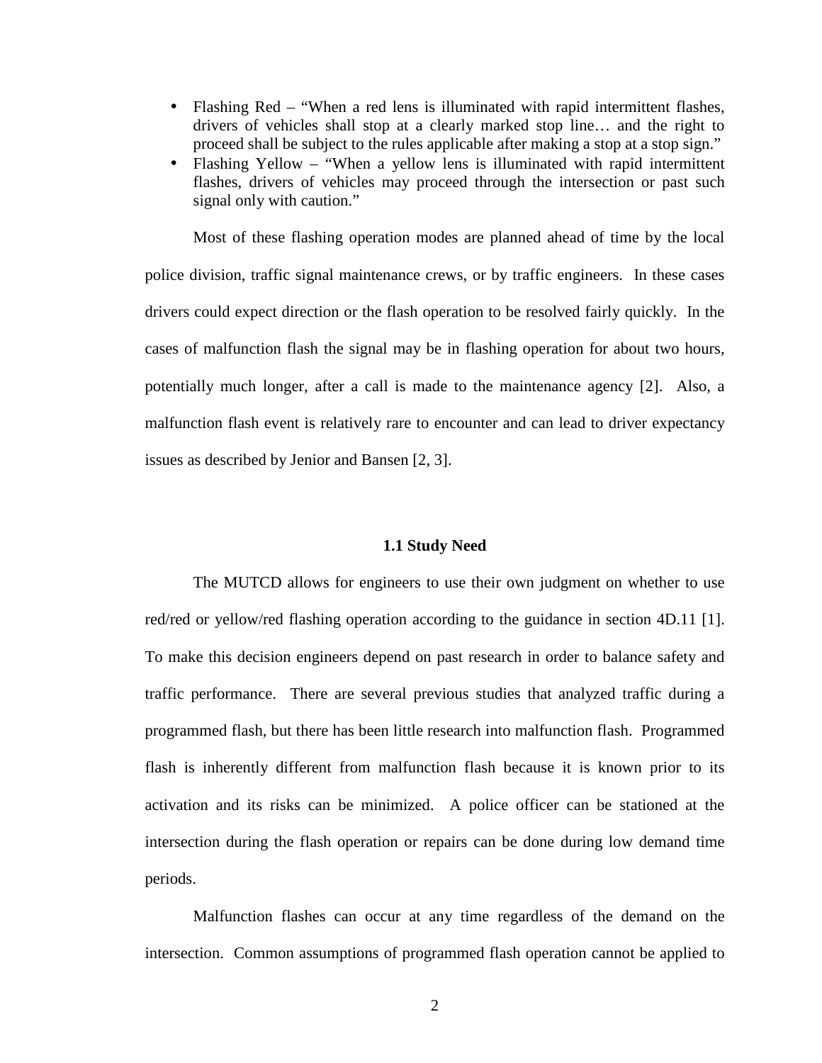- Flashing Red – "When a red lens is illuminated with rapid intermittent flashes, drivers of vehicles shall stop at a clearly marked stop line… and the right to proceed shall be subject to the rules applicable after making a stop at a stop sign."
- Flashing Yellow – "When a yellow lens is illuminated with rapid intermittent flashes, drivers of vehicles may proceed through the intersection or past such signal only with caution."

Most of these flashing operation modes are planned ahead of time by the local police division, traffic signal maintenance crews, or by traffic engineers. In these cases drivers could expect direction or the flash operation to be resolved fairly quickly. In the cases of malfunction flash the signal may be in flashing operation for about two hours, potentially much longer, after a call is made to the maintenance agency [2]. Also, a malfunction flash event is relatively rare to encounter and can lead to driver expectancy issues as described by Jenior and Bansen [2, 3].

### 1.1 Study Need

The MUTCD allows for engineers to use their own judgment on whether to use red/red or yellow/red flashing operation according to the guidance in section 4D.11 [1]. To make this decision engineers depend on past research in order to balance safety and traffic performance. There are several previous studies that analyzed traffic during a programmed flash, but there has been little research into malfunction flash. Programmed flash is inherently different from malfunction flash because it is known prior to its activation and its risks can be minimized. A police officer can be stationed at the intersection during the flash operation or repairs can be done during low demand time periods.

Malfunction flashes can occur at any time regardless of the demand on the intersection. Common assumptions of programmed flash operation cannot be applied to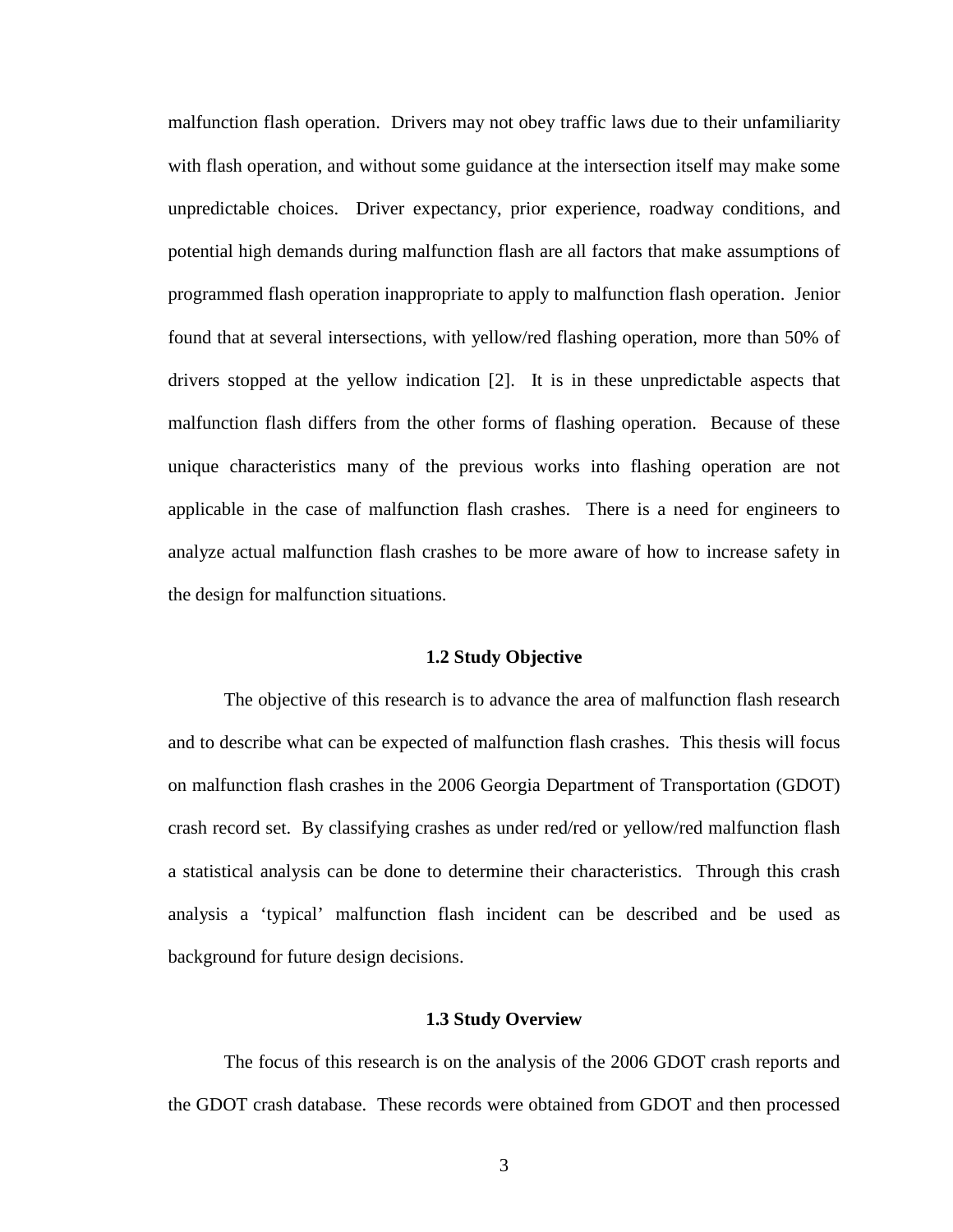malfunction flash operation. Drivers may not obey traffic laws due to their unfamiliarity with flash operation, and without some guidance at the intersection itself may make some unpredictable choices. Driver expectancy, prior experience, roadway conditions, and potential high demands during malfunction flash are all factors that make assumptions of programmed flash operation inappropriate to apply to malfunction flash operation. Jenior found that at several intersections, with yellow/red flashing operation, more than 50% of drivers stopped at the yellow indication [2]. It is in these unpredictable aspects that malfunction flash differs from the other forms of flashing operation. Because of these unique characteristics many of the previous works into flashing operation are not applicable in the case of malfunction flash crashes. There is a need for engineers to analyze actual malfunction flash crashes to be more aware of how to increase safety in the design for malfunction situations.

## 1.2 Study Objective

The objective of this research is to advance the area of malfunction flash research and to describe what can be expected of malfunction flash crashes. This thesis will focus on malfunction flash crashes in the 2006 Georgia Department of Transportation (GDOT) crash record set. By classifying crashes as under red/red or yellow/red malfunction flash a statistical analysis can be done to determine their characteristics. Through this crash analysis a 'typical' malfunction flash incident can be described and be used as background for future design decisions.

## 1.3 Study Overview

The focus of this research is on the analysis of the 2006 GDOT crash reports and the GDOT crash database. These records were obtained from GDOT and then processed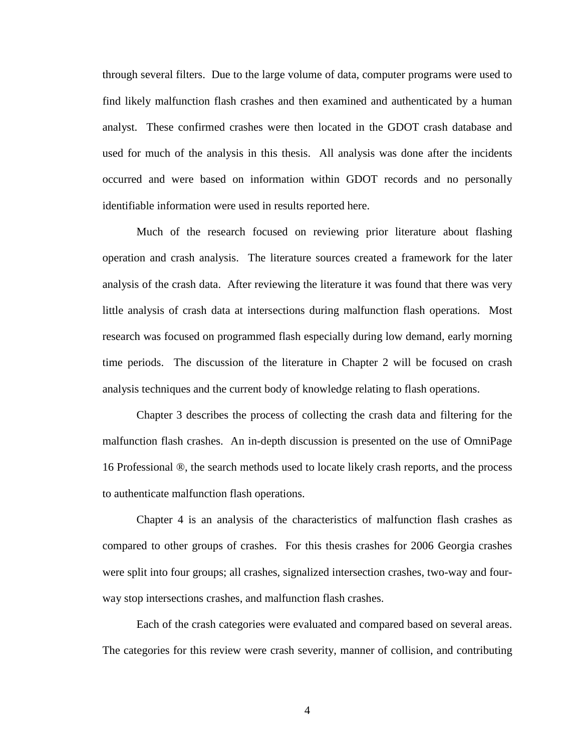through several filters. Due to the large volume of data, computer programs were used to find likely malfunction flash crashes and then examined and authenticated by a human analyst. These confirmed crashes were then located in the GDOT crash database and used for much of the analysis in this thesis. All analysis was done after the incidents occurred and were based on information within GDOT records and no personally identifiable information were used in results reported here.

Much of the research focused on reviewing prior literature about flashing operation and crash analysis. The literature sources created a framework for the later analysis of the crash data. After reviewing the literature it was found that there was very little analysis of crash data at intersections during malfunction flash operations. Most research was focused on programmed flash especially during low demand, early morning time periods. The discussion of the literature in Chapter 2 will be focused on crash analysis techniques and the current body of knowledge relating to flash operations.

Chapter 3 describes the process of collecting the crash data and filtering for the malfunction flash crashes. An in-depth discussion is presented on the use of OmniPage 16 Professional ®, the search methods used to locate likely crash reports, and the process to authenticate malfunction flash operations.

Chapter 4 is an analysis of the characteristics of malfunction flash crashes as compared to other groups of crashes. For this thesis crashes for 2006 Georgia crashes were split into four groups; all crashes, signalized intersection crashes, two-way and four-way stop intersections crashes, and malfunction flash crashes.

Each of the crash categories were evaluated and compared based on several areas. The categories for this review were crash severity, manner of collision, and contributing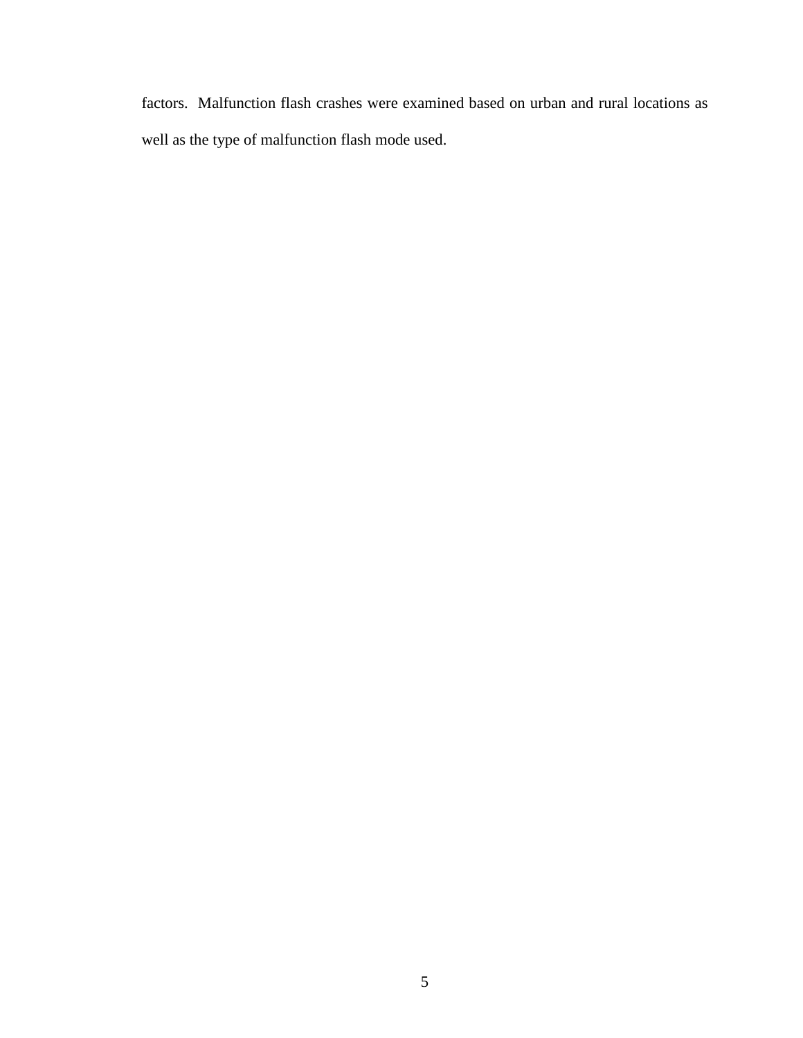factors. Malfunction flash crashes were examined based on urban and rural locations as well as the type of malfunction flash mode used.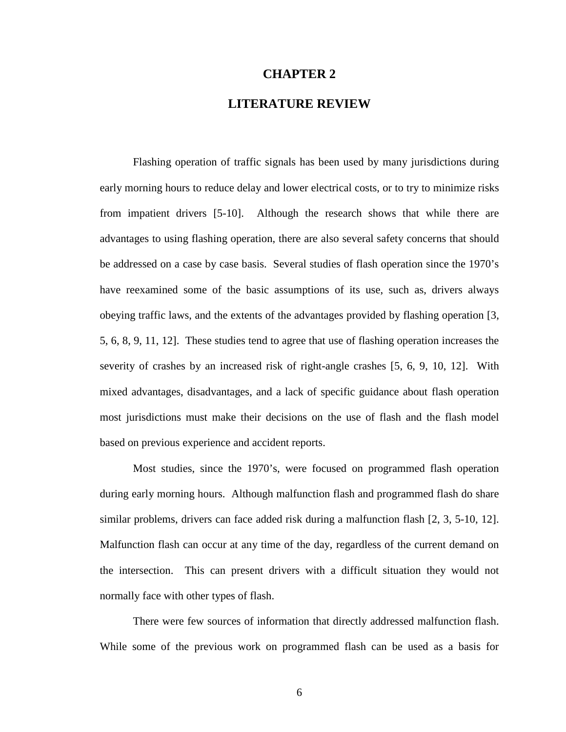# CHAPTER 2

# LITERATURE REVIEW

Flashing operation of traffic signals has been used by many jurisdictions during early morning hours to reduce delay and lower electrical costs, or to try to minimize risks from impatient drivers [5-10]. Although the research shows that while there are advantages to using flashing operation, there are also several safety concerns that should be addressed on a case by case basis. Several studies of flash operation since the 1970's have reexamined some of the basic assumptions of its use, such as, drivers always obeying traffic laws, and the extents of the advantages provided by flashing operation [3, 5, 6, 8, 9, 11, 12]. These studies tend to agree that use of flashing operation increases the severity of crashes by an increased risk of right-angle crashes [5, 6, 9, 10, 12]. With mixed advantages, disadvantages, and a lack of specific guidance about flash operation most jurisdictions must make their decisions on the use of flash and the flash model based on previous experience and accident reports.

Most studies, since the 1970's, were focused on programmed flash operation during early morning hours. Although malfunction flash and programmed flash do share similar problems, drivers can face added risk during a malfunction flash [2, 3, 5-10, 12]. Malfunction flash can occur at any time of the day, regardless of the current demand on the intersection. This can present drivers with a difficult situation they would not normally face with other types of flash.

There were few sources of information that directly addressed malfunction flash. While some of the previous work on programmed flash can be used as a basis for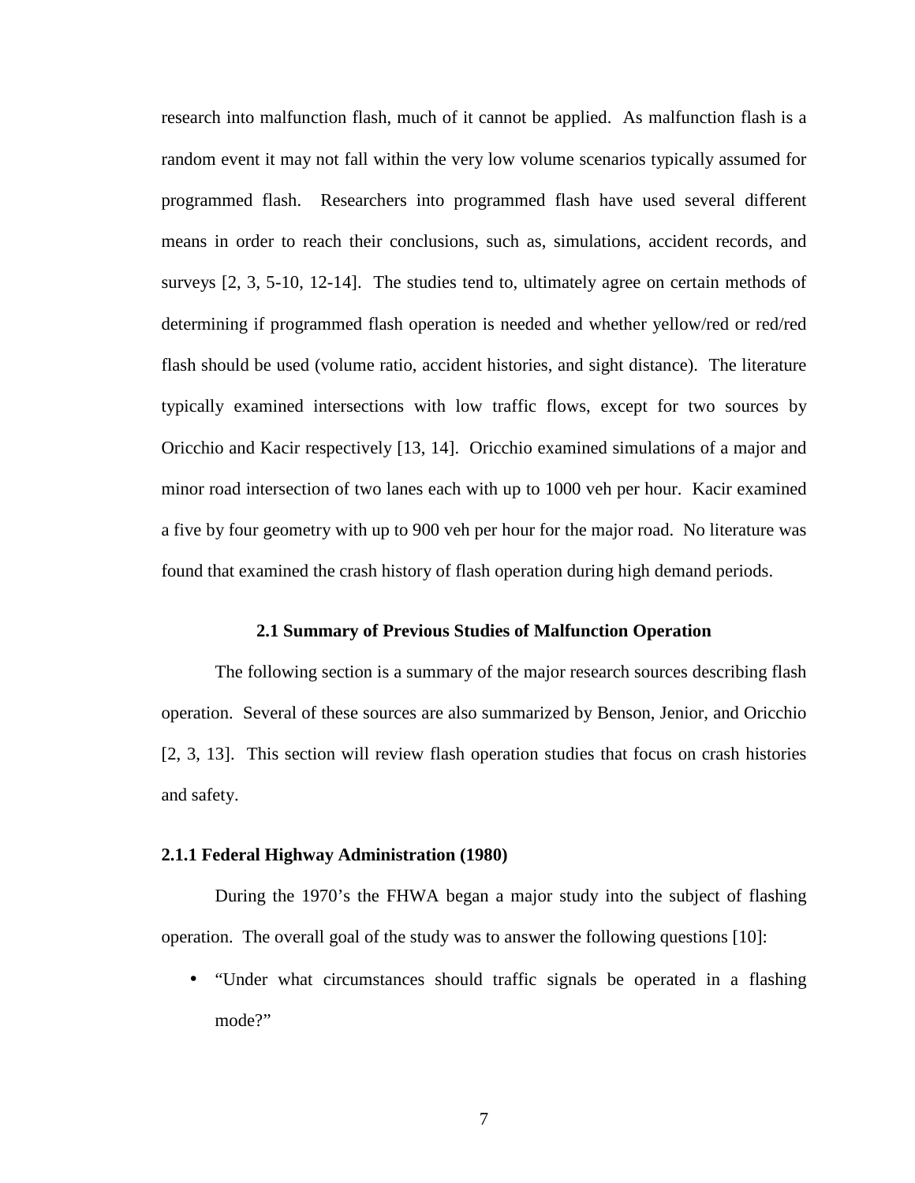research into malfunction flash, much of it cannot be applied. As malfunction flash is a random event it may not fall within the very low volume scenarios typically assumed for programmed flash. Researchers into programmed flash have used several different means in order to reach their conclusions, such as, simulations, accident records, and surveys [2, 3, 5-10, 12-14]. The studies tend to, ultimately agree on certain methods of determining if programmed flash operation is needed and whether yellow/red or red/red flash should be used (volume ratio, accident histories, and sight distance). The literature typically examined intersections with low traffic flows, except for two sources by Oricchio and Kacir respectively [13, 14]. Oricchio examined simulations of a major and minor road intersection of two lanes each with up to 1000 veh per hour. Kacir examined a five by four geometry with up to 900 veh per hour for the major road. No literature was found that examined the crash history of flash operation during high demand periods.

## 2.1 Summary of Previous Studies of Malfunction Operation

The following section is a summary of the major research sources describing flash operation. Several of these sources are also summarized by Benson, Jenior, and Oricchio [2, 3, 13]. This section will review flash operation studies that focus on crash histories and safety.

### 2.1.1 Federal Highway Administration (1980)

During the 1970's the FHWA began a major study into the subject of flashing operation. The overall goal of the study was to answer the following questions [10]:

- "Under what circumstances should traffic signals be operated in a flashing mode?"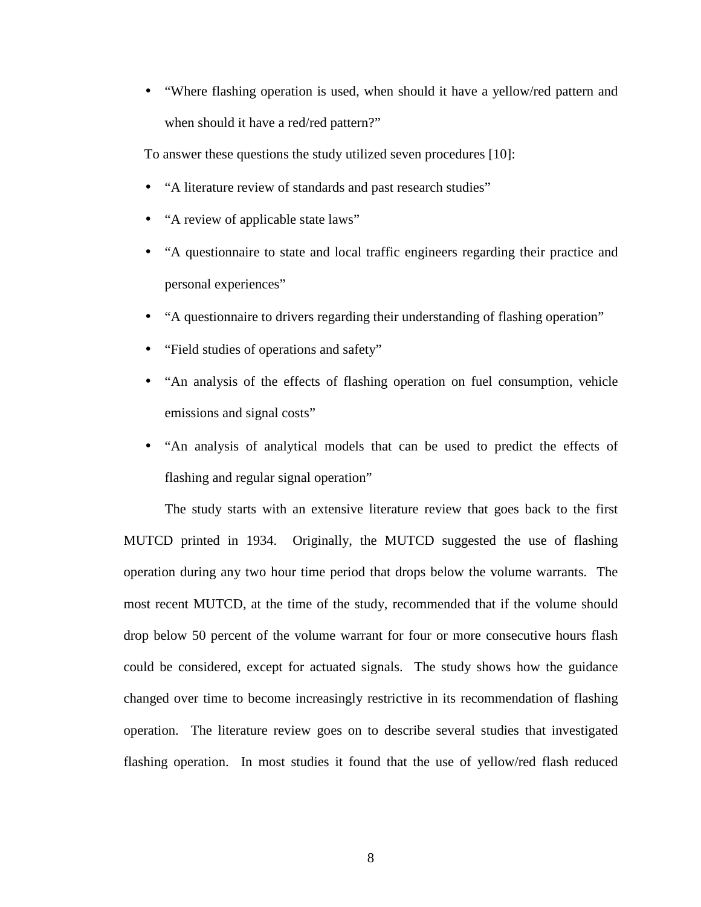- “Where flashing operation is used, when should it have a yellow/red pattern and when should it have a red/red pattern?”

To answer these questions the study utilized seven procedures [10]:

- “A literature review of standards and past research studies”
- “A review of applicable state laws”
- “A questionnaire to state and local traffic engineers regarding their practice and personal experiences”
- “A questionnaire to drivers regarding their understanding of flashing operation”
- “Field studies of operations and safety”
- “An analysis of the effects of flashing operation on fuel consumption, vehicle emissions and signal costs”
- “An analysis of analytical models that can be used to predict the effects of flashing and regular signal operation”

The study starts with an extensive literature review that goes back to the first MUTCD printed in 1934. Originally, the MUTCD suggested the use of flashing operation during any two hour time period that drops below the volume warrants. The most recent MUTCD, at the time of the study, recommended that if the volume should drop below 50 percent of the volume warrant for four or more consecutive hours flash could be considered, except for actuated signals. The study shows how the guidance changed over time to become increasingly restrictive in its recommendation of flashing operation. The literature review goes on to describe several studies that investigated flashing operation. In most studies it found that the use of yellow/red flash reduced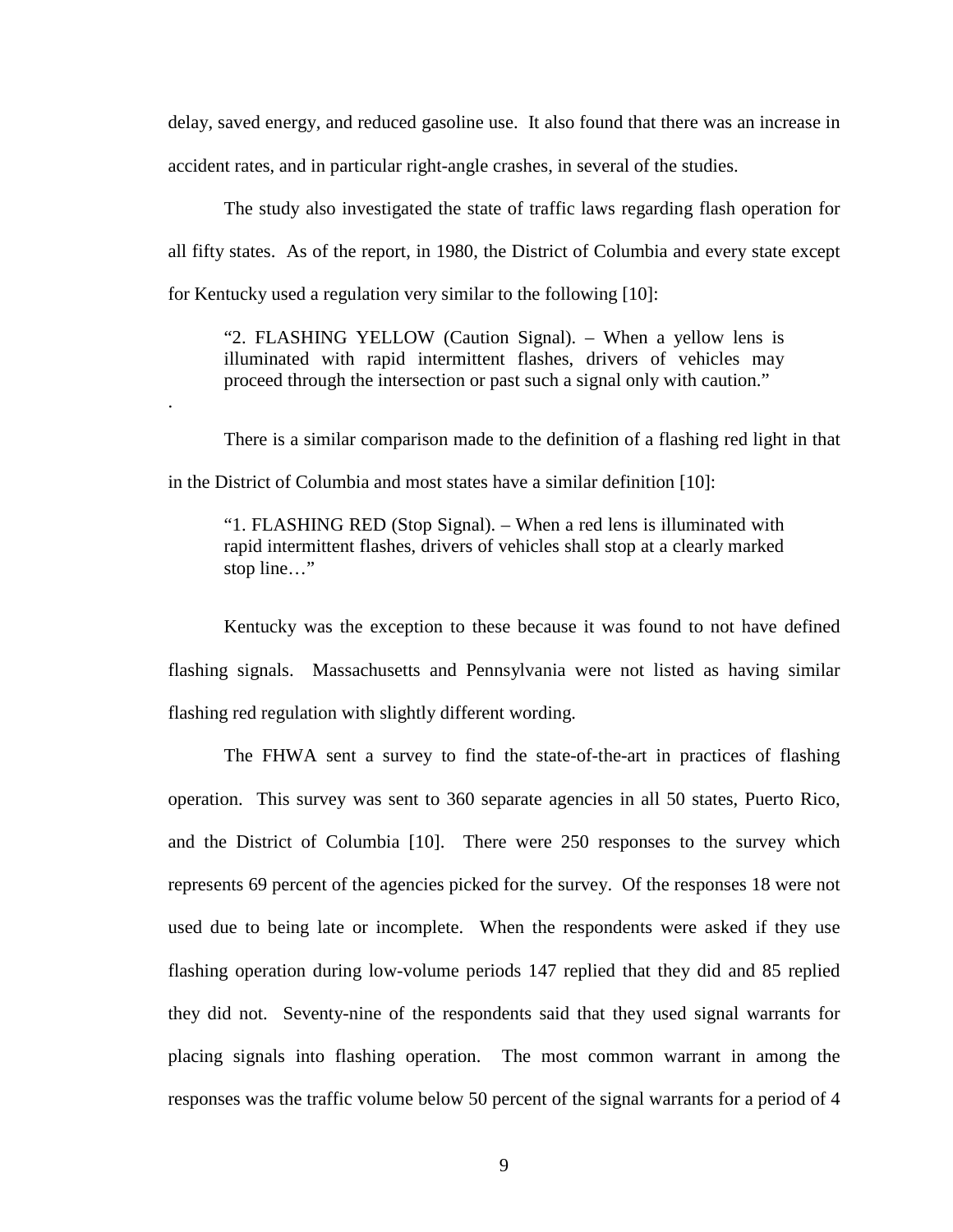delay, saved energy, and reduced gasoline use. It also found that there was an increase in accident rates, and in particular right-angle crashes, in several of the studies.

The study also investigated the state of traffic laws regarding flash operation for all fifty states. As of the report, in 1980, the District of Columbia and every state except for Kentucky used a regulation very similar to the following [10]:

> "2. FLASHING YELLOW (Caution Signal). – When a yellow lens is illuminated with rapid intermittent flashes, drivers of vehicles may proceed through the intersection or past such a signal only with caution."

.

There is a similar comparison made to the definition of a flashing red light in that in the District of Columbia and most states have a similar definition [10]:

> "1. FLASHING RED (Stop Signal). – When a red lens is illuminated with rapid intermittent flashes, drivers of vehicles shall stop at a clearly marked stop line…"

Kentucky was the exception to these because it was found to not have defined flashing signals. Massachusetts and Pennsylvania were not listed as having similar flashing red regulation with slightly different wording.

The FHWA sent a survey to find the state-of-the-art in practices of flashing operation. This survey was sent to 360 separate agencies in all 50 states, Puerto Rico, and the District of Columbia [10]. There were 250 responses to the survey which represents 69 percent of the agencies picked for the survey. Of the responses 18 were not used due to being late or incomplete. When the respondents were asked if they use flashing operation during low-volume periods 147 replied that they did and 85 replied they did not. Seventy-nine of the respondents said that they used signal warrants for placing signals into flashing operation. The most common warrant in among the responses was the traffic volume below 50 percent of the signal warrants for a period of 4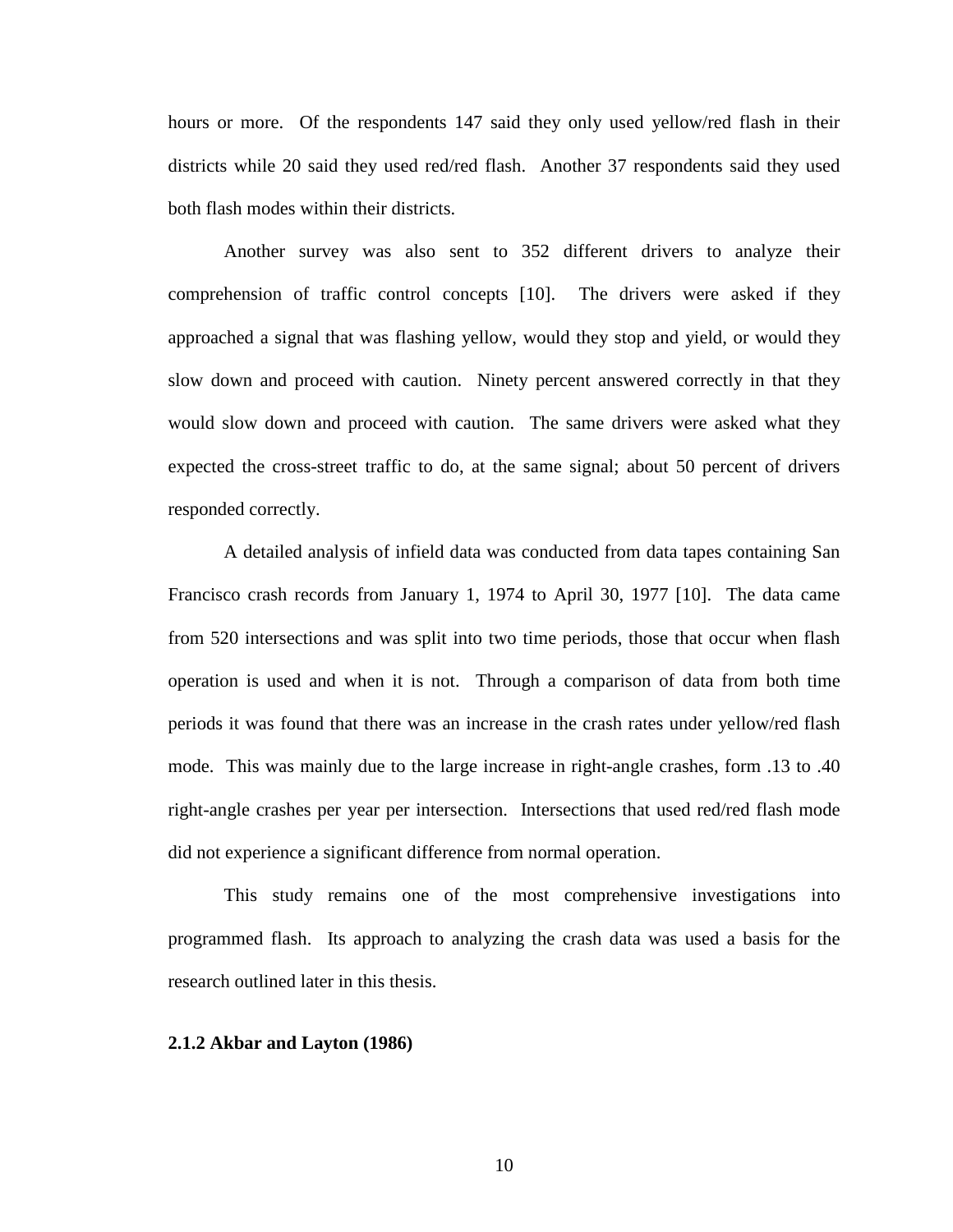hours or more. Of the respondents 147 said they only used yellow/red flash in their districts while 20 said they used red/red flash. Another 37 respondents said they used both flash modes within their districts.

Another survey was also sent to 352 different drivers to analyze their comprehension of traffic control concepts [10]. The drivers were asked if they approached a signal that was flashing yellow, would they stop and yield, or would they slow down and proceed with caution. Ninety percent answered correctly in that they would slow down and proceed with caution. The same drivers were asked what they expected the cross-street traffic to do, at the same signal; about 50 percent of drivers responded correctly.

A detailed analysis of infield data was conducted from data tapes containing San Francisco crash records from January 1, 1974 to April 30, 1977 [10]. The data came from 520 intersections and was split into two time periods, those that occur when flash operation is used and when it is not. Through a comparison of data from both time periods it was found that there was an increase in the crash rates under yellow/red flash mode. This was mainly due to the large increase in right-angle crashes, form .13 to .40 right-angle crashes per year per intersection. Intersections that used red/red flash mode did not experience a significant difference from normal operation.

This study remains one of the most comprehensive investigations into programmed flash. Its approach to analyzing the crash data was used a basis for the research outlined later in this thesis.

### 2.1.2 Akbar and Layton (1986)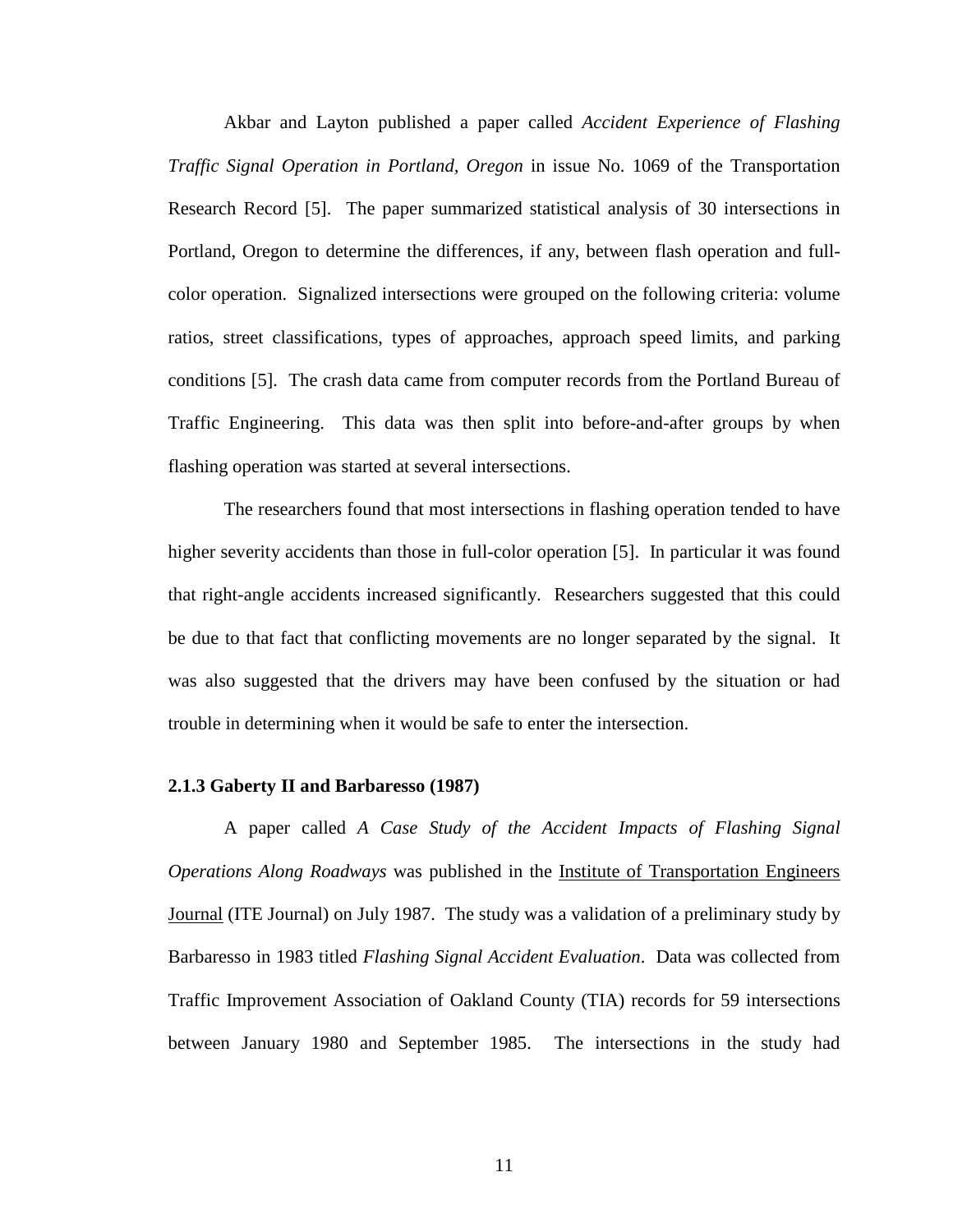Akbar and Layton published a paper called *Accident Experience of Flashing Traffic Signal Operation in Portland, Oregon* in issue No. 1069 of the Transportation Research Record [5]. The paper summarized statistical analysis of 30 intersections in Portland, Oregon to determine the differences, if any, between flash operation and full-color operation. Signalized intersections were grouped on the following criteria: volume ratios, street classifications, types of approaches, approach speed limits, and parking conditions [5]. The crash data came from computer records from the Portland Bureau of Traffic Engineering. This data was then split into before-and-after groups by when flashing operation was started at several intersections.

The researchers found that most intersections in flashing operation tended to have higher severity accidents than those in full-color operation [5]. In particular it was found that right-angle accidents increased significantly. Researchers suggested that this could be due to that fact that conflicting movements are no longer separated by the signal. It was also suggested that the drivers may have been confused by the situation or had trouble in determining when it would be safe to enter the intersection.

### 2.1.3 Gaberty II and Barbaresso (1987)

A paper called *A Case Study of the Accident Impacts of Flashing Signal Operations Along Roadways* was published in the Institute of Transportation Engineers Journal (ITE Journal) on July 1987. The study was a validation of a preliminary study by Barbaresso in 1983 titled *Flashing Signal Accident Evaluation*. Data was collected from Traffic Improvement Association of Oakland County (TIA) records for 59 intersections between January 1980 and September 1985. The intersections in the study had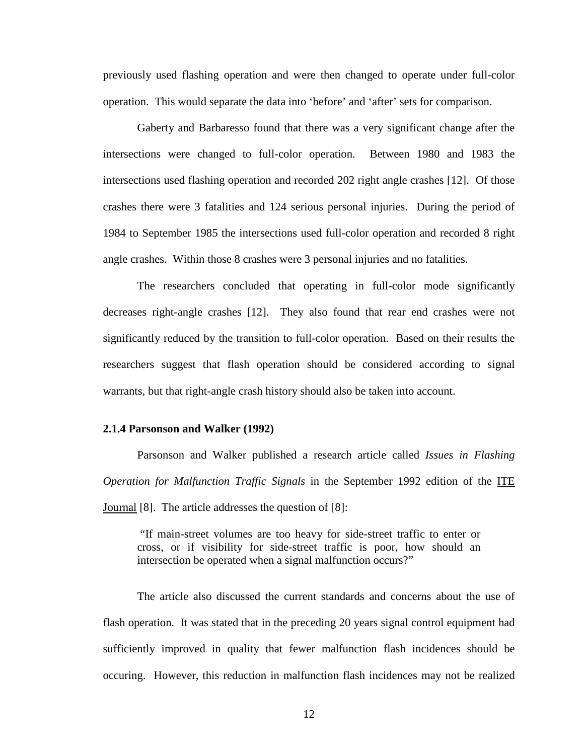previously used flashing operation and were then changed to operate under full-color operation. This would separate the data into 'before' and 'after' sets for comparison.

Gaberty and Barbaresso found that there was a very significant change after the intersections were changed to full-color operation. Between 1980 and 1983 the intersections used flashing operation and recorded 202 right angle crashes [12]. Of those crashes there were 3 fatalities and 124 serious personal injuries. During the period of 1984 to September 1985 the intersections used full-color operation and recorded 8 right angle crashes. Within those 8 crashes were 3 personal injuries and no fatalities.

The researchers concluded that operating in full-color mode significantly decreases right-angle crashes [12]. They also found that rear end crashes were not significantly reduced by the transition to full-color operation. Based on their results the researchers suggest that flash operation should be considered according to signal warrants, but that right-angle crash history should also be taken into account.

### 2.1.4 Parsonson and Walker (1992)

Parsonson and Walker published a research article called *Issues in Flashing Operation for Malfunction Traffic Signals* in the September 1992 edition of the ITE Journal [8]. The article addresses the question of [8]:

> "If main-street volumes are too heavy for side-street traffic to enter or cross, or if visibility for side-street traffic is poor, how should an intersection be operated when a signal malfunction occurs?"

The article also discussed the current standards and concerns about the use of flash operation. It was stated that in the preceding 20 years signal control equipment had sufficiently improved in quality that fewer malfunction flash incidences should be occuring. However, this reduction in malfunction flash incidences may not be realized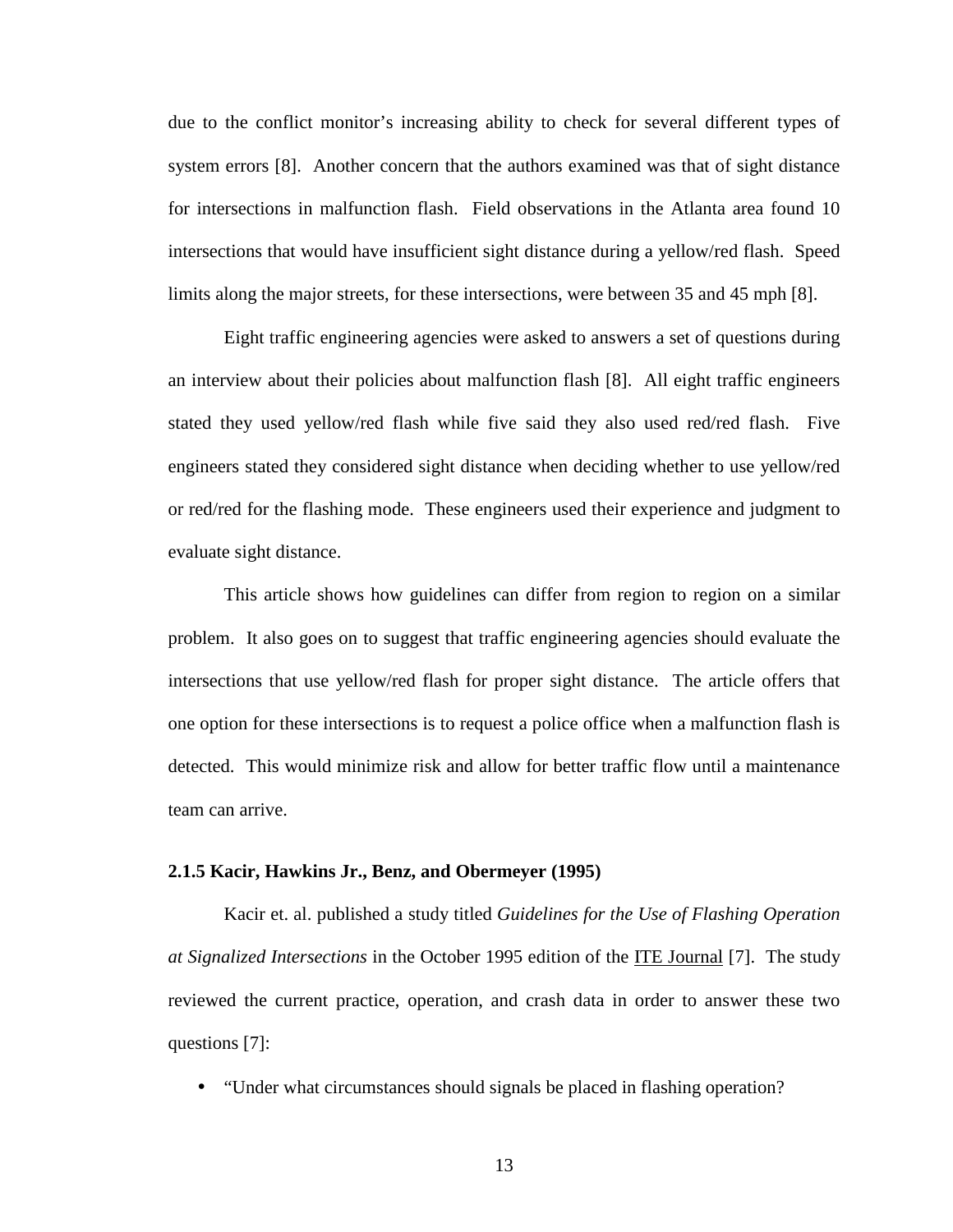due to the conflict monitor's increasing ability to check for several different types of system errors [8]. Another concern that the authors examined was that of sight distance for intersections in malfunction flash. Field observations in the Atlanta area found 10 intersections that would have insufficient sight distance during a yellow/red flash. Speed limits along the major streets, for these intersections, were between 35 and 45 mph [8].

Eight traffic engineering agencies were asked to answers a set of questions during an interview about their policies about malfunction flash [8]. All eight traffic engineers stated they used yellow/red flash while five said they also used red/red flash. Five engineers stated they considered sight distance when deciding whether to use yellow/red or red/red for the flashing mode. These engineers used their experience and judgment to evaluate sight distance.

This article shows how guidelines can differ from region to region on a similar problem. It also goes on to suggest that traffic engineering agencies should evaluate the intersections that use yellow/red flash for proper sight distance. The article offers that one option for these intersections is to request a police office when a malfunction flash is detected. This would minimize risk and allow for better traffic flow until a maintenance team can arrive.

### 2.1.5 Kacir, Hawkins Jr., Benz, and Obermeyer (1995)

Kacir et. al. published a study titled *Guidelines for the Use of Flashing Operation at Signalized Intersections* in the October 1995 edition of the ITE Journal [7]. The study reviewed the current practice, operation, and crash data in order to answer these two questions [7]:

- "Under what circumstances should signals be placed in flashing operation?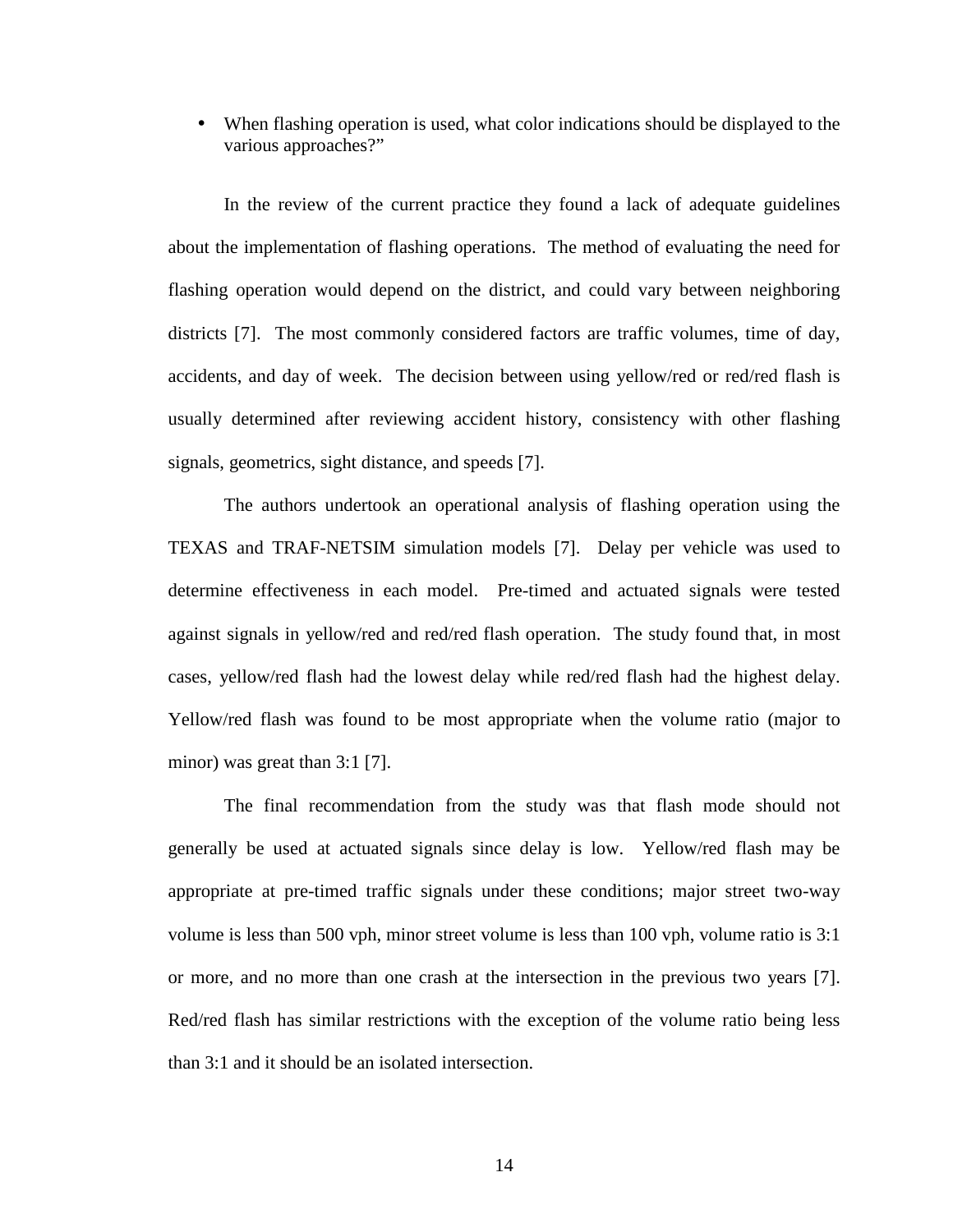- When flashing operation is used, what color indications should be displayed to the various approaches?"

In the review of the current practice they found a lack of adequate guidelines about the implementation of flashing operations. The method of evaluating the need for flashing operation would depend on the district, and could vary between neighboring districts [7]. The most commonly considered factors are traffic volumes, time of day, accidents, and day of week. The decision between using yellow/red or red/red flash is usually determined after reviewing accident history, consistency with other flashing signals, geometrics, sight distance, and speeds [7].

The authors undertook an operational analysis of flashing operation using the TEXAS and TRAF-NETSIM simulation models [7]. Delay per vehicle was used to determine effectiveness in each model. Pre-timed and actuated signals were tested against signals in yellow/red and red/red flash operation. The study found that, in most cases, yellow/red flash had the lowest delay while red/red flash had the highest delay. Yellow/red flash was found to be most appropriate when the volume ratio (major to minor) was great than 3:1 [7].

The final recommendation from the study was that flash mode should not generally be used at actuated signals since delay is low. Yellow/red flash may be appropriate at pre-timed traffic signals under these conditions; major street two-way volume is less than 500 vph, minor street volume is less than 100 vph, volume ratio is 3:1 or more, and no more than one crash at the intersection in the previous two years [7]. Red/red flash has similar restrictions with the exception of the volume ratio being less than 3:1 and it should be an isolated intersection.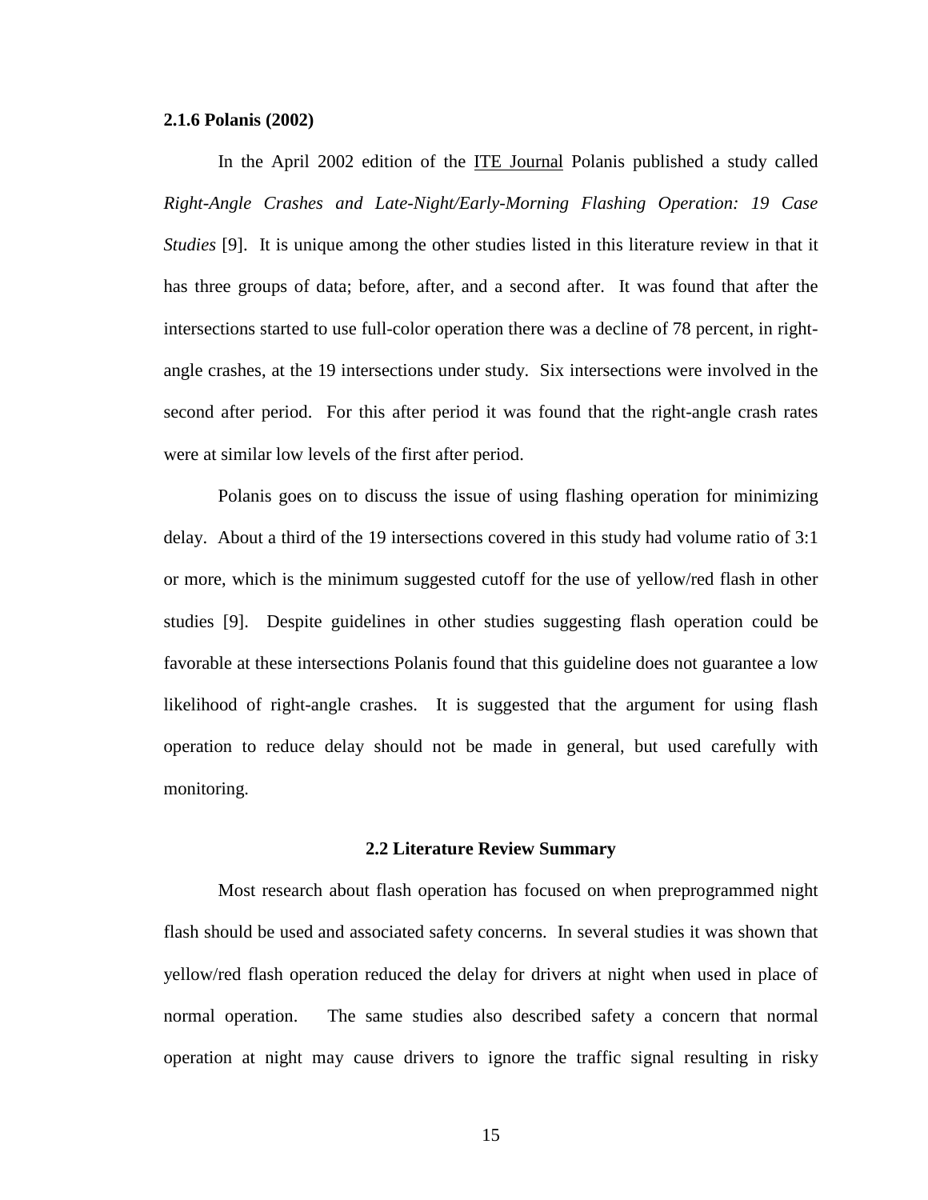### 2.1.6 Polanis (2002)

In the April 2002 edition of the ITE Journal Polanis published a study called *Right-Angle Crashes and Late-Night/Early-Morning Flashing Operation: 19 Case Studies* [9]. It is unique among the other studies listed in this literature review in that it has three groups of data; before, after, and a second after. It was found that after the intersections started to use full-color operation there was a decline of 78 percent, in right-angle crashes, at the 19 intersections under study. Six intersections were involved in the second after period. For this after period it was found that the right-angle crash rates were at similar low levels of the first after period.

Polanis goes on to discuss the issue of using flashing operation for minimizing delay. About a third of the 19 intersections covered in this study had volume ratio of 3:1 or more, which is the minimum suggested cutoff for the use of yellow/red flash in other studies [9]. Despite guidelines in other studies suggesting flash operation could be favorable at these intersections Polanis found that this guideline does not guarantee a low likelihood of right-angle crashes. It is suggested that the argument for using flash operation to reduce delay should not be made in general, but used carefully with monitoring.

## 2.2 Literature Review Summary

Most research about flash operation has focused on when preprogrammed night flash should be used and associated safety concerns. In several studies it was shown that yellow/red flash operation reduced the delay for drivers at night when used in place of normal operation. The same studies also described safety a concern that normal operation at night may cause drivers to ignore the traffic signal resulting in risky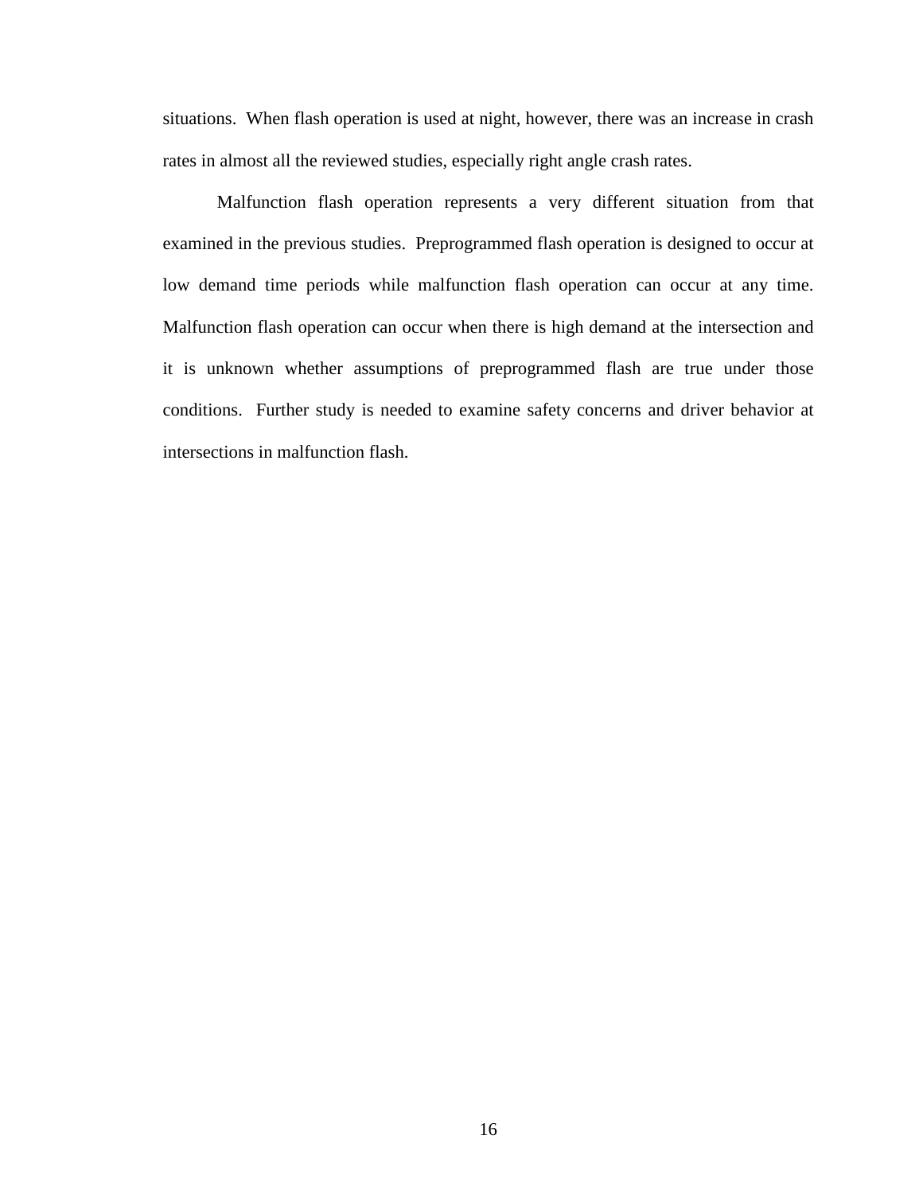situations. When flash operation is used at night, however, there was an increase in crash rates in almost all the reviewed studies, especially right angle crash rates.

Malfunction flash operation represents a very different situation from that examined in the previous studies. Preprogrammed flash operation is designed to occur at low demand time periods while malfunction flash operation can occur at any time. Malfunction flash operation can occur when there is high demand at the intersection and it is unknown whether assumptions of preprogrammed flash are true under those conditions. Further study is needed to examine safety concerns and driver behavior at intersections in malfunction flash.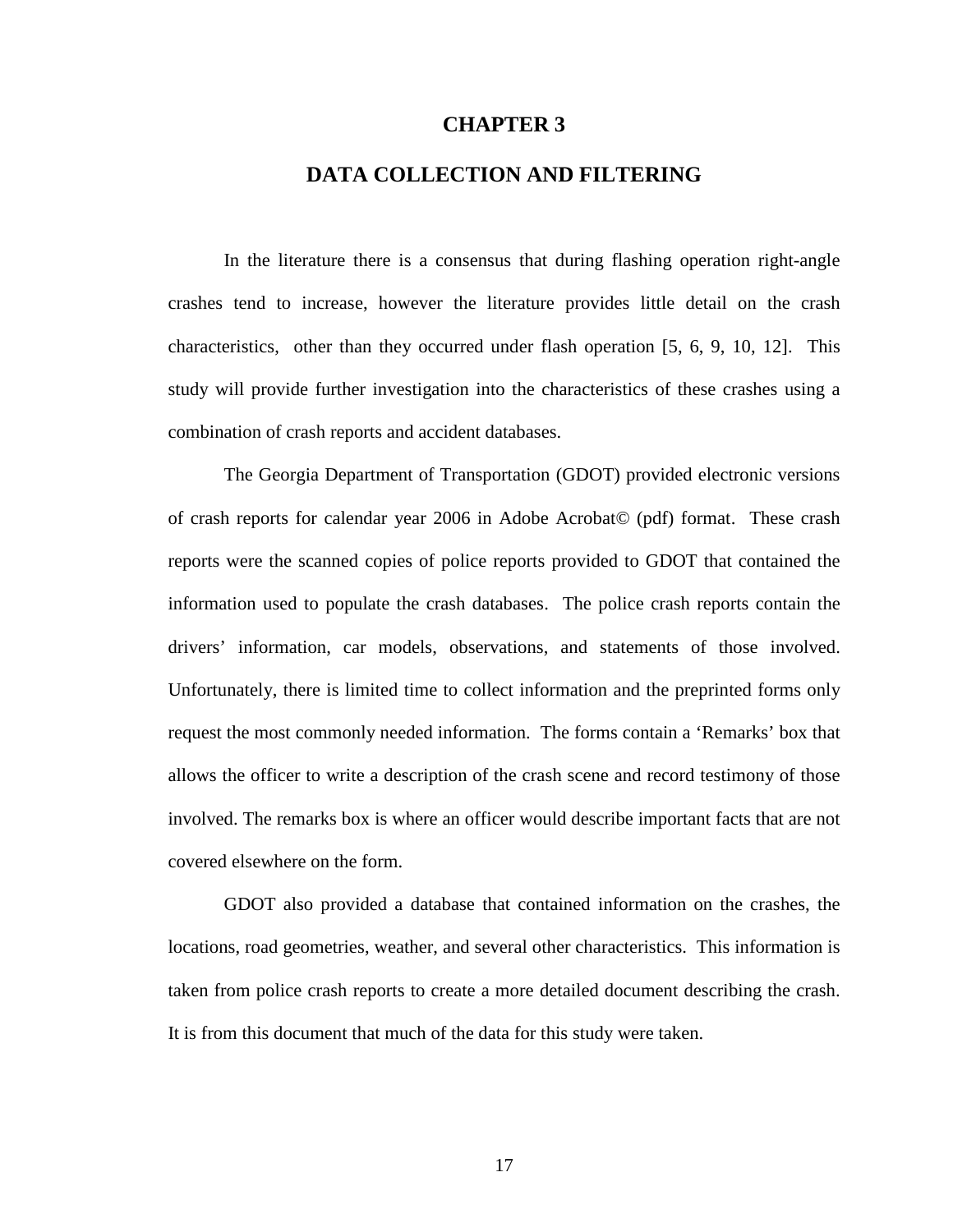# CHAPTER 3

# DATA COLLECTION AND FILTERING

In the literature there is a consensus that during flashing operation right-angle crashes tend to increase, however the literature provides little detail on the crash characteristics, other than they occurred under flash operation [5, 6, 9, 10, 12]. This study will provide further investigation into the characteristics of these crashes using a combination of crash reports and accident databases.

The Georgia Department of Transportation (GDOT) provided electronic versions of crash reports for calendar year 2006 in Adobe Acrobat© (pdf) format. These crash reports were the scanned copies of police reports provided to GDOT that contained the information used to populate the crash databases. The police crash reports contain the drivers' information, car models, observations, and statements of those involved. Unfortunately, there is limited time to collect information and the preprinted forms only request the most commonly needed information. The forms contain a 'Remarks' box that allows the officer to write a description of the crash scene and record testimony of those involved. The remarks box is where an officer would describe important facts that are not covered elsewhere on the form.

GDOT also provided a database that contained information on the crashes, the locations, road geometries, weather, and several other characteristics. This information is taken from police crash reports to create a more detailed document describing the crash. It is from this document that much of the data for this study were taken.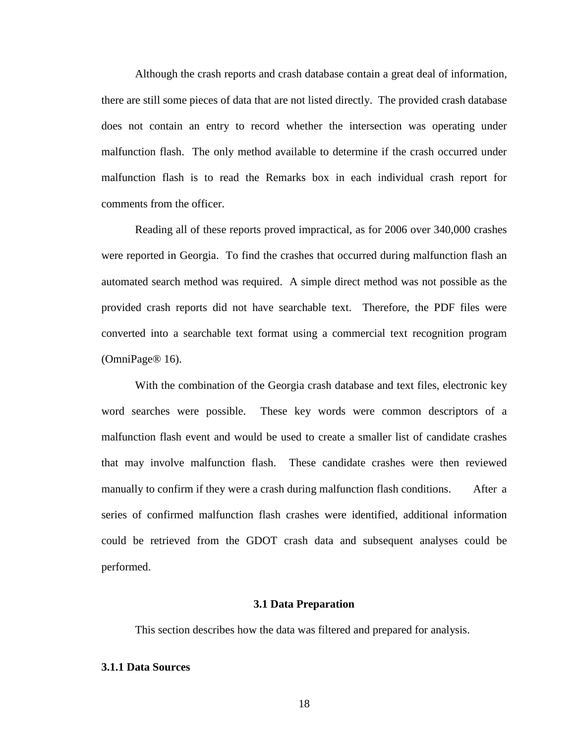Although the crash reports and crash database contain a great deal of information, there are still some pieces of data that are not listed directly. The provided crash database does not contain an entry to record whether the intersection was operating under malfunction flash. The only method available to determine if the crash occurred under malfunction flash is to read the Remarks box in each individual crash report for comments from the officer.

Reading all of these reports proved impractical, as for 2006 over 340,000 crashes were reported in Georgia. To find the crashes that occurred during malfunction flash an automated search method was required. A simple direct method was not possible as the provided crash reports did not have searchable text. Therefore, the PDF files were converted into a searchable text format using a commercial text recognition program (OmniPage® 16).

With the combination of the Georgia crash database and text files, electronic key word searches were possible. These key words were common descriptors of a malfunction flash event and would be used to create a smaller list of candidate crashes that may involve malfunction flash. These candidate crashes were then reviewed manually to confirm if they were a crash during malfunction flash conditions. After a series of confirmed malfunction flash crashes were identified, additional information could be retrieved from the GDOT crash data and subsequent analyses could be performed.

## 3.1 Data Preparation

This section describes how the data was filtered and prepared for analysis.

### 3.1.1 Data Sources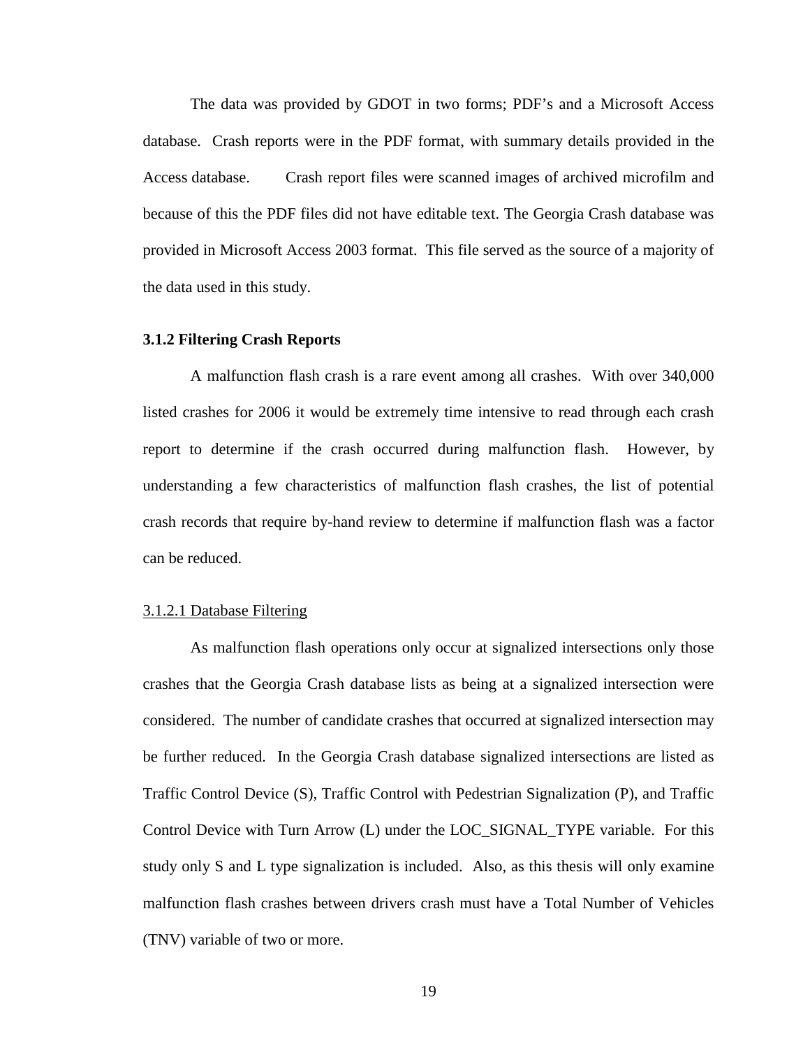The data was provided by GDOT in two forms; PDF's and a Microsoft Access database. Crash reports were in the PDF format, with summary details provided in the Access database. Crash report files were scanned images of archived microfilm and because of this the PDF files did not have editable text. The Georgia Crash database was provided in Microsoft Access 2003 format. This file served as the source of a majority of the data used in this study.

### 3.1.2 Filtering Crash Reports

A malfunction flash crash is a rare event among all crashes. With over 340,000 listed crashes for 2006 it would be extremely time intensive to read through each crash report to determine if the crash occurred during malfunction flash. However, by understanding a few characteristics of malfunction flash crashes, the list of potential crash records that require by-hand review to determine if malfunction flash was a factor can be reduced.

#### 3.1.2.1 Database Filtering

As malfunction flash operations only occur at signalized intersections only those crashes that the Georgia Crash database lists as being at a signalized intersection were considered. The number of candidate crashes that occurred at signalized intersection may be further reduced. In the Georgia Crash database signalized intersections are listed as Traffic Control Device (S), Traffic Control with Pedestrian Signalization (P), and Traffic Control Device with Turn Arrow (L) under the LOC_SIGNAL_TYPE variable. For this study only S and L type signalization is included. Also, as this thesis will only examine malfunction flash crashes between drivers crash must have a Total Number of Vehicles (TNV) variable of two or more.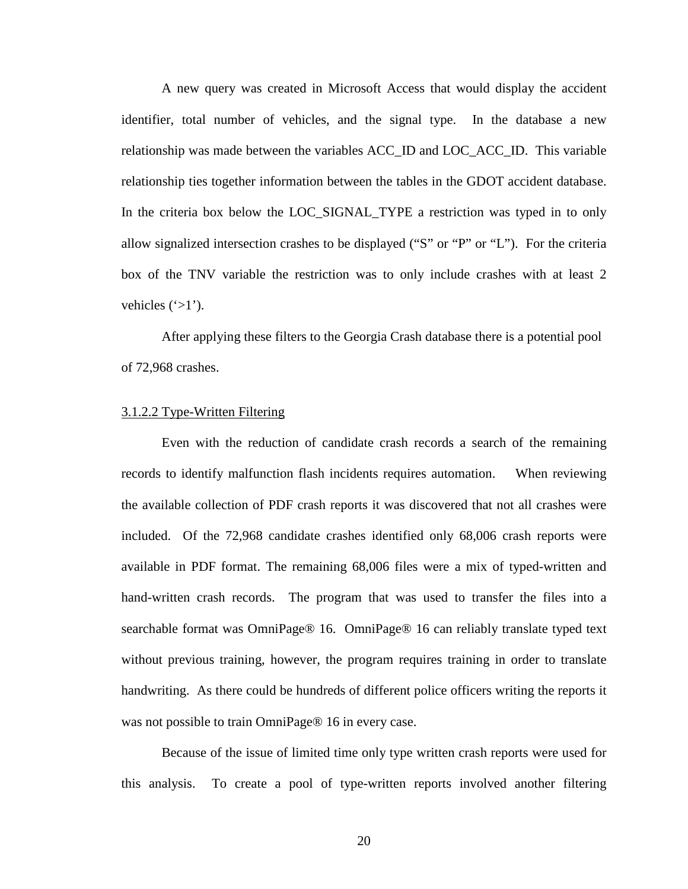A new query was created in Microsoft Access that would display the accident identifier, total number of vehicles, and the signal type. In the database a new relationship was made between the variables ACC_ID and LOC_ACC_ID. This variable relationship ties together information between the tables in the GDOT accident database. In the criteria box below the LOC_SIGNAL_TYPE a restriction was typed in to only allow signalized intersection crashes to be displayed ("S" or "P" or "L"). For the criteria box of the TNV variable the restriction was to only include crashes with at least 2 vehicles ('>1').

After applying these filters to the Georgia Crash database there is a potential pool of 72,968 crashes.

<u>3.1.2.2 Type-Written Filtering</u>

Even with the reduction of candidate crash records a search of the remaining records to identify malfunction flash incidents requires automation. When reviewing the available collection of PDF crash reports it was discovered that not all crashes were included. Of the 72,968 candidate crashes identified only 68,006 crash reports were available in PDF format. The remaining 68,006 files were a mix of typed-written and hand-written crash records. The program that was used to transfer the files into a searchable format was OmniPage® 16. OmniPage® 16 can reliably translate typed text without previous training, however, the program requires training in order to translate handwriting. As there could be hundreds of different police officers writing the reports it was not possible to train OmniPage® 16 in every case.

Because of the issue of limited time only type written crash reports were used for this analysis. To create a pool of type-written reports involved another filtering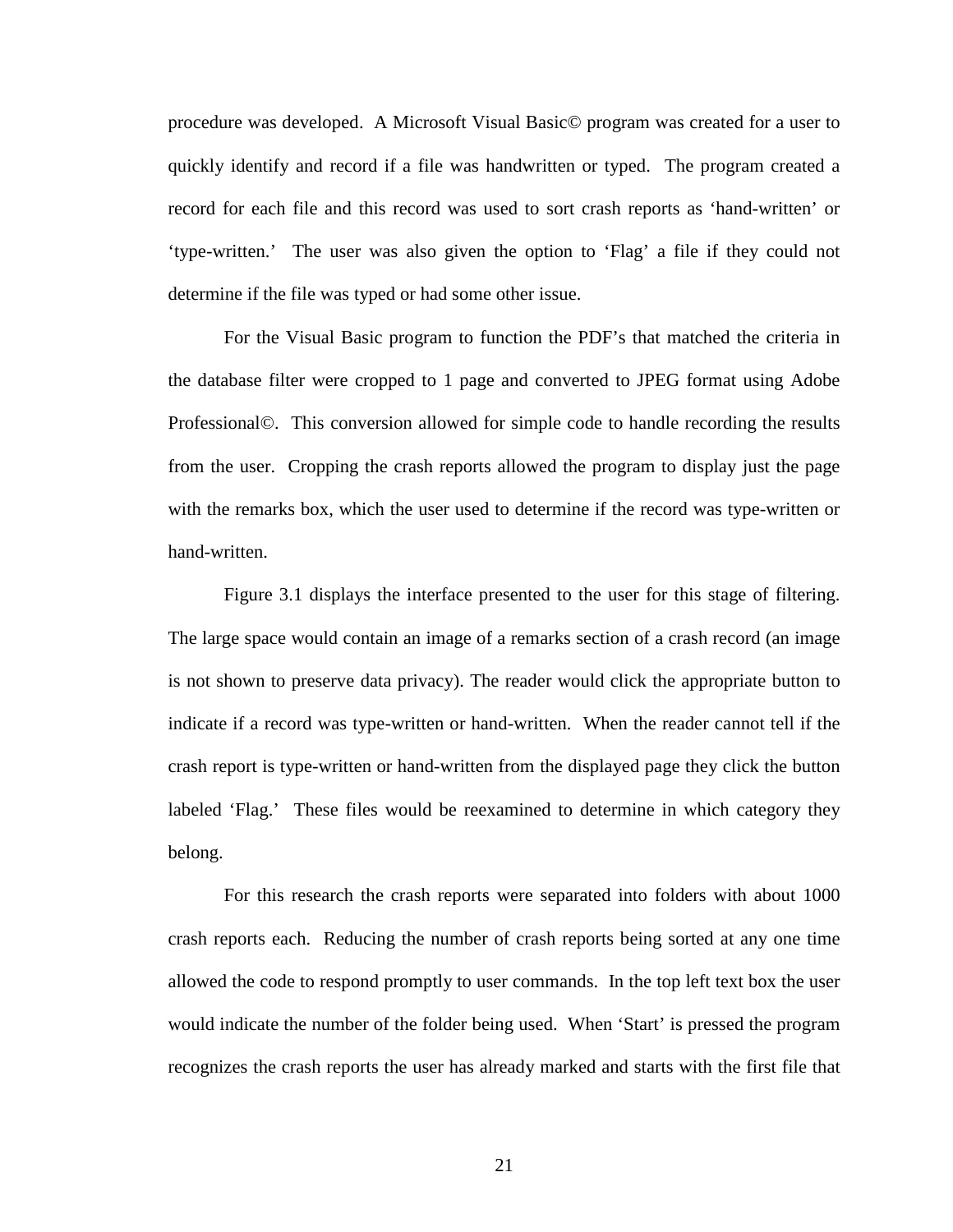procedure was developed. A Microsoft Visual Basic© program was created for a user to quickly identify and record if a file was handwritten or typed. The program created a record for each file and this record was used to sort crash reports as 'hand-written' or 'type-written.' The user was also given the option to 'Flag' a file if they could not determine if the file was typed or had some other issue.

For the Visual Basic program to function the PDF's that matched the criteria in the database filter were cropped to 1 page and converted to JPEG format using Adobe Professional©. This conversion allowed for simple code to handle recording the results from the user. Cropping the crash reports allowed the program to display just the page with the remarks box, which the user used to determine if the record was type-written or hand-written.

Figure 3.1 displays the interface presented to the user for this stage of filtering. The large space would contain an image of a remarks section of a crash record (an image is not shown to preserve data privacy). The reader would click the appropriate button to indicate if a record was type-written or hand-written. When the reader cannot tell if the crash report is type-written or hand-written from the displayed page they click the button labeled 'Flag.' These files would be reexamined to determine in which category they belong.

For this research the crash reports were separated into folders with about 1000 crash reports each. Reducing the number of crash reports being sorted at any one time allowed the code to respond promptly to user commands. In the top left text box the user would indicate the number of the folder being used. When 'Start' is pressed the program recognizes the crash reports the user has already marked and starts with the first file that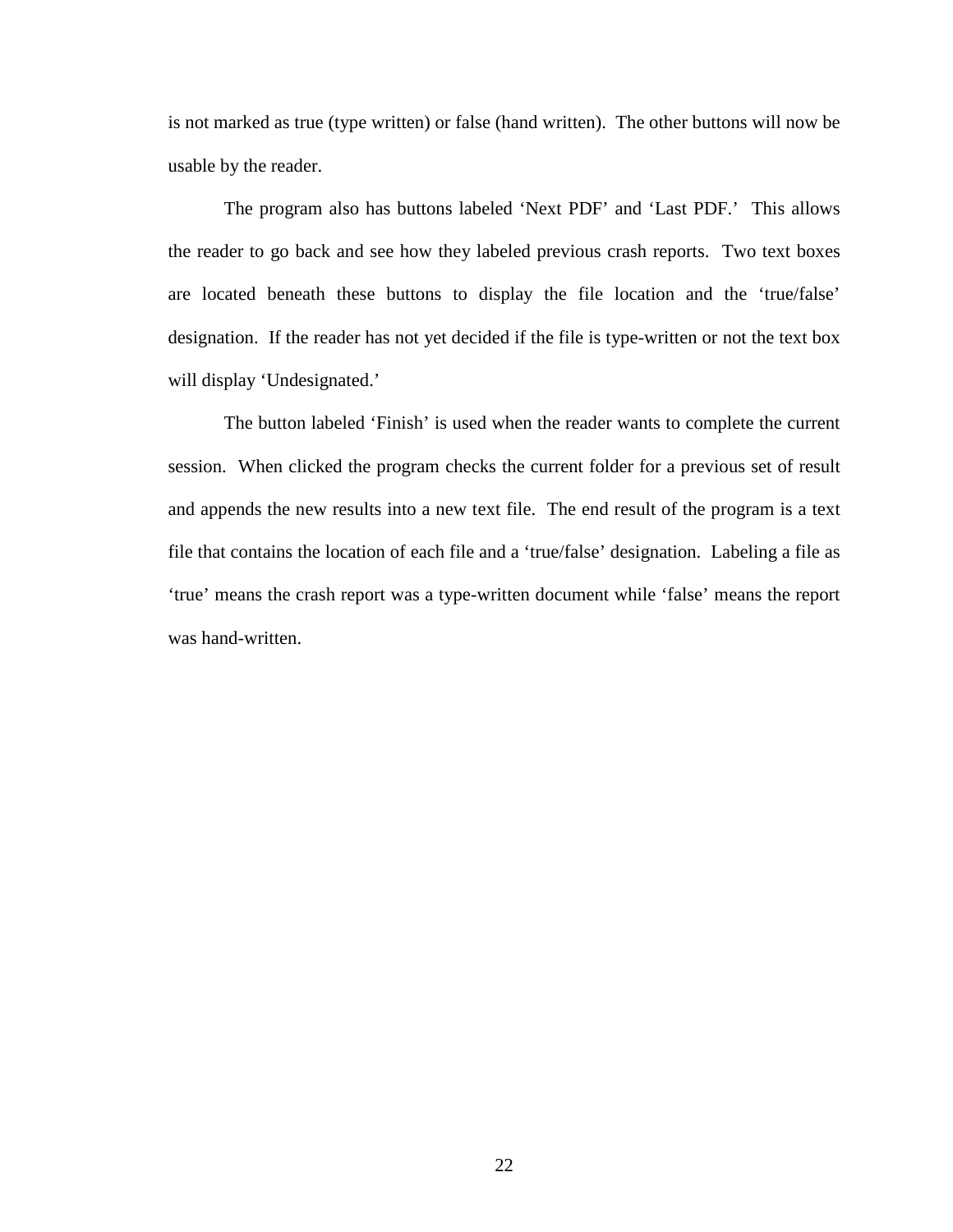is not marked as true (type written) or false (hand written). The other buttons will now be usable by the reader.

The program also has buttons labeled ‘Next PDF’ and ‘Last PDF.’ This allows the reader to go back and see how they labeled previous crash reports. Two text boxes are located beneath these buttons to display the file location and the ‘true/false’ designation. If the reader has not yet decided if the file is type-written or not the text box will display ‘Undesignated.’

The button labeled ‘Finish’ is used when the reader wants to complete the current session. When clicked the program checks the current folder for a previous set of result and appends the new results into a new text file. The end result of the program is a text file that contains the location of each file and a ‘true/false’ designation. Labeling a file as ‘true’ means the crash report was a type-written document while ‘false’ means the report was hand-written.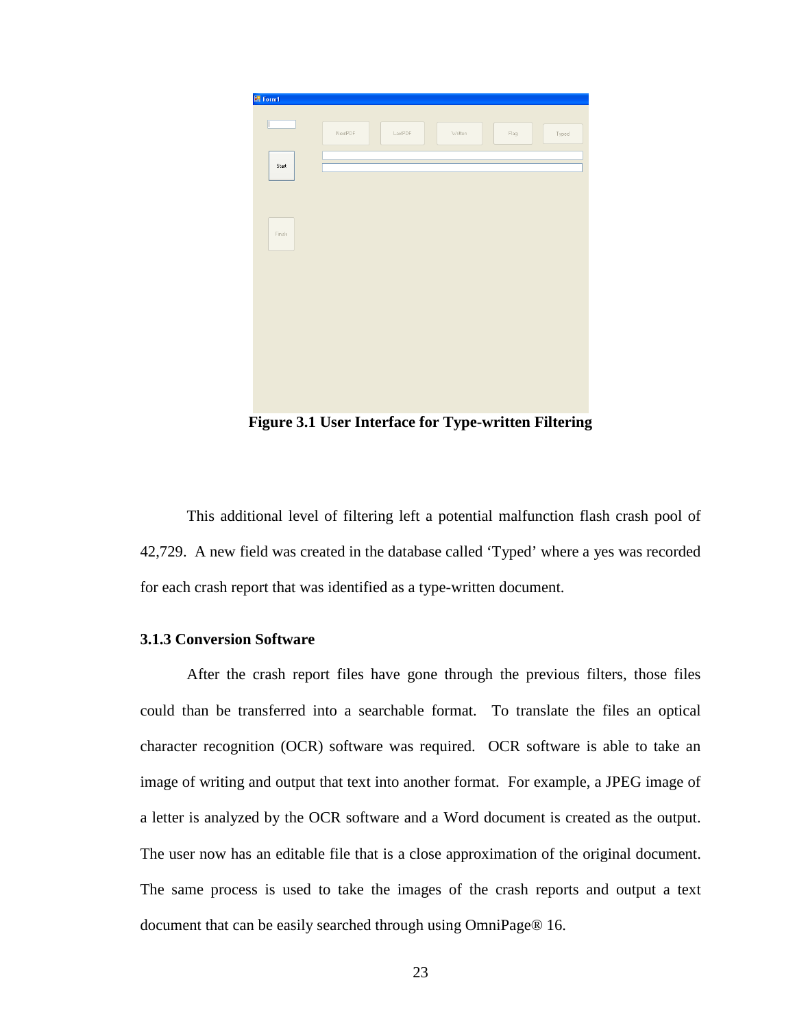Figure 3.1 User Interface for Type-written Filtering

This additional level of filtering left a potential malfunction flash crash pool of 42,729. A new field was created in the database called 'Typed' where a yes was recorded for each crash report that was identified as a type-written document.

### 3.1.3 Conversion Software

After the crash report files have gone through the previous filters, those files could than be transferred into a searchable format. To translate the files an optical character recognition (OCR) software was required. OCR software is able to take an image of writing and output that text into another format. For example, a JPEG image of a letter is analyzed by the OCR software and a Word document is created as the output. The user now has an editable file that is a close approximation of the original document. The same process is used to take the images of the crash reports and output a text document that can be easily searched through using OmniPage® 16.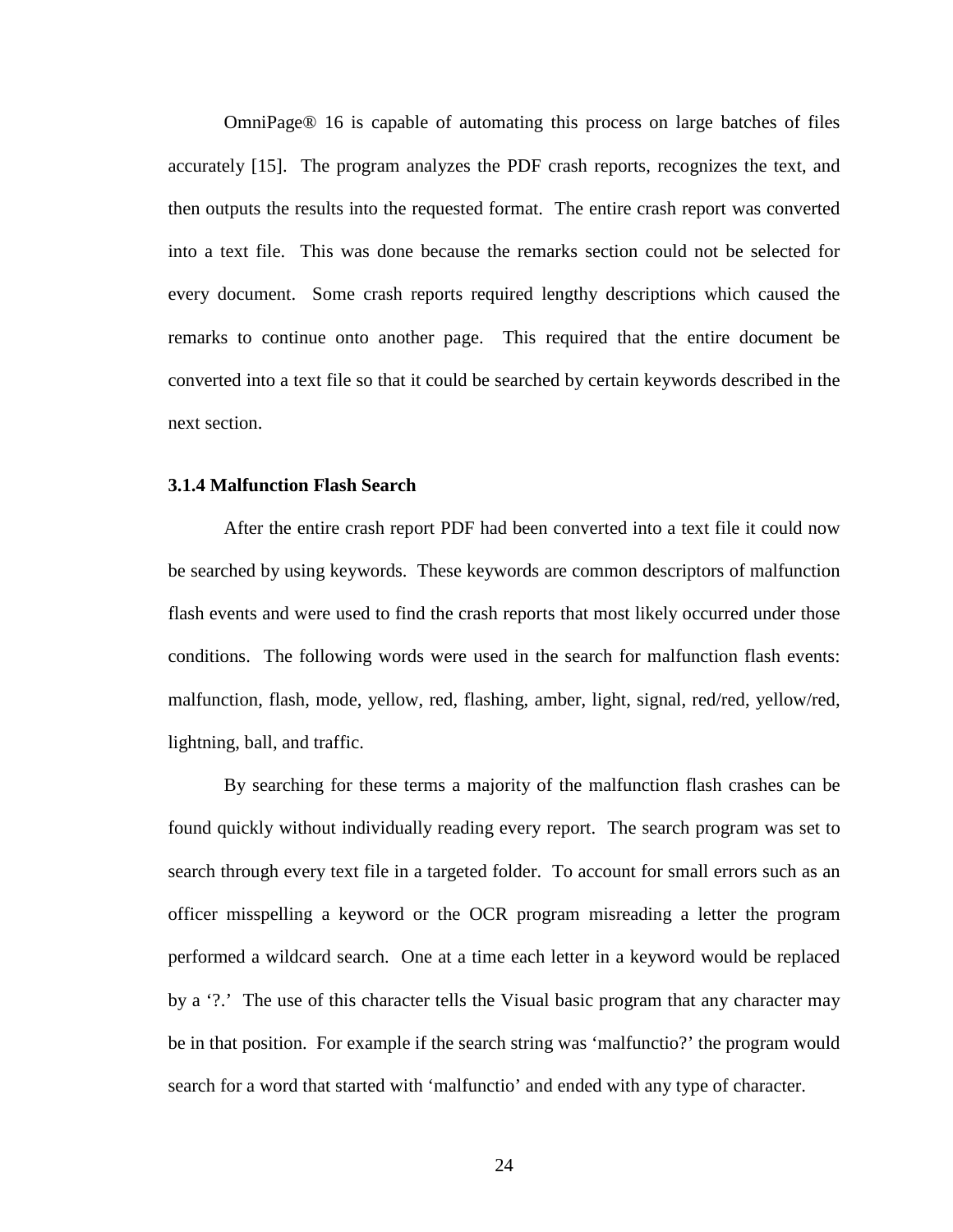OmniPage® 16 is capable of automating this process on large batches of files accurately [15]. The program analyzes the PDF crash reports, recognizes the text, and then outputs the results into the requested format. The entire crash report was converted into a text file. This was done because the remarks section could not be selected for every document. Some crash reports required lengthy descriptions which caused the remarks to continue onto another page. This required that the entire document be converted into a text file so that it could be searched by certain keywords described in the next section.

### 3.1.4 Malfunction Flash Search

After the entire crash report PDF had been converted into a text file it could now be searched by using keywords. These keywords are common descriptors of malfunction flash events and were used to find the crash reports that most likely occurred under those conditions. The following words were used in the search for malfunction flash events: malfunction, flash, mode, yellow, red, flashing, amber, light, signal, red/red, yellow/red, lightning, ball, and traffic.

By searching for these terms a majority of the malfunction flash crashes can be found quickly without individually reading every report. The search program was set to search through every text file in a targeted folder. To account for small errors such as an officer misspelling a keyword or the OCR program misreading a letter the program performed a wildcard search. One at a time each letter in a keyword would be replaced by a '?.' The use of this character tells the Visual basic program that any character may be in that position. For example if the search string was 'malfunctio?' the program would search for a word that started with 'malfunctio' and ended with any type of character.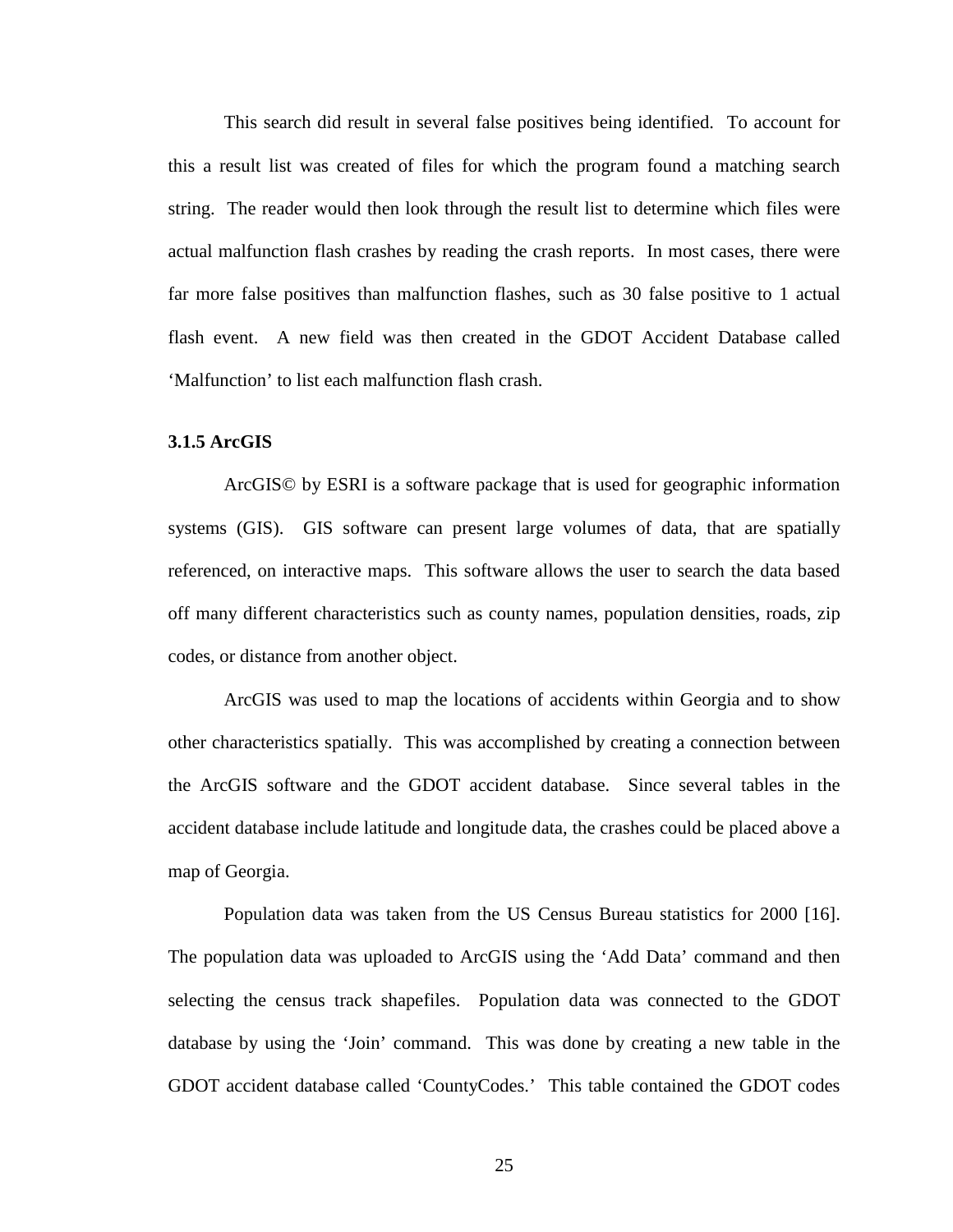This search did result in several false positives being identified. To account for this a result list was created of files for which the program found a matching search string. The reader would then look through the result list to determine which files were actual malfunction flash crashes by reading the crash reports. In most cases, there were far more false positives than malfunction flashes, such as 30 false positive to 1 actual flash event. A new field was then created in the GDOT Accident Database called 'Malfunction' to list each malfunction flash crash.

### 3.1.5 ArcGIS

ArcGIS© by ESRI is a software package that is used for geographic information systems (GIS). GIS software can present large volumes of data, that are spatially referenced, on interactive maps. This software allows the user to search the data based off many different characteristics such as county names, population densities, roads, zip codes, or distance from another object.

ArcGIS was used to map the locations of accidents within Georgia and to show other characteristics spatially. This was accomplished by creating a connection between the ArcGIS software and the GDOT accident database. Since several tables in the accident database include latitude and longitude data, the crashes could be placed above a map of Georgia.

Population data was taken from the US Census Bureau statistics for 2000 [16]. The population data was uploaded to ArcGIS using the 'Add Data' command and then selecting the census track shapefiles. Population data was connected to the GDOT database by using the 'Join' command. This was done by creating a new table in the GDOT accident database called 'CountyCodes.' This table contained the GDOT codes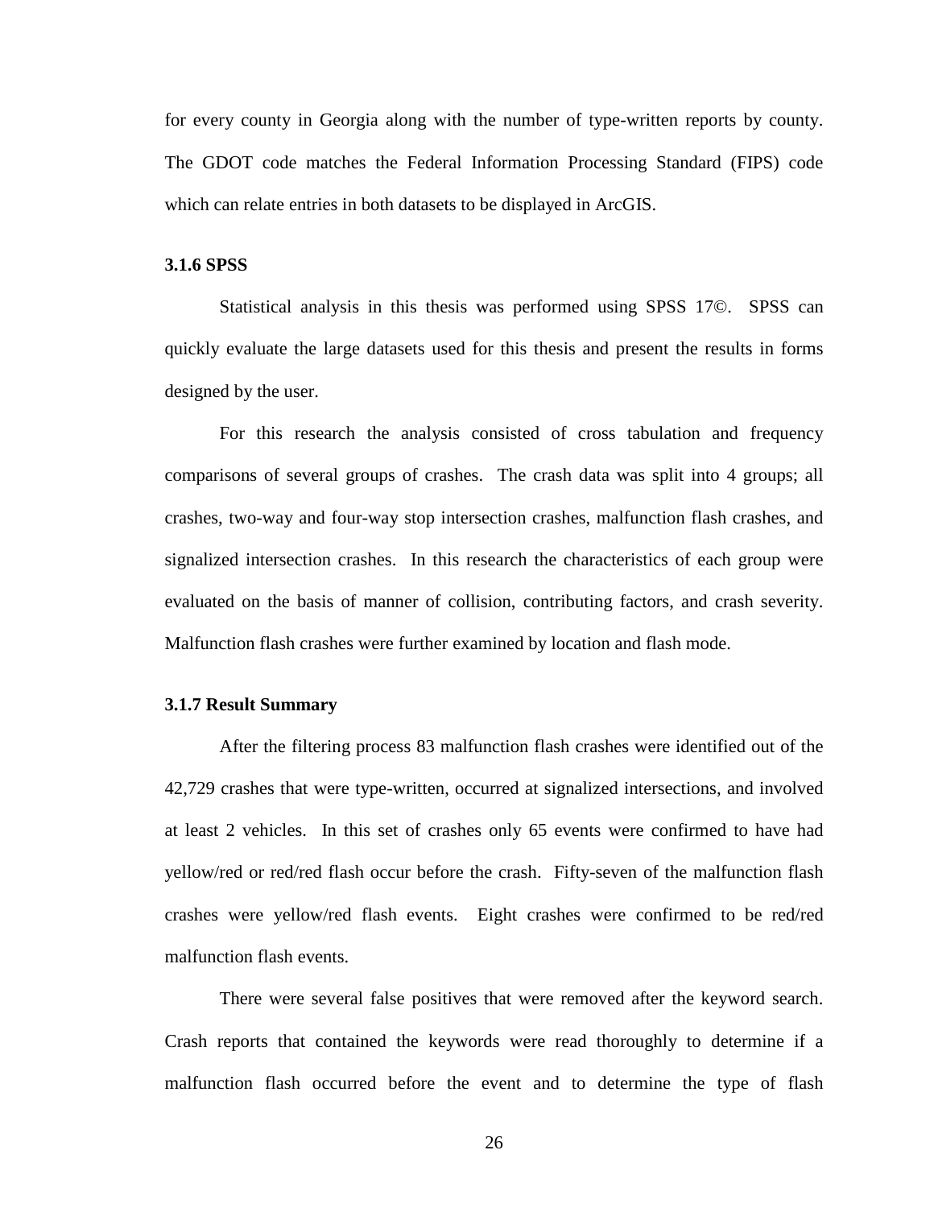for every county in Georgia along with the number of type-written reports by county. The GDOT code matches the Federal Information Processing Standard (FIPS) code which can relate entries in both datasets to be displayed in ArcGIS.

### 3.1.6 SPSS

Statistical analysis in this thesis was performed using SPSS 17©. SPSS can quickly evaluate the large datasets used for this thesis and present the results in forms designed by the user.

For this research the analysis consisted of cross tabulation and frequency comparisons of several groups of crashes. The crash data was split into 4 groups; all crashes, two-way and four-way stop intersection crashes, malfunction flash crashes, and signalized intersection crashes. In this research the characteristics of each group were evaluated on the basis of manner of collision, contributing factors, and crash severity. Malfunction flash crashes were further examined by location and flash mode.

### 3.1.7 Result Summary

After the filtering process 83 malfunction flash crashes were identified out of the 42,729 crashes that were type-written, occurred at signalized intersections, and involved at least 2 vehicles. In this set of crashes only 65 events were confirmed to have had yellow/red or red/red flash occur before the crash. Fifty-seven of the malfunction flash crashes were yellow/red flash events. Eight crashes were confirmed to be red/red malfunction flash events.

There were several false positives that were removed after the keyword search. Crash reports that contained the keywords were read thoroughly to determine if a malfunction flash occurred before the event and to determine the type of flash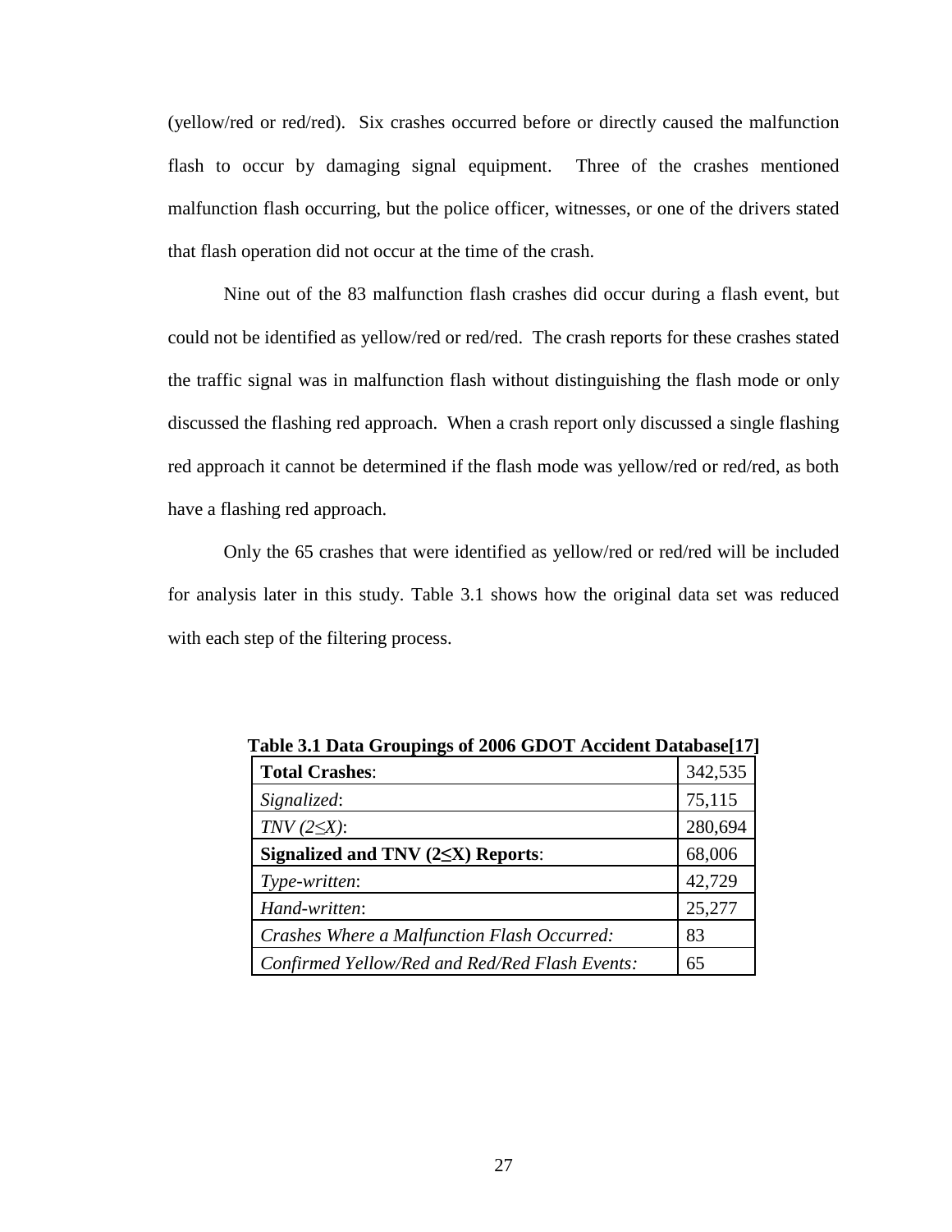(yellow/red or red/red). Six crashes occurred before or directly caused the malfunction flash to occur by damaging signal equipment. Three of the crashes mentioned malfunction flash occurring, but the police officer, witnesses, or one of the drivers stated that flash operation did not occur at the time of the crash.

Nine out of the 83 malfunction flash crashes did occur during a flash event, but could not be identified as yellow/red or red/red. The crash reports for these crashes stated the traffic signal was in malfunction flash without distinguishing the flash mode or only discussed the flashing red approach. When a crash report only discussed a single flashing red approach it cannot be determined if the flash mode was yellow/red or red/red, as both have a flashing red approach.

Only the 65 crashes that were identified as yellow/red or red/red will be included for analysis later in this study. Table 3.1 shows how the original data set was reduced with each step of the filtering process.

**Table 3.1 Data Groupings of 2006 GDOT Accident Database[17]**

| | |
|---|---|
| **Total Crashes**: | 342,535 |
| *Signalized*: | 75,115 |
| *TNV (2≤X)*: | 280,694 |
| **Signalized and TNV (2≤X) Reports**: | 68,006 |
| *Type-written*: | 42,729 |
| *Hand-written*: | 25,277 |
| *Crashes Where a Malfunction Flash Occurred:* | 83 |
| *Confirmed Yellow/Red and Red/Red Flash Events:* | 65 |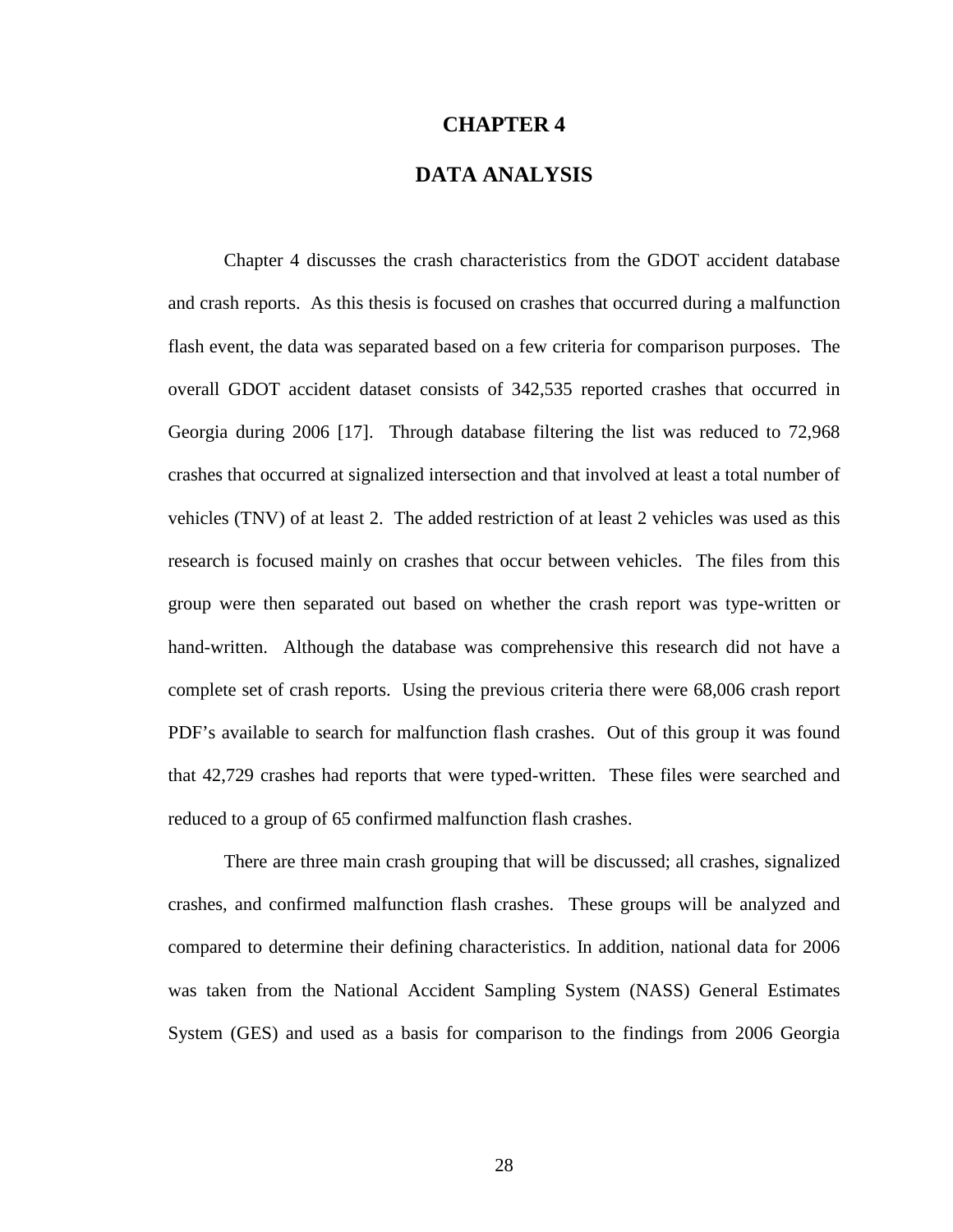# CHAPTER 4

# DATA ANALYSIS

Chapter 4 discusses the crash characteristics from the GDOT accident database and crash reports. As this thesis is focused on crashes that occurred during a malfunction flash event, the data was separated based on a few criteria for comparison purposes. The overall GDOT accident dataset consists of 342,535 reported crashes that occurred in Georgia during 2006 [17]. Through database filtering the list was reduced to 72,968 crashes that occurred at signalized intersection and that involved at least a total number of vehicles (TNV) of at least 2. The added restriction of at least 2 vehicles was used as this research is focused mainly on crashes that occur between vehicles. The files from this group were then separated out based on whether the crash report was type-written or hand-written. Although the database was comprehensive this research did not have a complete set of crash reports. Using the previous criteria there were 68,006 crash report PDF's available to search for malfunction flash crashes. Out of this group it was found that 42,729 crashes had reports that were typed-written. These files were searched and reduced to a group of 65 confirmed malfunction flash crashes.

There are three main crash grouping that will be discussed; all crashes, signalized crashes, and confirmed malfunction flash crashes. These groups will be analyzed and compared to determine their defining characteristics. In addition, national data for 2006 was taken from the National Accident Sampling System (NASS) General Estimates System (GES) and used as a basis for comparison to the findings from 2006 Georgia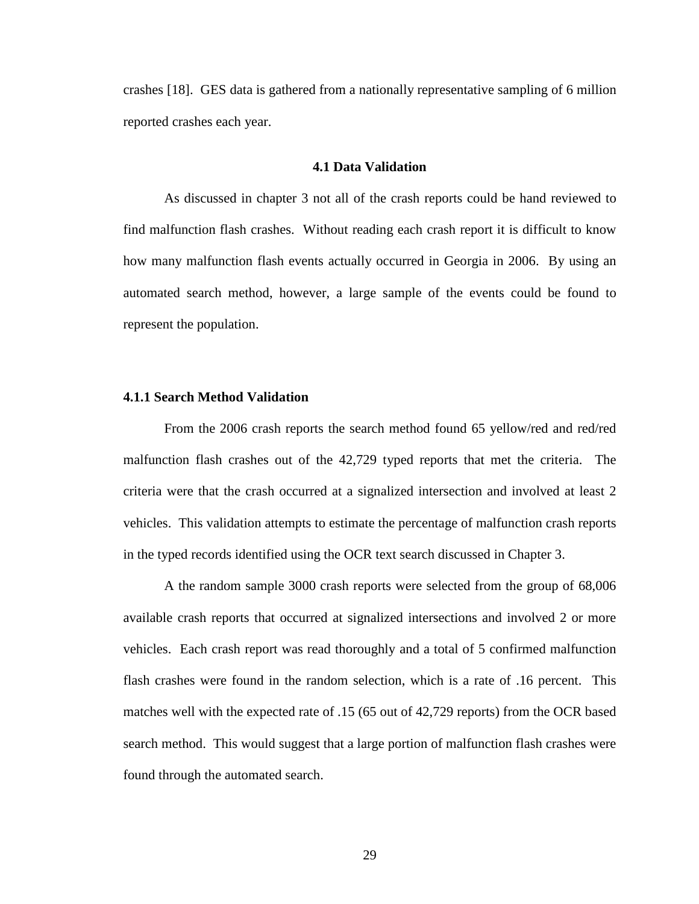crashes [18]. GES data is gathered from a nationally representative sampling of 6 million reported crashes each year.

## 4.1 Data Validation

As discussed in chapter 3 not all of the crash reports could be hand reviewed to find malfunction flash crashes. Without reading each crash report it is difficult to know how many malfunction flash events actually occurred in Georgia in 2006. By using an automated search method, however, a large sample of the events could be found to represent the population.

### 4.1.1 Search Method Validation

From the 2006 crash reports the search method found 65 yellow/red and red/red malfunction flash crashes out of the 42,729 typed reports that met the criteria. The criteria were that the crash occurred at a signalized intersection and involved at least 2 vehicles. This validation attempts to estimate the percentage of malfunction crash reports in the typed records identified using the OCR text search discussed in Chapter 3.

A the random sample 3000 crash reports were selected from the group of 68,006 available crash reports that occurred at signalized intersections and involved 2 or more vehicles. Each crash report was read thoroughly and a total of 5 confirmed malfunction flash crashes were found in the random selection, which is a rate of .16 percent. This matches well with the expected rate of .15 (65 out of 42,729 reports) from the OCR based search method. This would suggest that a large portion of malfunction flash crashes were found through the automated search.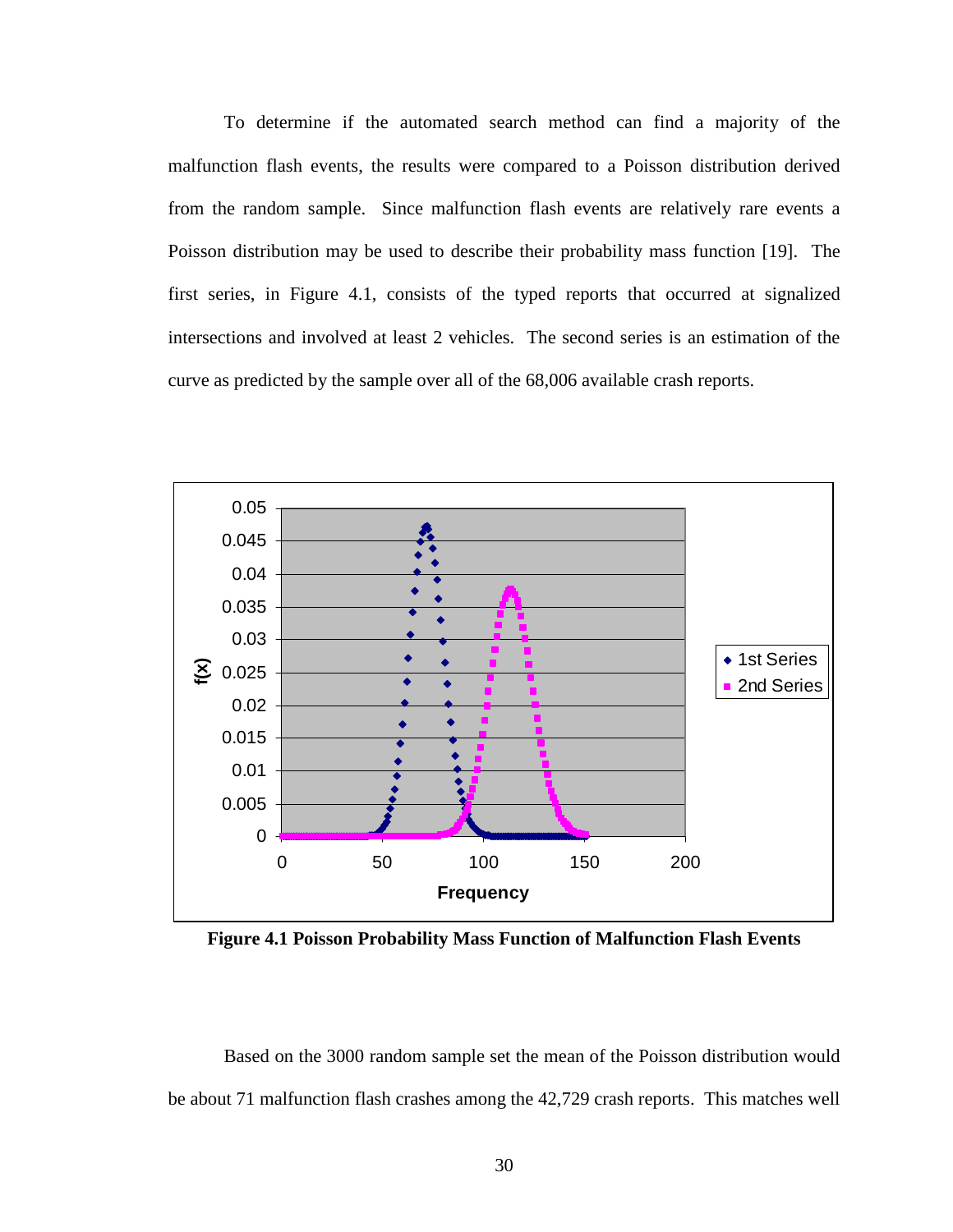To determine if the automated search method can find a majority of the malfunction flash events, the results were compared to a Poisson distribution derived from the random sample. Since malfunction flash events are relatively rare events a Poisson distribution may be used to describe their probability mass function [19]. The first series, in Figure 4.1, consists of the typed reports that occurred at signalized intersections and involved at least 2 vehicles. The second series is an estimation of the curve as predicted by the sample over all of the 68,006 available crash reports.

**Figure 4.1 Poisson Probability Mass Function of Malfunction Flash Events**

Based on the 3000 random sample set the mean of the Poisson distribution would be about 71 malfunction flash crashes among the 42,729 crash reports. This matches well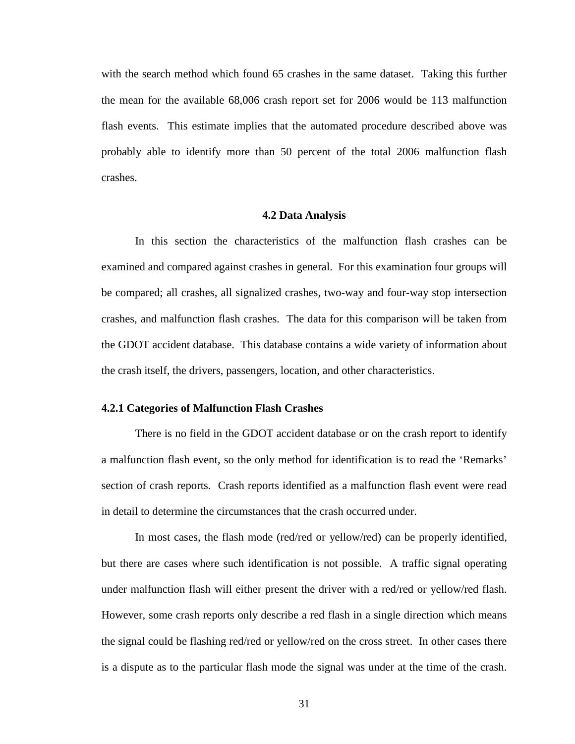with the search method which found 65 crashes in the same dataset. Taking this further the mean for the available 68,006 crash report set for 2006 would be 113 malfunction flash events. This estimate implies that the automated procedure described above was probably able to identify more than 50 percent of the total 2006 malfunction flash crashes.

## 4.2 Data Analysis

In this section the characteristics of the malfunction flash crashes can be examined and compared against crashes in general. For this examination four groups will be compared; all crashes, all signalized crashes, two-way and four-way stop intersection crashes, and malfunction flash crashes. The data for this comparison will be taken from the GDOT accident database. This database contains a wide variety of information about the crash itself, the drivers, passengers, location, and other characteristics.

### 4.2.1 Categories of Malfunction Flash Crashes

There is no field in the GDOT accident database or on the crash report to identify a malfunction flash event, so the only method for identification is to read the 'Remarks' section of crash reports. Crash reports identified as a malfunction flash event were read in detail to determine the circumstances that the crash occurred under.

In most cases, the flash mode (red/red or yellow/red) can be properly identified, but there are cases where such identification is not possible. A traffic signal operating under malfunction flash will either present the driver with a red/red or yellow/red flash. However, some crash reports only describe a red flash in a single direction which means the signal could be flashing red/red or yellow/red on the cross street. In other cases there is a dispute as to the particular flash mode the signal was under at the time of the crash.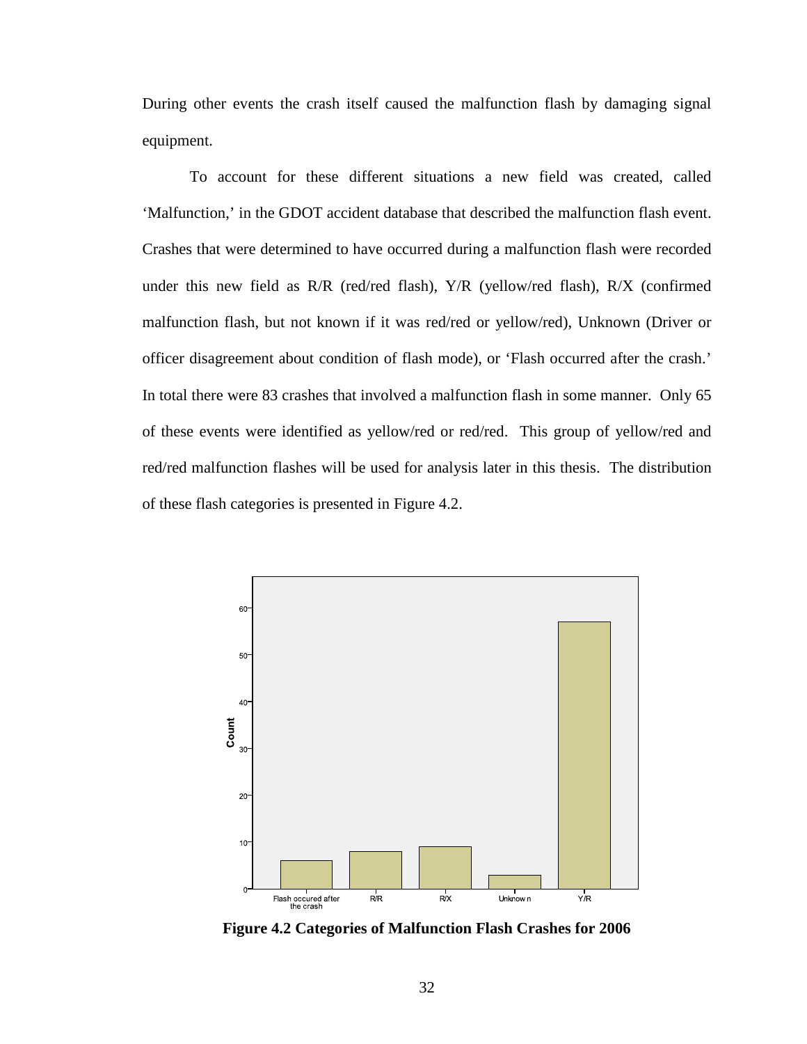During other events the crash itself caused the malfunction flash by damaging signal equipment.

To account for these different situations a new field was created, called 'Malfunction,' in the GDOT accident database that described the malfunction flash event. Crashes that were determined to have occurred during a malfunction flash were recorded under this new field as R/R (red/red flash), Y/R (yellow/red flash), R/X (confirmed malfunction flash, but not known if it was red/red or yellow/red), Unknown (Driver or officer disagreement about condition of flash mode), or 'Flash occurred after the crash.' In total there were 83 crashes that involved a malfunction flash in some manner. Only 65 of these events were identified as yellow/red or red/red. This group of yellow/red and red/red malfunction flashes will be used for analysis later in this thesis. The distribution of these flash categories is presented in Figure 4.2.

**Figure 4.2 Categories of Malfunction Flash Crashes for 2006**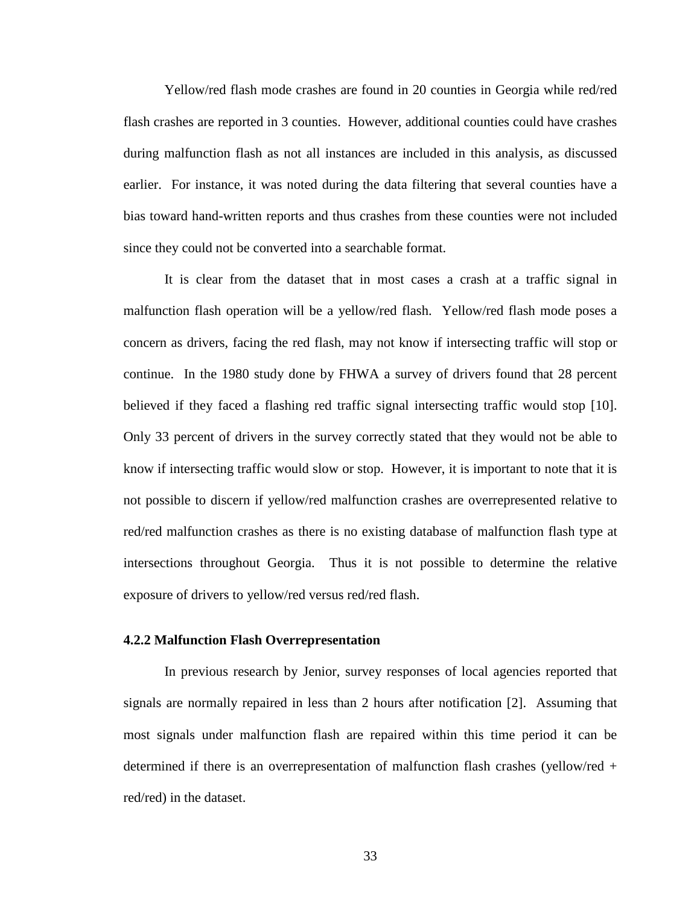Yellow/red flash mode crashes are found in 20 counties in Georgia while red/red flash crashes are reported in 3 counties. However, additional counties could have crashes during malfunction flash as not all instances are included in this analysis, as discussed earlier. For instance, it was noted during the data filtering that several counties have a bias toward hand-written reports and thus crashes from these counties were not included since they could not be converted into a searchable format.

It is clear from the dataset that in most cases a crash at a traffic signal in malfunction flash operation will be a yellow/red flash. Yellow/red flash mode poses a concern as drivers, facing the red flash, may not know if intersecting traffic will stop or continue. In the 1980 study done by FHWA a survey of drivers found that 28 percent believed if they faced a flashing red traffic signal intersecting traffic would stop [10]. Only 33 percent of drivers in the survey correctly stated that they would not be able to know if intersecting traffic would slow or stop. However, it is important to note that it is not possible to discern if yellow/red malfunction crashes are overrepresented relative to red/red malfunction crashes as there is no existing database of malfunction flash type at intersections throughout Georgia. Thus it is not possible to determine the relative exposure of drivers to yellow/red versus red/red flash.

### 4.2.2 Malfunction Flash Overrepresentation

In previous research by Jenior, survey responses of local agencies reported that signals are normally repaired in less than 2 hours after notification [2]. Assuming that most signals under malfunction flash are repaired within this time period it can be determined if there is an overrepresentation of malfunction flash crashes (yellow/red + red/red) in the dataset.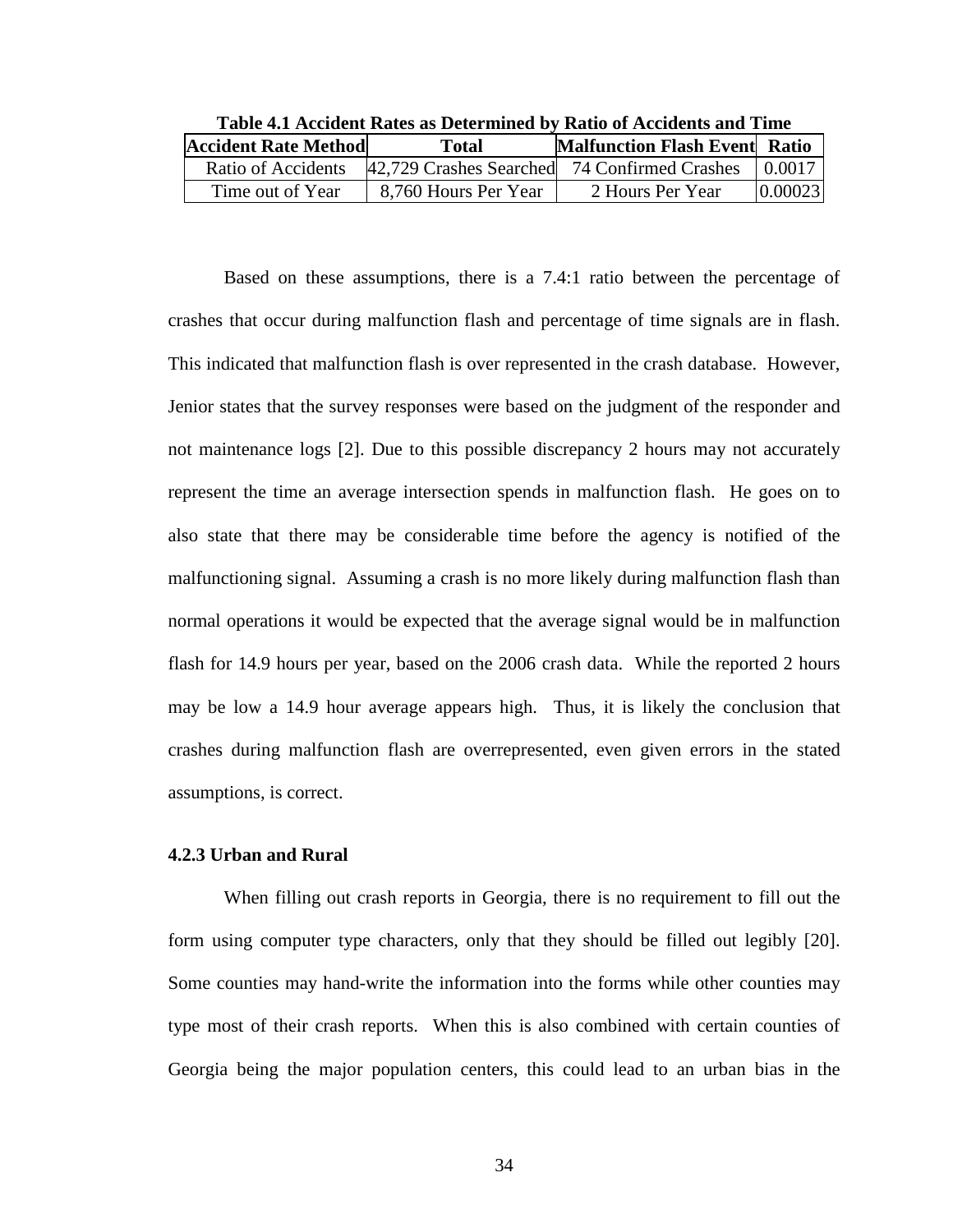**Table 4.1 Accident Rates as Determined by Ratio of Accidents and Time**

| Accident Rate Method | Total | Malfunction Flash Event | Ratio |
|---|---|---|---|
| Ratio of Accidents | 42,729 Crashes Searched | 74 Confirmed Crashes | 0.0017 |
| Time out of Year | 8,760 Hours Per Year | 2 Hours Per Year | 0.00023 |

Based on these assumptions, there is a 7.4:1 ratio between the percentage of crashes that occur during malfunction flash and percentage of time signals are in flash. This indicated that malfunction flash is over represented in the crash database. However, Jenior states that the survey responses were based on the judgment of the responder and not maintenance logs [2]. Due to this possible discrepancy 2 hours may not accurately represent the time an average intersection spends in malfunction flash. He goes on to also state that there may be considerable time before the agency is notified of the malfunctioning signal. Assuming a crash is no more likely during malfunction flash than normal operations it would be expected that the average signal would be in malfunction flash for 14.9 hours per year, based on the 2006 crash data. While the reported 2 hours may be low a 14.9 hour average appears high. Thus, it is likely the conclusion that crashes during malfunction flash are overrepresented, even given errors in the stated assumptions, is correct.

### 4.2.3 Urban and Rural

When filling out crash reports in Georgia, there is no requirement to fill out the form using computer type characters, only that they should be filled out legibly [20]. Some counties may hand-write the information into the forms while other counties may type most of their crash reports. When this is also combined with certain counties of Georgia being the major population centers, this could lead to an urban bias in the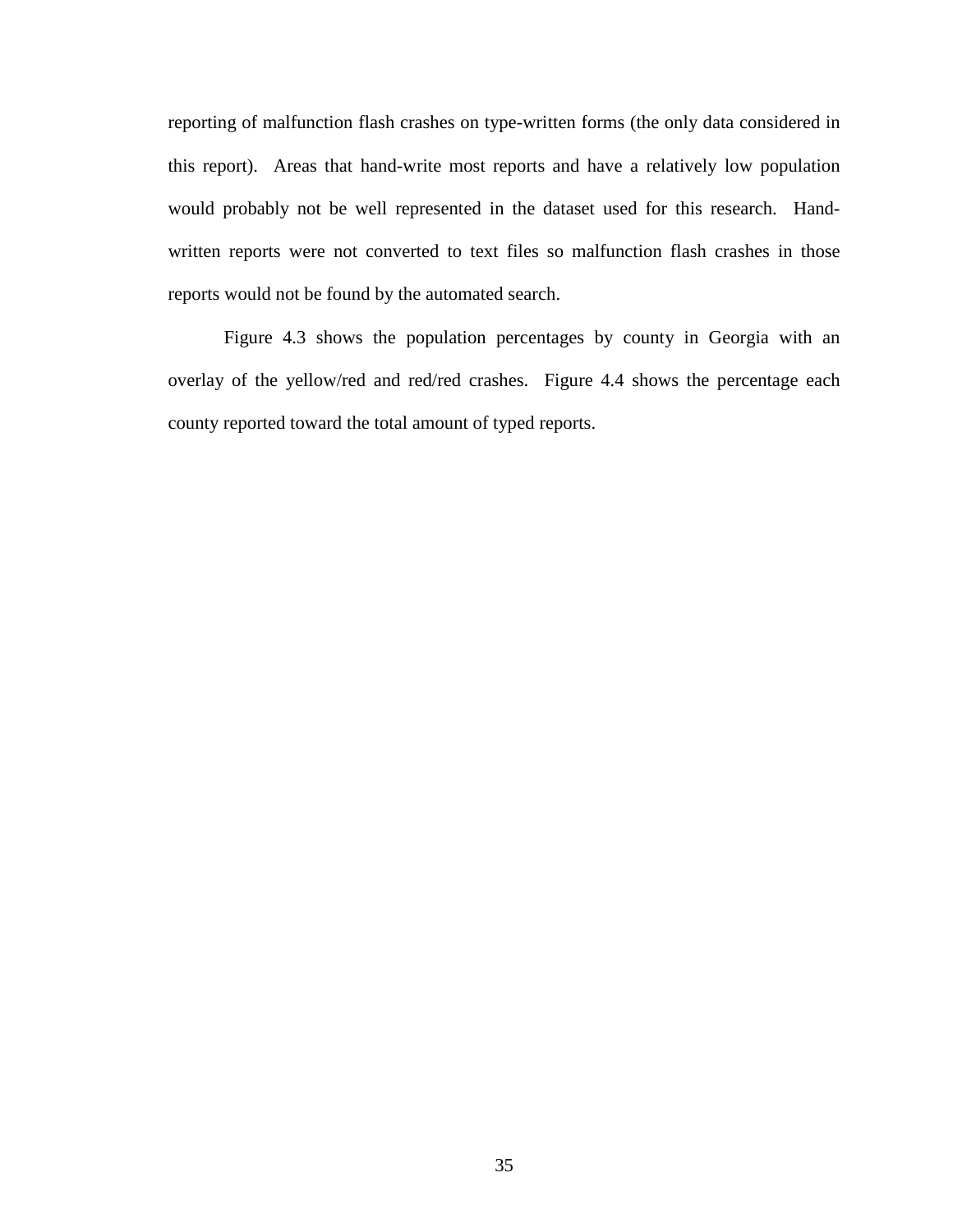reporting of malfunction flash crashes on type-written forms (the only data considered in this report). Areas that hand-write most reports and have a relatively low population would probably not be well represented in the dataset used for this research. Hand-written reports were not converted to text files so malfunction flash crashes in those reports would not be found by the automated search.

Figure 4.3 shows the population percentages by county in Georgia with an overlay of the yellow/red and red/red crashes. Figure 4.4 shows the percentage each county reported toward the total amount of typed reports.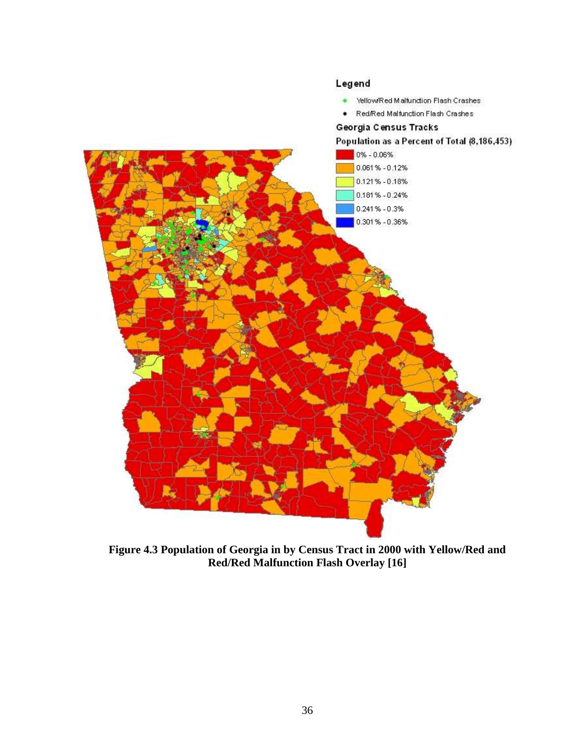**Figure 4.3 Population of Georgia in by Census Tract in 2000 with Yellow/Red and Red/Red Malfunction Flash Overlay [16]**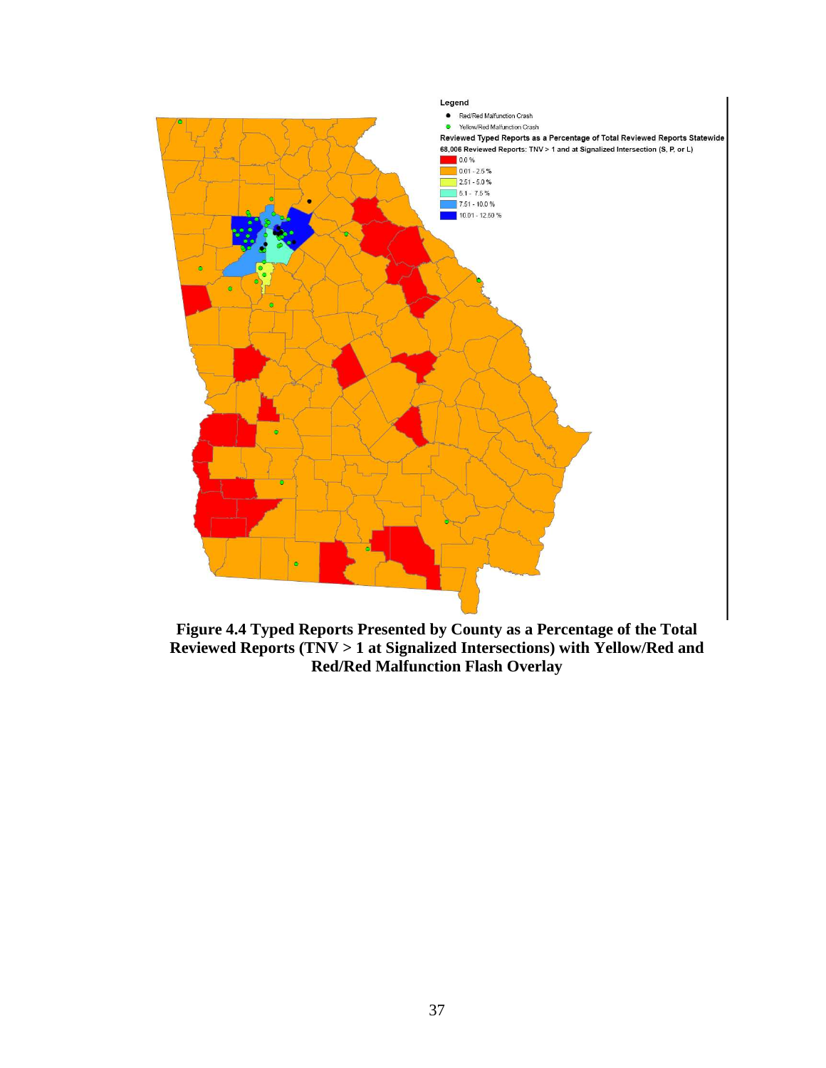Legend

- Red/Red Malfunction Crash
- Yellow/Red Malfunction Crash

Reviewed Typed Reports as a Percentage of Total Reviewed Reports Statewide
68,006 Reviewed Reports: TNV > 1 and at Signalized Intersection (S, P, or L)

- 0.0 %
- 0.01 - 2.5 %
- 2.51 - 5.0 %
- 5.1 - 7.5 %
- 7.51 - 10.0 %
- 10.01 - 12.50 %

**Figure 4.4 Typed Reports Presented by County as a Percentage of the Total Reviewed Reports (TNV > 1 at Signalized Intersections) with Yellow/Red and Red/Red Malfunction Flash Overlay**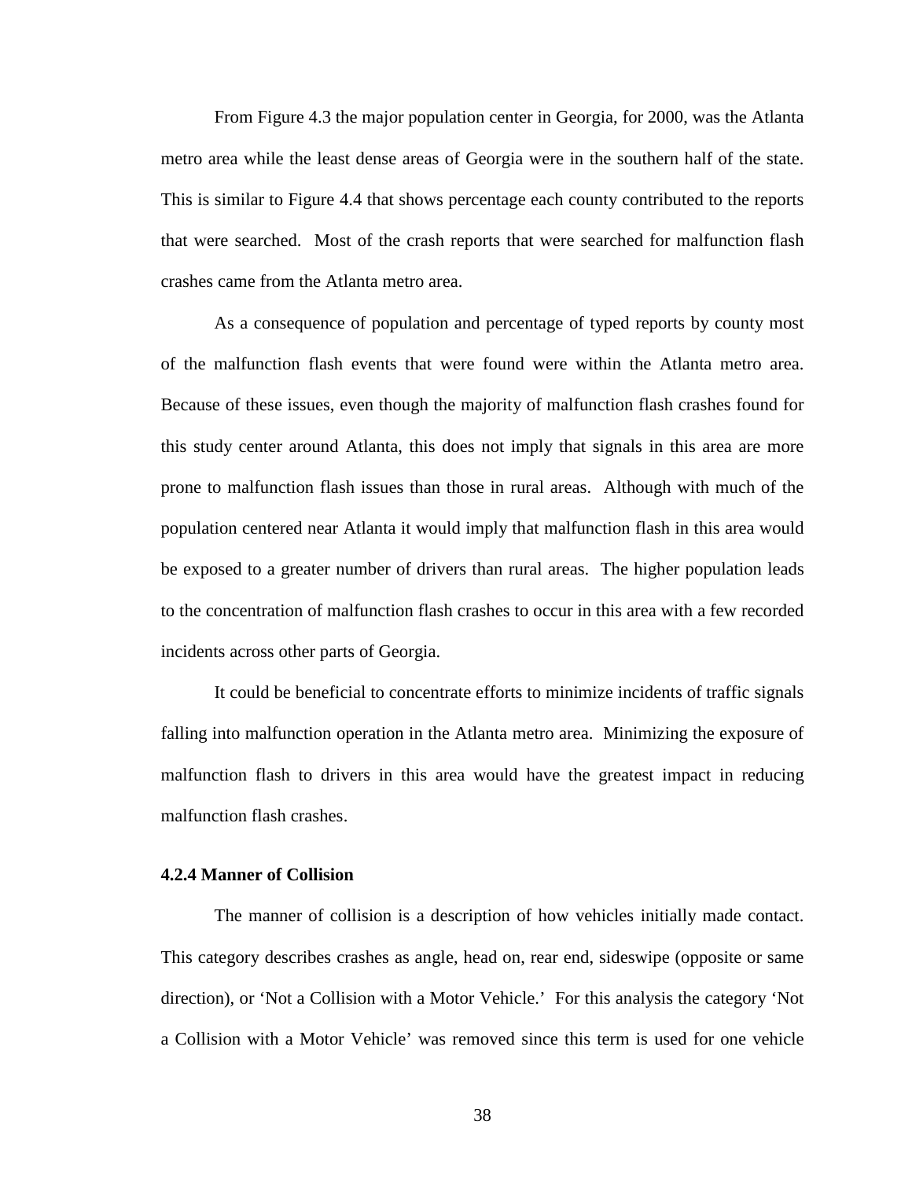From Figure 4.3 the major population center in Georgia, for 2000, was the Atlanta metro area while the least dense areas of Georgia were in the southern half of the state. This is similar to Figure 4.4 that shows percentage each county contributed to the reports that were searched. Most of the crash reports that were searched for malfunction flash crashes came from the Atlanta metro area.

As a consequence of population and percentage of typed reports by county most of the malfunction flash events that were found were within the Atlanta metro area. Because of these issues, even though the majority of malfunction flash crashes found for this study center around Atlanta, this does not imply that signals in this area are more prone to malfunction flash issues than those in rural areas. Although with much of the population centered near Atlanta it would imply that malfunction flash in this area would be exposed to a greater number of drivers than rural areas. The higher population leads to the concentration of malfunction flash crashes to occur in this area with a few recorded incidents across other parts of Georgia.

It could be beneficial to concentrate efforts to minimize incidents of traffic signals falling into malfunction operation in the Atlanta metro area. Minimizing the exposure of malfunction flash to drivers in this area would have the greatest impact in reducing malfunction flash crashes.

### 4.2.4 Manner of Collision

The manner of collision is a description of how vehicles initially made contact. This category describes crashes as angle, head on, rear end, sideswipe (opposite or same direction), or 'Not a Collision with a Motor Vehicle.' For this analysis the category 'Not a Collision with a Motor Vehicle' was removed since this term is used for one vehicle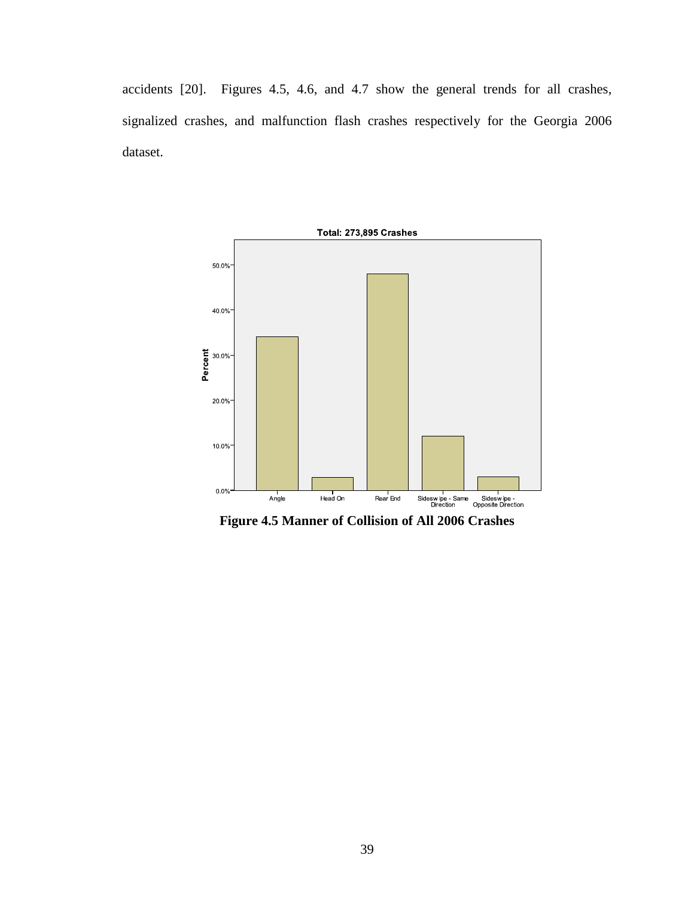accidents [20]. Figures 4.5, 4.6, and 4.7 show the general trends for all crashes, signalized crashes, and malfunction flash crashes respectively for the Georgia 2006 dataset.

**Figure 4.5 Manner of Collision of All 2006 Crashes**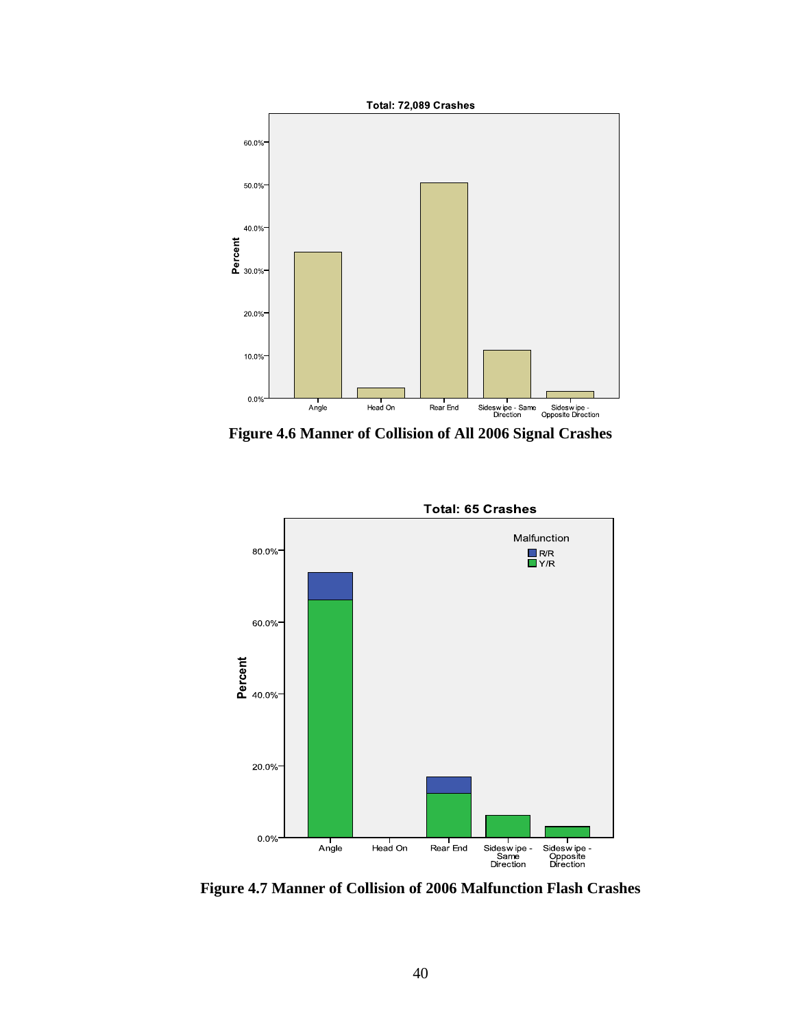Figure 4.6 Manner of Collision of All 2006 Signal Crashes

Figure 4.7 Manner of Collision of 2006 Malfunction Flash Crashes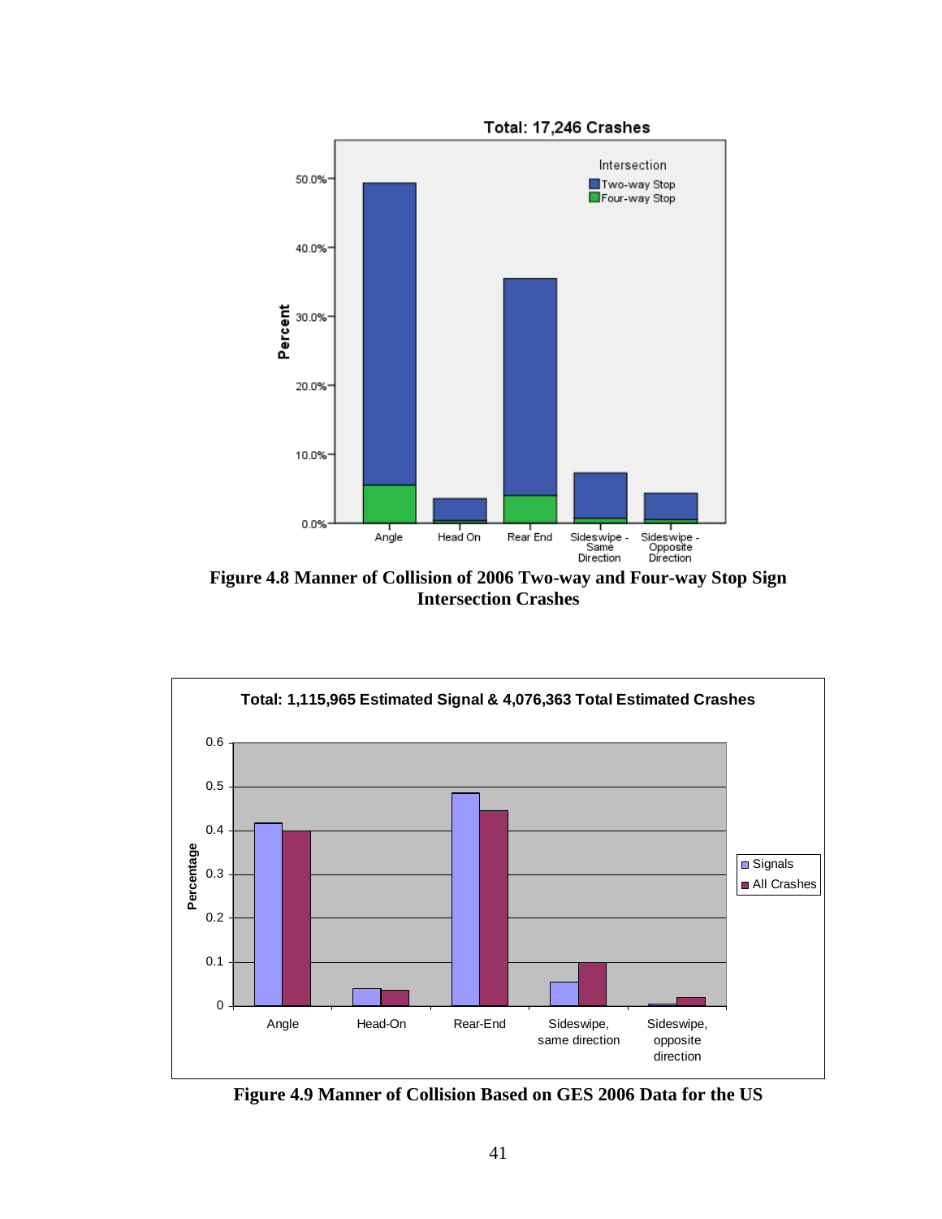**Figure 4.8 Manner of Collision of 2006 Two-way and Four-way Stop Sign Intersection Crashes**

**Figure 4.9 Manner of Collision Based on GES 2006 Data for the US**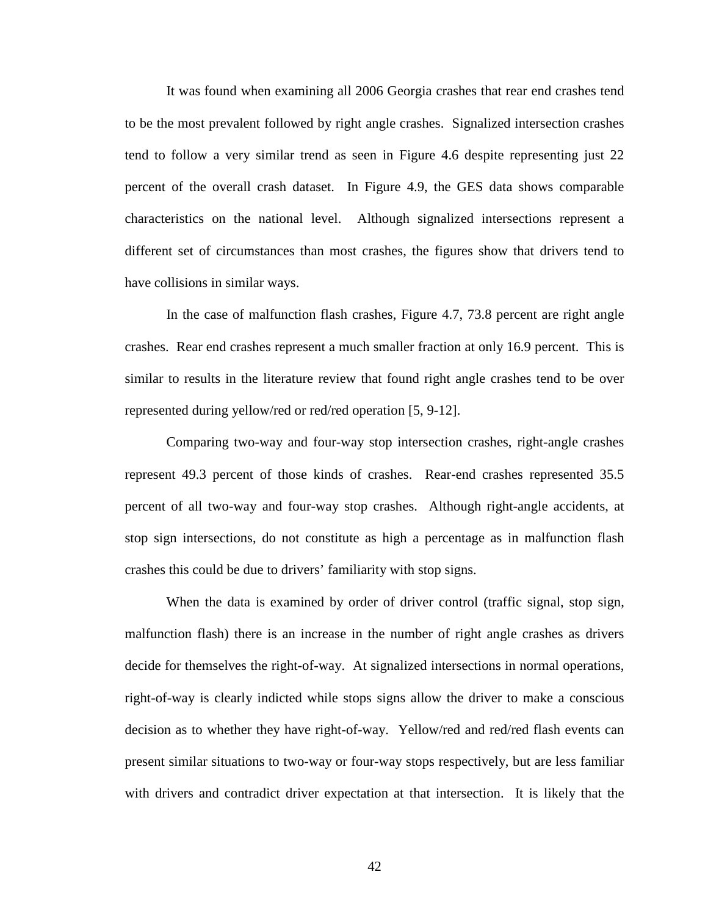It was found when examining all 2006 Georgia crashes that rear end crashes tend to be the most prevalent followed by right angle crashes. Signalized intersection crashes tend to follow a very similar trend as seen in Figure 4.6 despite representing just 22 percent of the overall crash dataset. In Figure 4.9, the GES data shows comparable characteristics on the national level. Although signalized intersections represent a different set of circumstances than most crashes, the figures show that drivers tend to have collisions in similar ways.

In the case of malfunction flash crashes, Figure 4.7, 73.8 percent are right angle crashes. Rear end crashes represent a much smaller fraction at only 16.9 percent. This is similar to results in the literature review that found right angle crashes tend to be over represented during yellow/red or red/red operation [5, 9-12].

Comparing two-way and four-way stop intersection crashes, right-angle crashes represent 49.3 percent of those kinds of crashes. Rear-end crashes represented 35.5 percent of all two-way and four-way stop crashes. Although right-angle accidents, at stop sign intersections, do not constitute as high a percentage as in malfunction flash crashes this could be due to drivers' familiarity with stop signs.

When the data is examined by order of driver control (traffic signal, stop sign, malfunction flash) there is an increase in the number of right angle crashes as drivers decide for themselves the right-of-way. At signalized intersections in normal operations, right-of-way is clearly indicted while stops signs allow the driver to make a conscious decision as to whether they have right-of-way. Yellow/red and red/red flash events can present similar situations to two-way or four-way stops respectively, but are less familiar with drivers and contradict driver expectation at that intersection. It is likely that the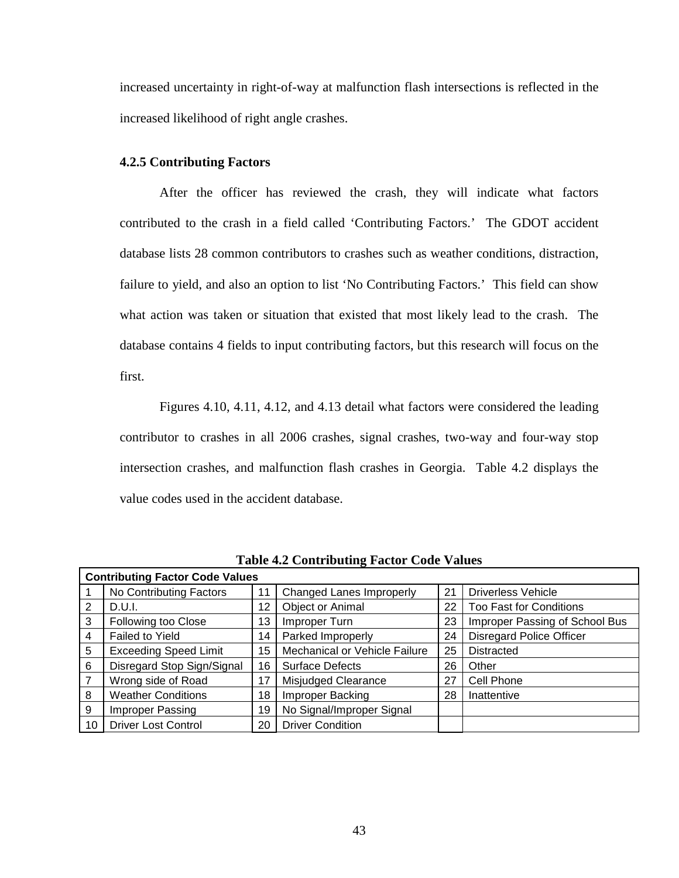increased uncertainty in right-of-way at malfunction flash intersections is reflected in the increased likelihood of right angle crashes.

### 4.2.5 Contributing Factors

After the officer has reviewed the crash, they will indicate what factors contributed to the crash in a field called 'Contributing Factors.' The GDOT accident database lists 28 common contributors to crashes such as weather conditions, distraction, failure to yield, and also an option to list 'No Contributing Factors.' This field can show what action was taken or situation that existed that most likely lead to the crash. The database contains 4 fields to input contributing factors, but this research will focus on the first.

Figures 4.10, 4.11, 4.12, and 4.13 detail what factors were considered the leading contributor to crashes in all 2006 crashes, signal crashes, two-way and four-way stop intersection crashes, and malfunction flash crashes in Georgia. Table 4.2 displays the value codes used in the accident database.

**Table 4.2 Contributing Factor Code Values**

| **Contributing Factor Code Values** | | | | | |
|---|---|---|---|---|---|
| 1 | No Contributing Factors | 11 | Changed Lanes Improperly | 21 | Driverless Vehicle |
| 2 | D.U.I. | 12 | Object or Animal | 22 | Too Fast for Conditions |
| 3 | Following too Close | 13 | Improper Turn | 23 | Improper Passing of School Bus |
| 4 | Failed to Yield | 14 | Parked Improperly | 24 | Disregard Police Officer |
| 5 | Exceeding Speed Limit | 15 | Mechanical or Vehicle Failure | 25 | Distracted |
| 6 | Disregard Stop Sign/Signal | 16 | Surface Defects | 26 | Other |
| 7 | Wrong side of Road | 17 | Misjudged Clearance | 27 | Cell Phone |
| 8 | Weather Conditions | 18 | Improper Backing | 28 | Inattentive |
| 9 | Improper Passing | 19 | No Signal/Improper Signal | | |
| 10 | Driver Lost Control | 20 | Driver Condition | | |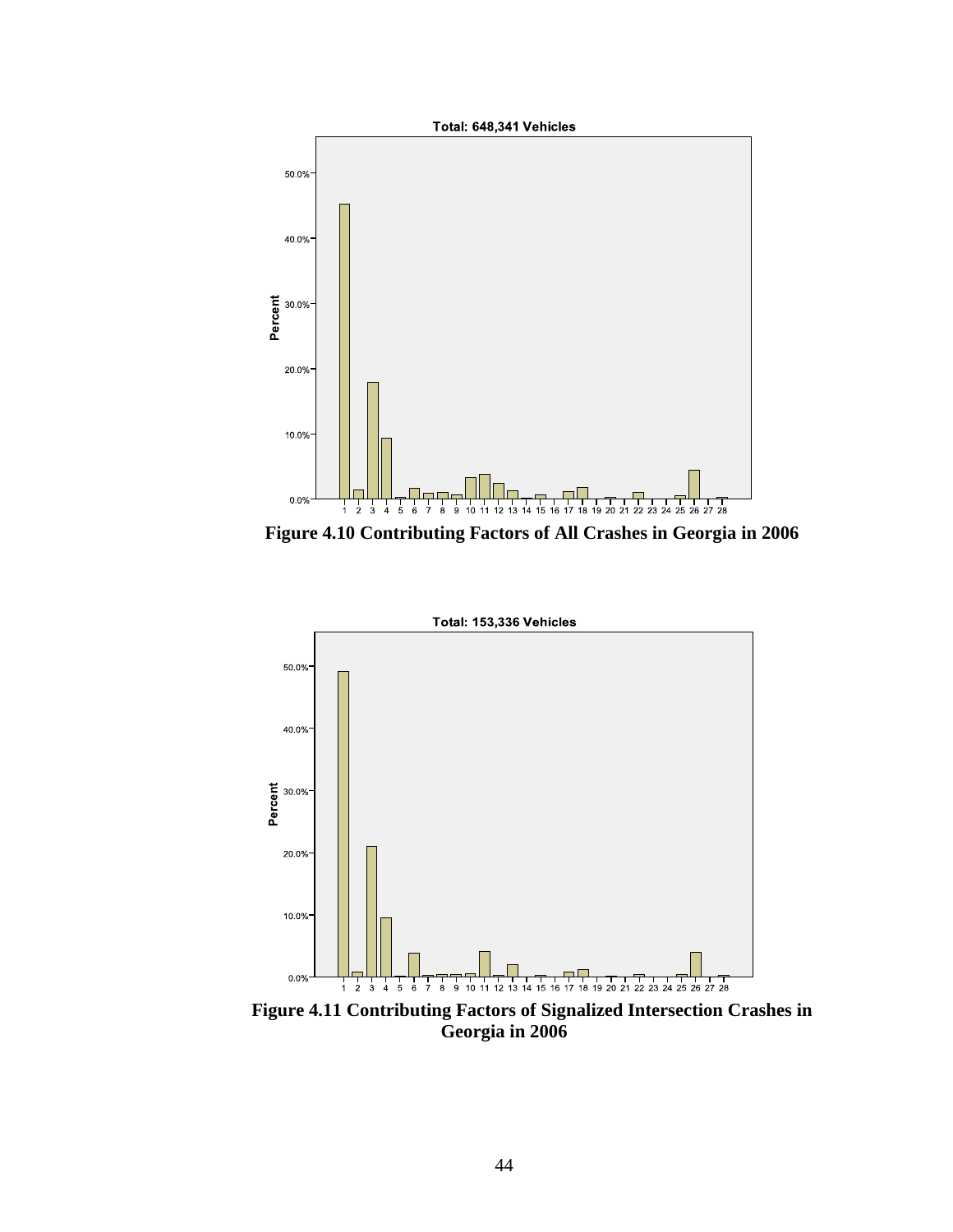Total: 648,341 Vehicles

**Figure 4.10 Contributing Factors of All Crashes in Georgia in 2006**

Total: 153,336 Vehicles

**Figure 4.11 Contributing Factors of Signalized Intersection Crashes in Georgia in 2006**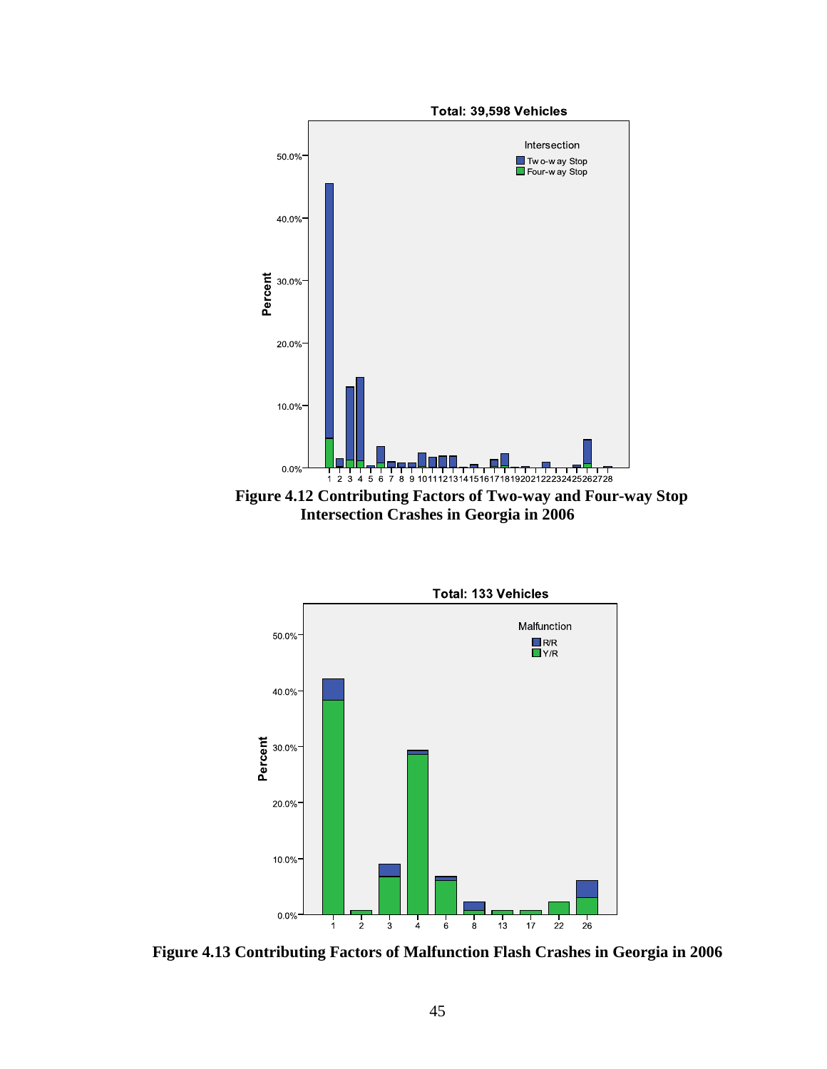**Figure 4.12 Contributing Factors of Two-way and Four-way Stop Intersection Crashes in Georgia in 2006**

**Figure 4.13 Contributing Factors of Malfunction Flash Crashes in Georgia in 2006**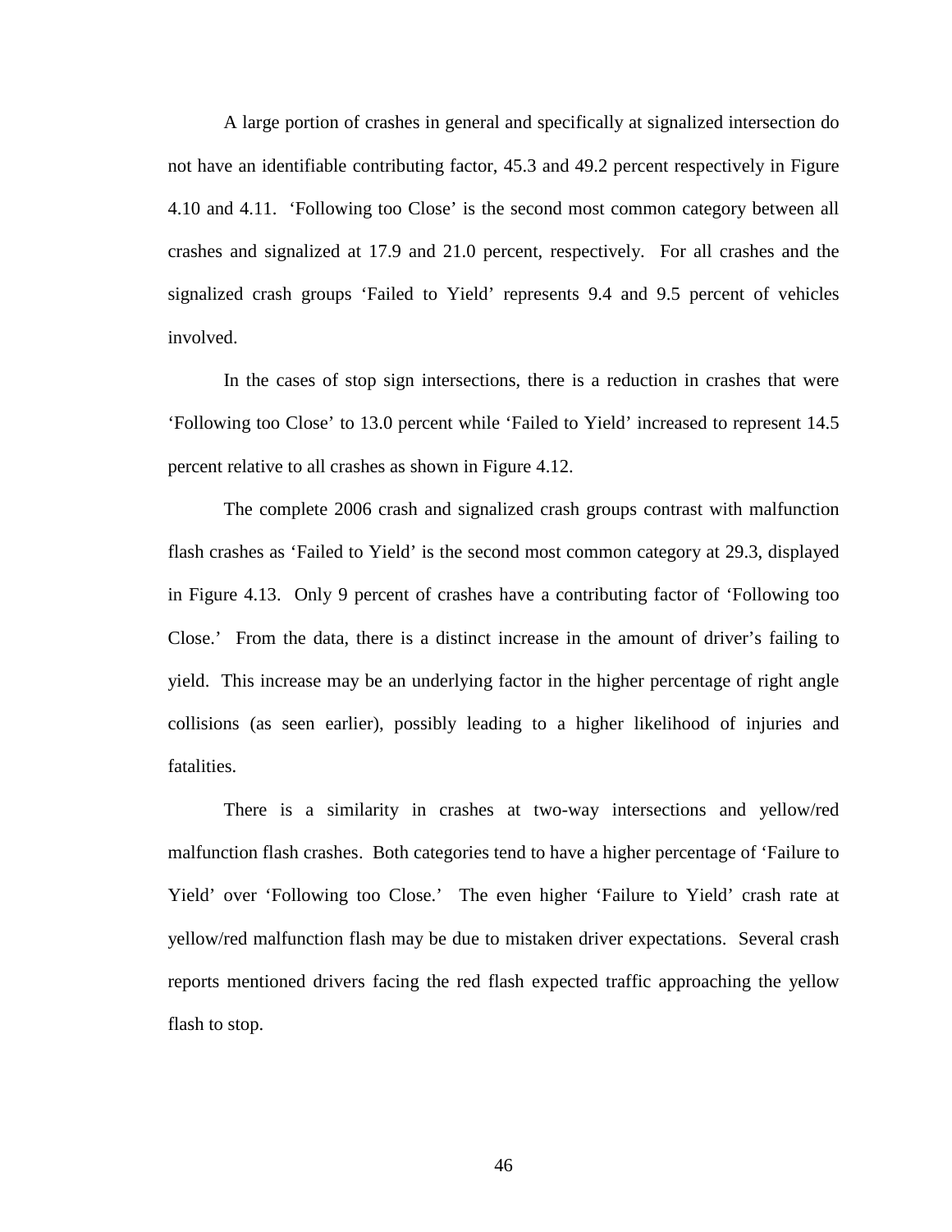A large portion of crashes in general and specifically at signalized intersection do not have an identifiable contributing factor, 45.3 and 49.2 percent respectively in Figure 4.10 and 4.11. 'Following too Close' is the second most common category between all crashes and signalized at 17.9 and 21.0 percent, respectively. For all crashes and the signalized crash groups 'Failed to Yield' represents 9.4 and 9.5 percent of vehicles involved.

In the cases of stop sign intersections, there is a reduction in crashes that were 'Following too Close' to 13.0 percent while 'Failed to Yield' increased to represent 14.5 percent relative to all crashes as shown in Figure 4.12.

The complete 2006 crash and signalized crash groups contrast with malfunction flash crashes as 'Failed to Yield' is the second most common category at 29.3, displayed in Figure 4.13. Only 9 percent of crashes have a contributing factor of 'Following too Close.' From the data, there is a distinct increase in the amount of driver's failing to yield. This increase may be an underlying factor in the higher percentage of right angle collisions (as seen earlier), possibly leading to a higher likelihood of injuries and fatalities.

There is a similarity in crashes at two-way intersections and yellow/red malfunction flash crashes. Both categories tend to have a higher percentage of 'Failure to Yield' over 'Following too Close.' The even higher 'Failure to Yield' crash rate at yellow/red malfunction flash may be due to mistaken driver expectations. Several crash reports mentioned drivers facing the red flash expected traffic approaching the yellow flash to stop.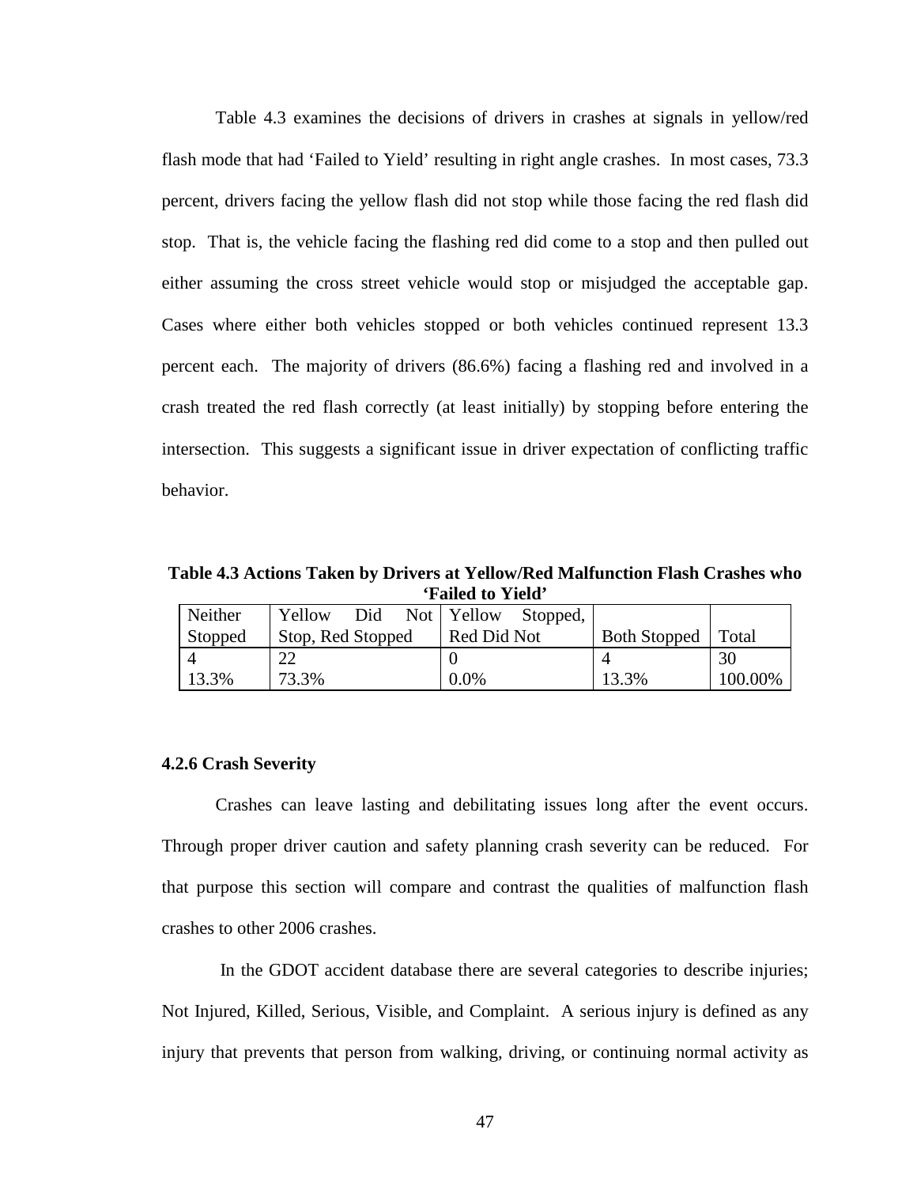Table 4.3 examines the decisions of drivers in crashes at signals in yellow/red flash mode that had 'Failed to Yield' resulting in right angle crashes. In most cases, 73.3 percent, drivers facing the yellow flash did not stop while those facing the red flash did stop. That is, the vehicle facing the flashing red did come to a stop and then pulled out either assuming the cross street vehicle would stop or misjudged the acceptable gap. Cases where either both vehicles stopped or both vehicles continued represent 13.3 percent each. The majority of drivers (86.6%) facing a flashing red and involved in a crash treated the red flash correctly (at least initially) by stopping before entering the intersection. This suggests a significant issue in driver expectation of conflicting traffic behavior.

**Table 4.3 Actions Taken by Drivers at Yellow/Red Malfunction Flash Crashes who 'Failed to Yield'**

| Neither Stopped | Yellow Did Not Stop, Red Stopped | Yellow Stopped, Red Did Not | Both Stopped | Total |
|---|---|---|---|---|
| 4 | 22 | 0 | 4 | 30 |
| 13.3% | 73.3% | 0.0% | 13.3% | 100.00% |

### 4.2.6 Crash Severity

Crashes can leave lasting and debilitating issues long after the event occurs. Through proper driver caution and safety planning crash severity can be reduced. For that purpose this section will compare and contrast the qualities of malfunction flash crashes to other 2006 crashes.

In the GDOT accident database there are several categories to describe injuries; Not Injured, Killed, Serious, Visible, and Complaint. A serious injury is defined as any injury that prevents that person from walking, driving, or continuing normal activity as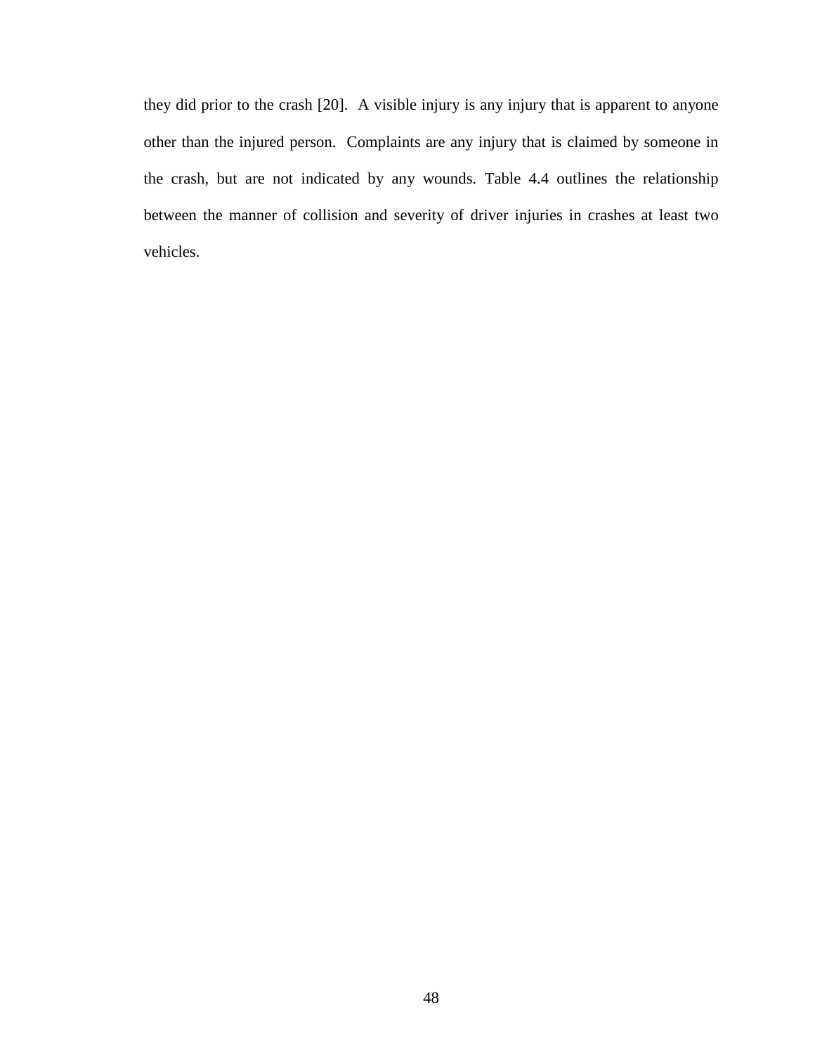they did prior to the crash [20]. A visible injury is any injury that is apparent to anyone other than the injured person. Complaints are any injury that is claimed by someone in the crash, but are not indicated by any wounds. Table 4.4 outlines the relationship between the manner of collision and severity of driver injuries in crashes at least two vehicles.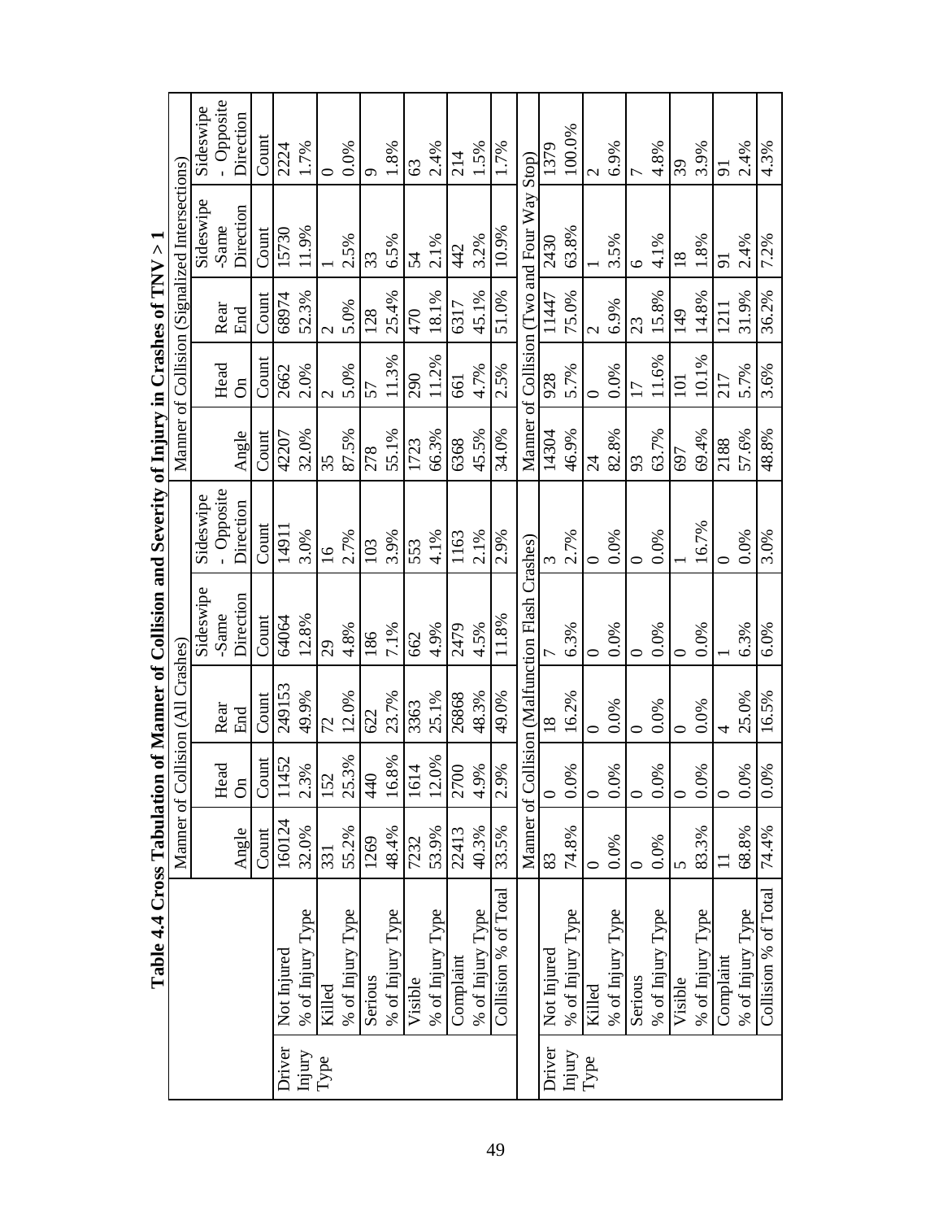**Table 4.4 Cross Tabulation of Manner of Collision and Severity of Injury in Crashes of TNV > 1**

| | | Manner of Collision (All Crashes) | | | | | Manner of Collision (Signalized Intersections) | | | | |
|---|---|---|---|---|---|---|---|---|---|---|---|
| | | Angle | Head On | Rear End | Sideswipe -Same Direction | Sideswipe - Opposite Direction | Angle | Head On | Rear End | Sideswipe -Same Direction | Sideswipe - Opposite Direction |
| | | Count | Count | Count | Count | Count | Count | Count | Count | Count | Count |
| Driver Injury Type | Not Injured | 160124 | 11452 | 249153 | 64064 | 14911 | 42207 | 2662 | 68974 | 15730 | 2224 |
| | % of Injury Type | 32.0% | 2.3% | 49.9% | 12.8% | 3.0% | 32.0% | 2.0% | 52.3% | 11.9% | 1.7% |
| | Killed | 331 | 152 | 72 | 29 | 16 | 35 | 2 | 2 | 1 | 0 |
| | % of Injury Type | 55.2% | 25.3% | 12.0% | 4.8% | 2.7% | 87.5% | 5.0% | 5.0% | 2.5% | 0.0% |
| | Serious | 1269 | 440 | 622 | 186 | 103 | 278 | 57 | 128 | 33 | 9 |
| | % of Injury Type | 48.4% | 16.8% | 23.7% | 7.1% | 3.9% | 55.1% | 11.3% | 25.4% | 6.5% | 1.8% |
| | Visible | 7232 | 1614 | 3363 | 662 | 553 | 1723 | 290 | 470 | 54 | 63 |
| | % of Injury Type | 53.9% | 12.0% | 25.1% | 4.9% | 4.1% | 66.3% | 11.2% | 18.1% | 2.1% | 2.4% |
| | Complaint | 22413 | 2700 | 26868 | 2479 | 1163 | 6368 | 661 | 6317 | 442 | 214 |
| | % of Injury Type | 40.3% | 4.9% | 48.3% | 4.5% | 2.1% | 45.5% | 4.7% | 45.1% | 3.2% | 1.5% |
| | Collision % of Total | 33.5% | 2.9% | 49.0% | 11.8% | 2.9% | 34.0% | 2.5% | 51.0% | 10.9% | 1.7% |
| | | Manner of Collision (Malfunction Flash Crashes) | | | | | Manner of Collision (Two and Four Way Stop) | | | | |
| Driver Injury Type | Not Injured | 83 | 0 | 18 | 7 | 3 | 14304 | 928 | 11447 | 2430 | 1379 |
| | % of Injury Type | 74.8% | 0.0% | 16.2% | 6.3% | 2.7% | 46.9% | 5.7% | 75.0% | 63.8% | 100.0% |
| | Killed | 0 | 0 | 0 | 0 | 0 | 24 | 0 | 2 | 1 | 2 |
| | % of Injury Type | 0.0% | 0.0% | 0.0% | 0.0% | 0.0% | 82.8% | 0.0% | 6.9% | 3.5% | 6.9% |
| | Serious | 0 | 0 | 0 | 0 | 0 | 93 | 17 | 23 | 6 | 7 |
| | % of Injury Type | 0.0% | 0.0% | 0.0% | 0.0% | 0.0% | 63.7% | 11.6% | 15.8% | 4.1% | 4.8% |
| | Visible | 5 | 0 | 0 | 0 | 1 | 697 | 101 | 149 | 18 | 39 |
| | % of Injury Type | 83.3% | 0.0% | 0.0% | 0.0% | 16.7% | 69.4% | 10.1% | 14.8% | 1.8% | 3.9% |
| | Complaint | 11 | 0 | 4 | 1 | 0 | 2188 | 217 | 1211 | 91 | 91 |
| | % of Injury Type | 68.8% | 0.0% | 25.0% | 6.3% | 0.0% | 57.6% | 5.7% | 31.9% | 2.4% | 2.4% |
| | Collision % of Total | 74.4% | 0.0% | 16.5% | 6.0% | 3.0% | 48.8% | 3.6% | 36.2% | 7.2% | 4.3% |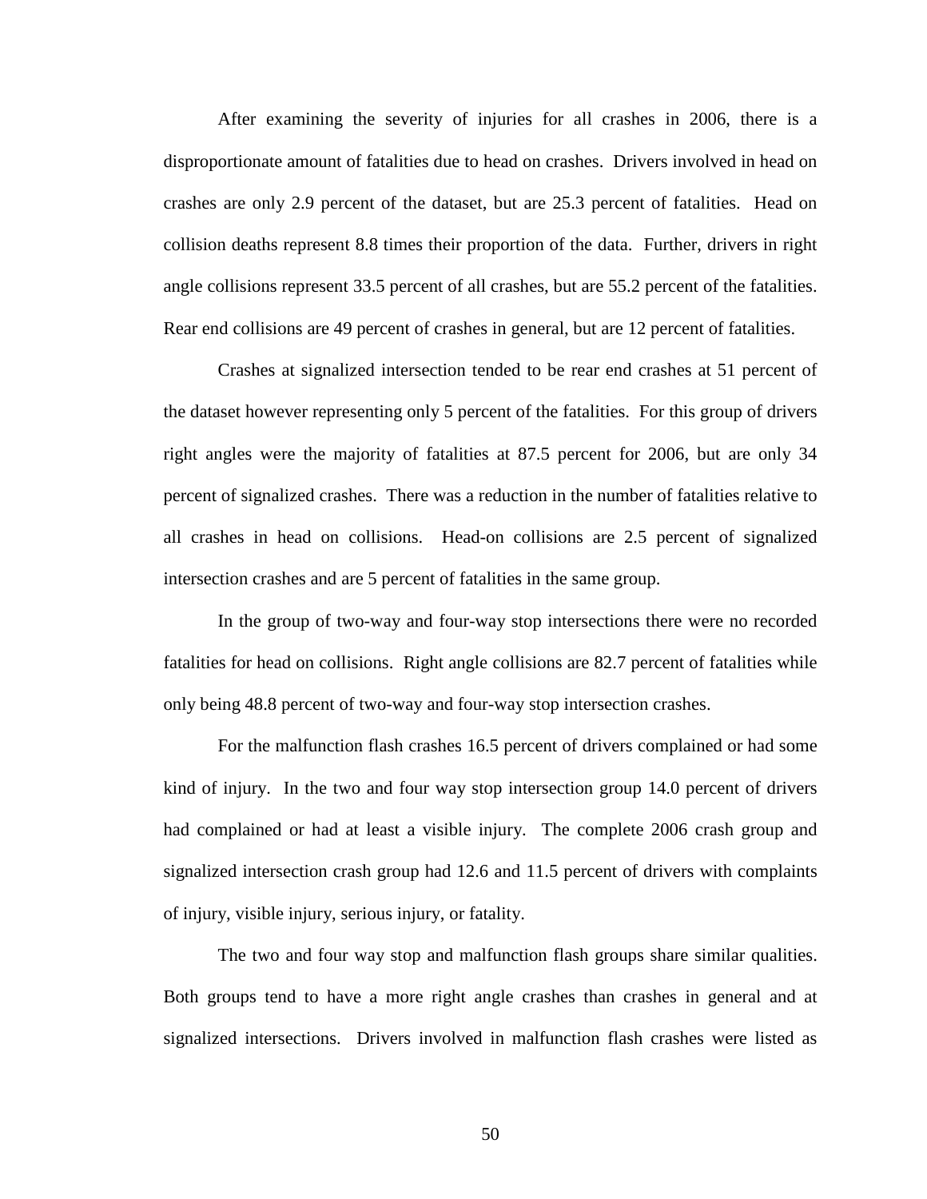After examining the severity of injuries for all crashes in 2006, there is a disproportionate amount of fatalities due to head on crashes. Drivers involved in head on crashes are only 2.9 percent of the dataset, but are 25.3 percent of fatalities. Head on collision deaths represent 8.8 times their proportion of the data. Further, drivers in right angle collisions represent 33.5 percent of all crashes, but are 55.2 percent of the fatalities. Rear end collisions are 49 percent of crashes in general, but are 12 percent of fatalities.

Crashes at signalized intersection tended to be rear end crashes at 51 percent of the dataset however representing only 5 percent of the fatalities. For this group of drivers right angles were the majority of fatalities at 87.5 percent for 2006, but are only 34 percent of signalized crashes. There was a reduction in the number of fatalities relative to all crashes in head on collisions. Head-on collisions are 2.5 percent of signalized intersection crashes and are 5 percent of fatalities in the same group.

In the group of two-way and four-way stop intersections there were no recorded fatalities for head on collisions. Right angle collisions are 82.7 percent of fatalities while only being 48.8 percent of two-way and four-way stop intersection crashes.

For the malfunction flash crashes 16.5 percent of drivers complained or had some kind of injury. In the two and four way stop intersection group 14.0 percent of drivers had complained or had at least a visible injury. The complete 2006 crash group and signalized intersection crash group had 12.6 and 11.5 percent of drivers with complaints of injury, visible injury, serious injury, or fatality.

The two and four way stop and malfunction flash groups share similar qualities. Both groups tend to have a more right angle crashes than crashes in general and at signalized intersections. Drivers involved in malfunction flash crashes were listed as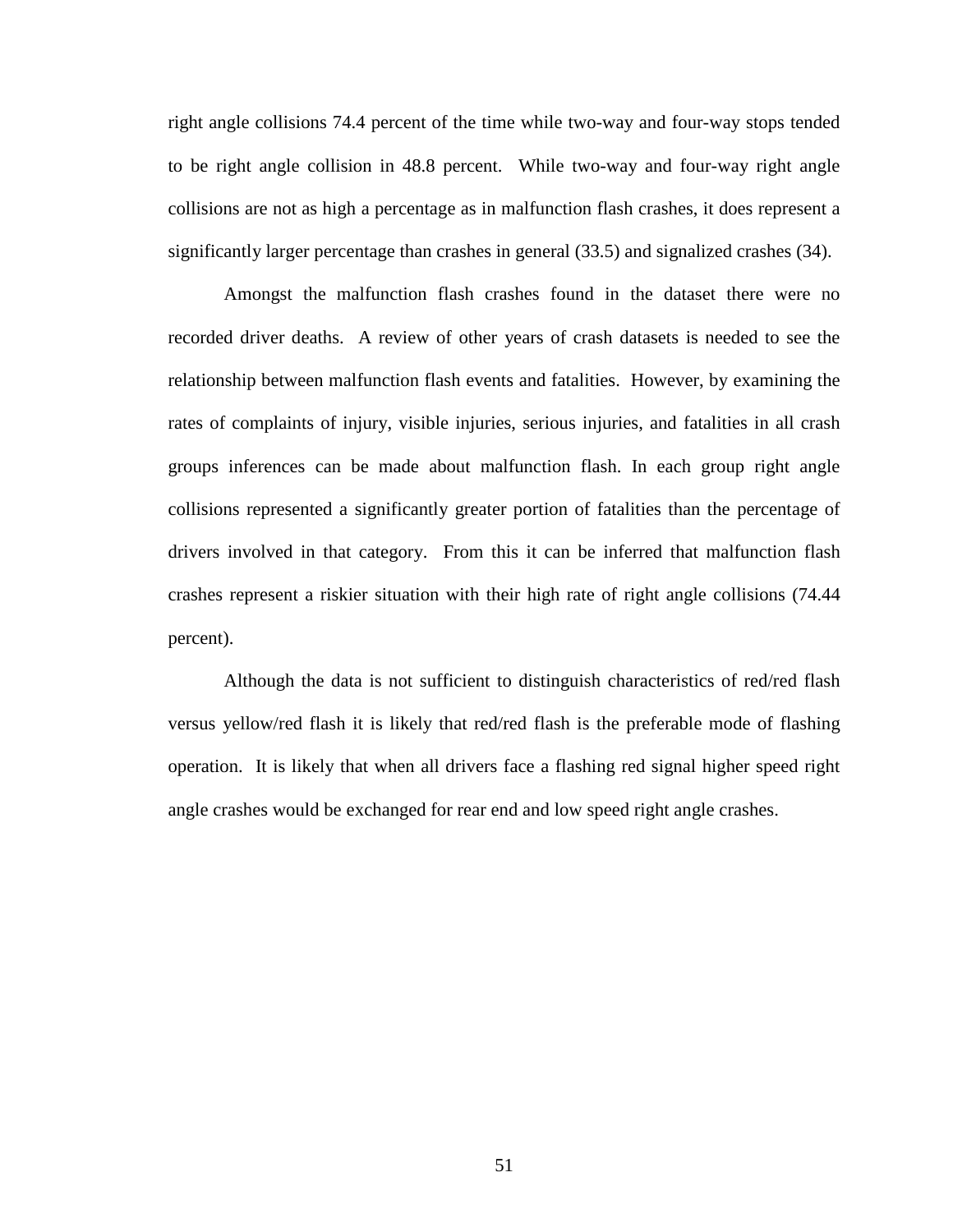right angle collisions 74.4 percent of the time while two-way and four-way stops tended to be right angle collision in 48.8 percent. While two-way and four-way right angle collisions are not as high a percentage as in malfunction flash crashes, it does represent a significantly larger percentage than crashes in general (33.5) and signalized crashes (34).

Amongst the malfunction flash crashes found in the dataset there were no recorded driver deaths. A review of other years of crash datasets is needed to see the relationship between malfunction flash events and fatalities. However, by examining the rates of complaints of injury, visible injuries, serious injuries, and fatalities in all crash groups inferences can be made about malfunction flash. In each group right angle collisions represented a significantly greater portion of fatalities than the percentage of drivers involved in that category. From this it can be inferred that malfunction flash crashes represent a riskier situation with their high rate of right angle collisions (74.44 percent).

Although the data is not sufficient to distinguish characteristics of red/red flash versus yellow/red flash it is likely that red/red flash is the preferable mode of flashing operation. It is likely that when all drivers face a flashing red signal higher speed right angle crashes would be exchanged for rear end and low speed right angle crashes.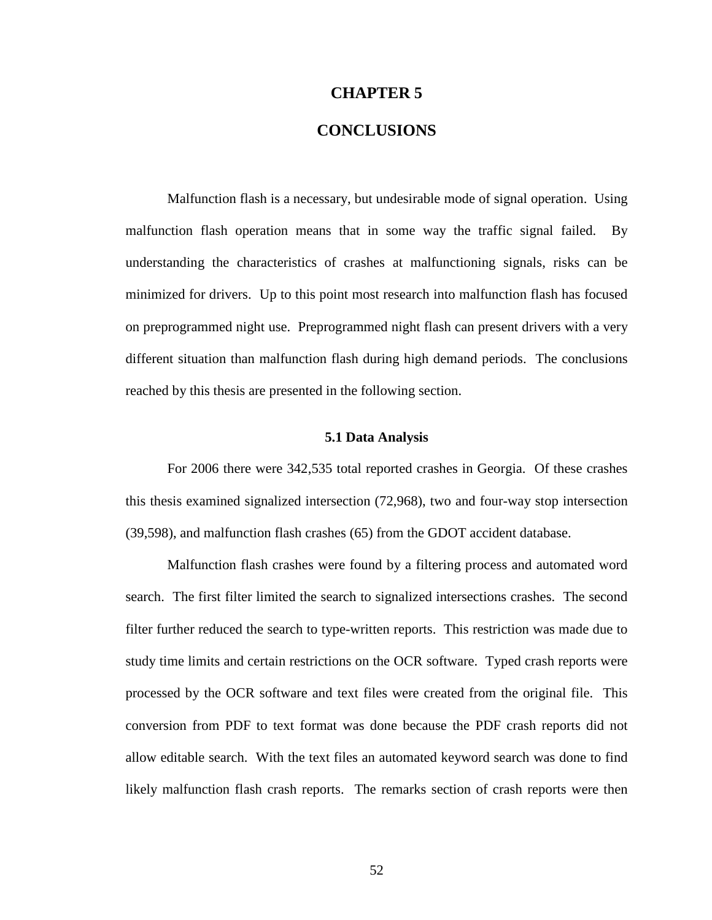# CHAPTER 5

# CONCLUSIONS

Malfunction flash is a necessary, but undesirable mode of signal operation. Using malfunction flash operation means that in some way the traffic signal failed. By understanding the characteristics of crashes at malfunctioning signals, risks can be minimized for drivers. Up to this point most research into malfunction flash has focused on preprogrammed night use. Preprogrammed night flash can present drivers with a very different situation than malfunction flash during high demand periods. The conclusions reached by this thesis are presented in the following section.

## 5.1 Data Analysis

For 2006 there were 342,535 total reported crashes in Georgia. Of these crashes this thesis examined signalized intersection (72,968), two and four-way stop intersection (39,598), and malfunction flash crashes (65) from the GDOT accident database.

Malfunction flash crashes were found by a filtering process and automated word search. The first filter limited the search to signalized intersections crashes. The second filter further reduced the search to type-written reports. This restriction was made due to study time limits and certain restrictions on the OCR software. Typed crash reports were processed by the OCR software and text files were created from the original file. This conversion from PDF to text format was done because the PDF crash reports did not allow editable search. With the text files an automated keyword search was done to find likely malfunction flash crash reports. The remarks section of crash reports were then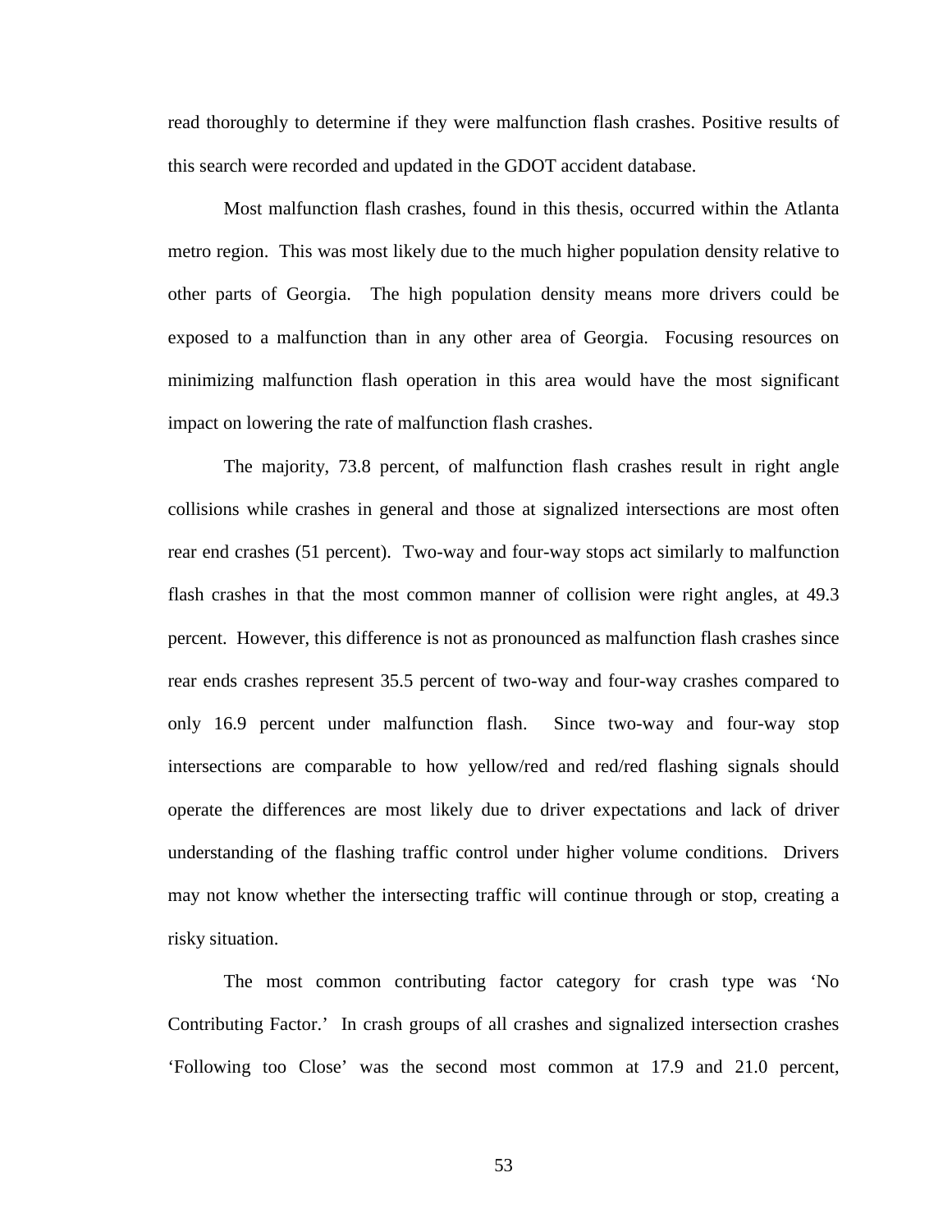read thoroughly to determine if they were malfunction flash crashes. Positive results of this search were recorded and updated in the GDOT accident database.

Most malfunction flash crashes, found in this thesis, occurred within the Atlanta metro region. This was most likely due to the much higher population density relative to other parts of Georgia. The high population density means more drivers could be exposed to a malfunction than in any other area of Georgia. Focusing resources on minimizing malfunction flash operation in this area would have the most significant impact on lowering the rate of malfunction flash crashes.

The majority, 73.8 percent, of malfunction flash crashes result in right angle collisions while crashes in general and those at signalized intersections are most often rear end crashes (51 percent). Two-way and four-way stops act similarly to malfunction flash crashes in that the most common manner of collision were right angles, at 49.3 percent. However, this difference is not as pronounced as malfunction flash crashes since rear ends crashes represent 35.5 percent of two-way and four-way crashes compared to only 16.9 percent under malfunction flash. Since two-way and four-way stop intersections are comparable to how yellow/red and red/red flashing signals should operate the differences are most likely due to driver expectations and lack of driver understanding of the flashing traffic control under higher volume conditions. Drivers may not know whether the intersecting traffic will continue through or stop, creating a risky situation.

The most common contributing factor category for crash type was 'No Contributing Factor.' In crash groups of all crashes and signalized intersection crashes 'Following too Close' was the second most common at 17.9 and 21.0 percent,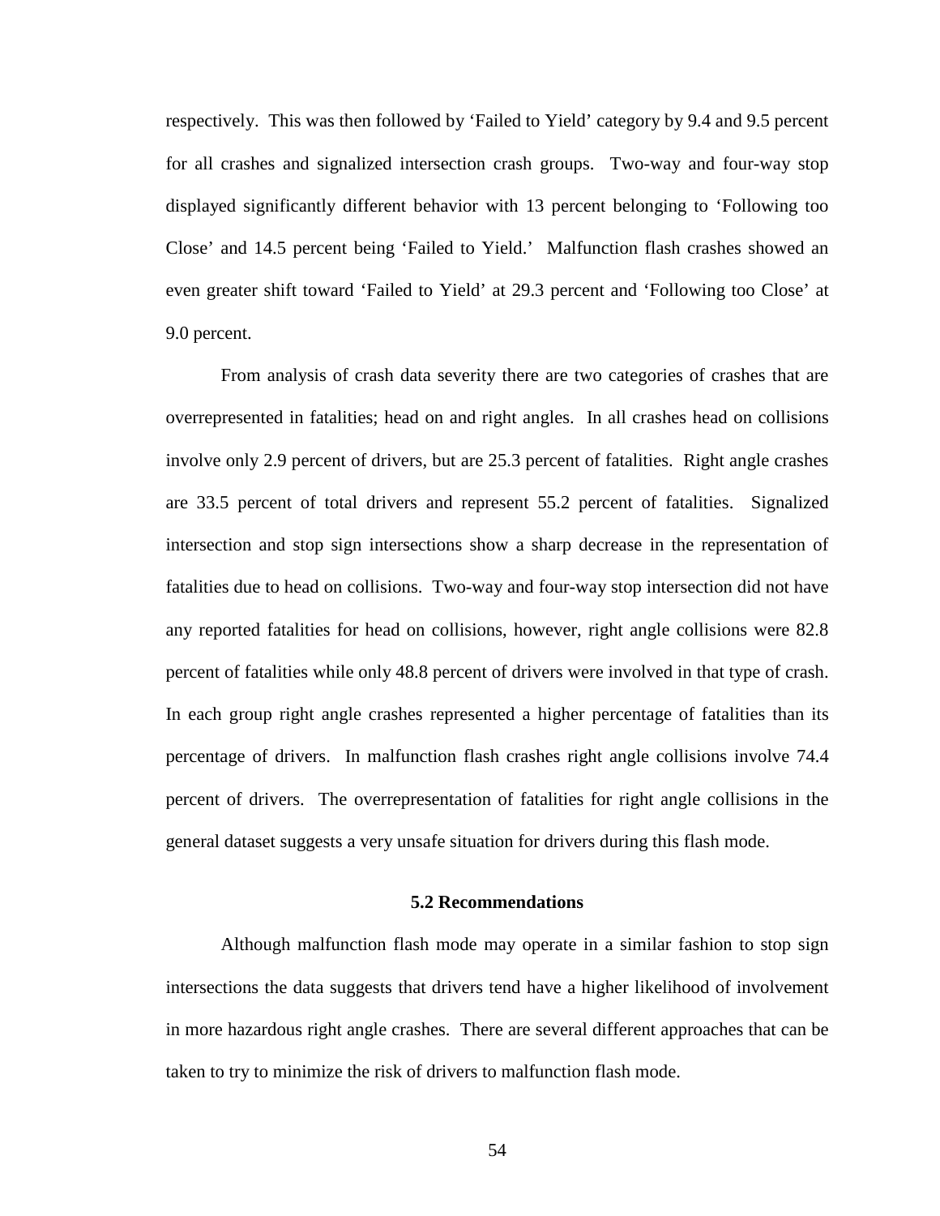respectively. This was then followed by 'Failed to Yield' category by 9.4 and 9.5 percent for all crashes and signalized intersection crash groups. Two-way and four-way stop displayed significantly different behavior with 13 percent belonging to 'Following too Close' and 14.5 percent being 'Failed to Yield.' Malfunction flash crashes showed an even greater shift toward 'Failed to Yield' at 29.3 percent and 'Following too Close' at 9.0 percent.

From analysis of crash data severity there are two categories of crashes that are overrepresented in fatalities; head on and right angles. In all crashes head on collisions involve only 2.9 percent of drivers, but are 25.3 percent of fatalities. Right angle crashes are 33.5 percent of total drivers and represent 55.2 percent of fatalities. Signalized intersection and stop sign intersections show a sharp decrease in the representation of fatalities due to head on collisions. Two-way and four-way stop intersection did not have any reported fatalities for head on collisions, however, right angle collisions were 82.8 percent of fatalities while only 48.8 percent of drivers were involved in that type of crash. In each group right angle crashes represented a higher percentage of fatalities than its percentage of drivers. In malfunction flash crashes right angle collisions involve 74.4 percent of drivers. The overrepresentation of fatalities for right angle collisions in the general dataset suggests a very unsafe situation for drivers during this flash mode.

## 5.2 Recommendations

Although malfunction flash mode may operate in a similar fashion to stop sign intersections the data suggests that drivers tend have a higher likelihood of involvement in more hazardous right angle crashes. There are several different approaches that can be taken to try to minimize the risk of drivers to malfunction flash mode.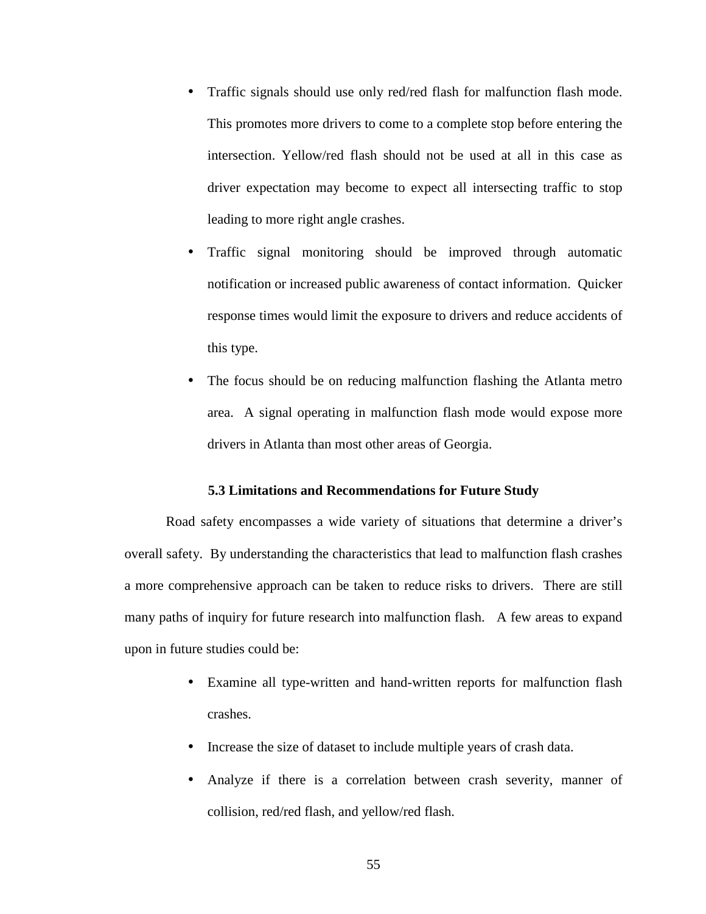- Traffic signals should use only red/red flash for malfunction flash mode. This promotes more drivers to come to a complete stop before entering the intersection. Yellow/red flash should not be used at all in this case as driver expectation may become to expect all intersecting traffic to stop leading to more right angle crashes.
- Traffic signal monitoring should be improved through automatic notification or increased public awareness of contact information. Quicker response times would limit the exposure to drivers and reduce accidents of this type.
- The focus should be on reducing malfunction flashing the Atlanta metro area. A signal operating in malfunction flash mode would expose more drivers in Atlanta than most other areas of Georgia.

### 5.3 Limitations and Recommendations for Future Study

Road safety encompasses a wide variety of situations that determine a driver's overall safety. By understanding the characteristics that lead to malfunction flash crashes a more comprehensive approach can be taken to reduce risks to drivers. There are still many paths of inquiry for future research into malfunction flash. A few areas to expand upon in future studies could be:

- Examine all type-written and hand-written reports for malfunction flash crashes.
- Increase the size of dataset to include multiple years of crash data.
- Analyze if there is a correlation between crash severity, manner of collision, red/red flash, and yellow/red flash.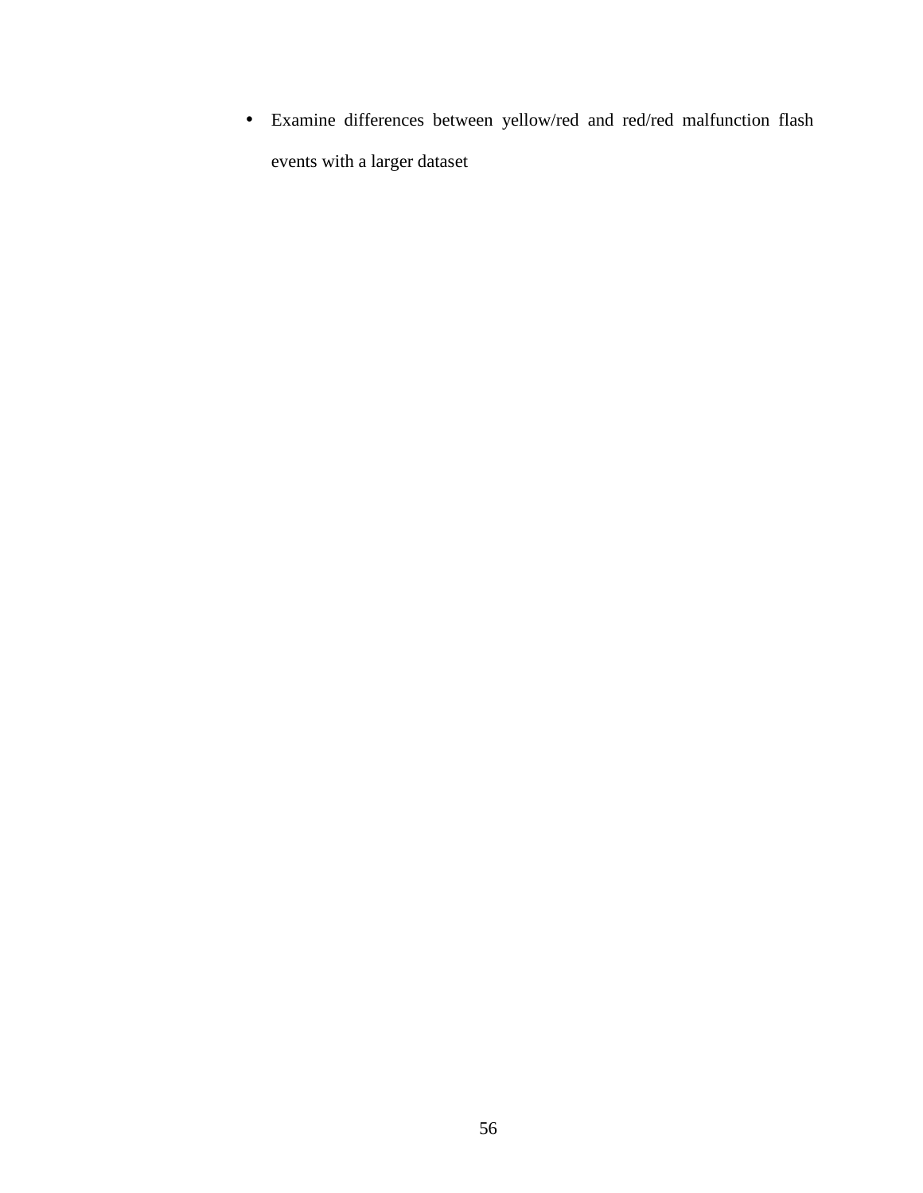- Examine differences between yellow/red and red/red malfunction flash events with a larger dataset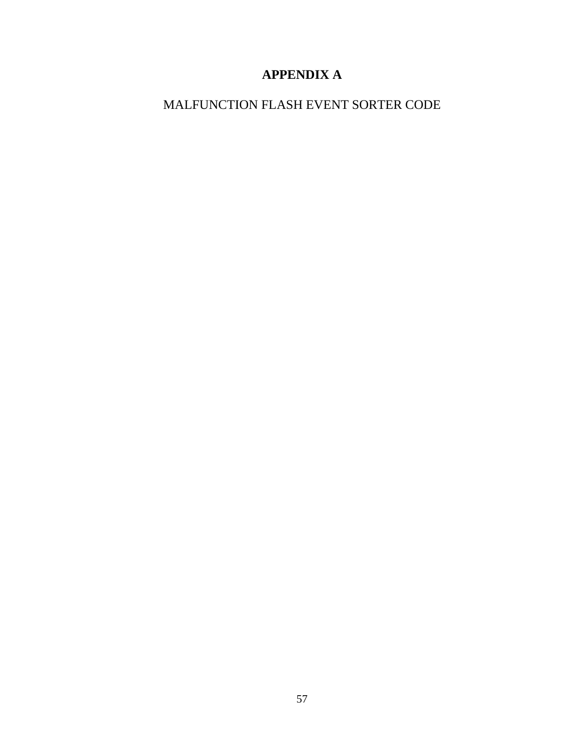# APPENDIX A

MALFUNCTION FLASH EVENT SORTER CODE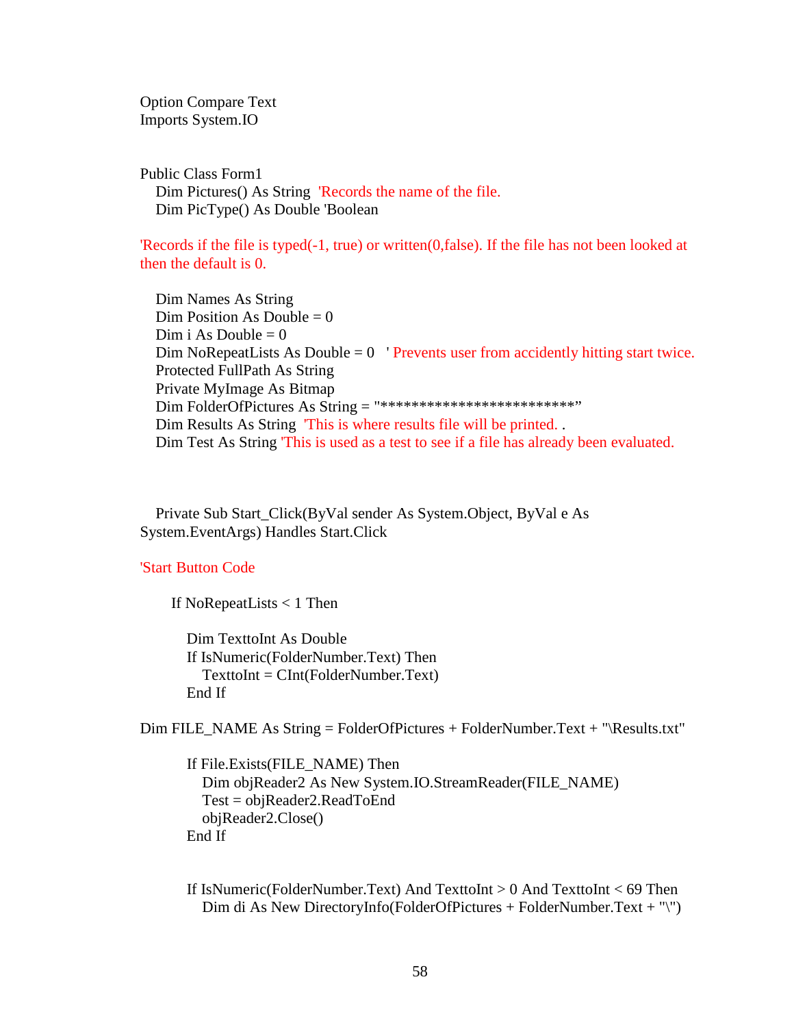```
Option Compare Text
Imports System.IO


Public Class Form1
   Dim Pictures() As String  'Records the name of the file.
   Dim PicType() As Double 'Boolean

'Records if the file is typed(-1, true) or written(0,false). If the file has not been looked at
then the default is 0.

   Dim Names As String
   Dim Position As Double = 0
   Dim i As Double = 0
   Dim NoRepeatLists As Double = 0   ' Prevents user from accidently hitting start twice.
   Protected FullPath As String
   Private MyImage As Bitmap
   Dim FolderOfPictures As String = "*************************"
   Dim Results As String  'This is where results file will be printed. .
   Dim Test As String 'This is used as a test to see if a file has already been evaluated.



   Private Sub Start_Click(ByVal sender As System.Object, ByVal e As
System.EventArgs) Handles Start.Click

'Start Button Code

      If NoRepeatLists < 1 Then

         Dim TexttoInt As Double
         If IsNumeric(FolderNumber.Text) Then
            TexttoInt = CInt(FolderNumber.Text)
         End If

Dim FILE_NAME As String = FolderOfPictures + FolderNumber.Text + "\Results.txt"

         If File.Exists(FILE_NAME) Then
            Dim objReader2 As New System.IO.StreamReader(FILE_NAME)
            Test = objReader2.ReadToEnd
            objReader2.Close()
         End If


         If IsNumeric(FolderNumber.Text) And TexttoInt > 0 And TexttoInt < 69 Then
            Dim di As New DirectoryInfo(FolderOfPictures + FolderNumber.Text + "\")
```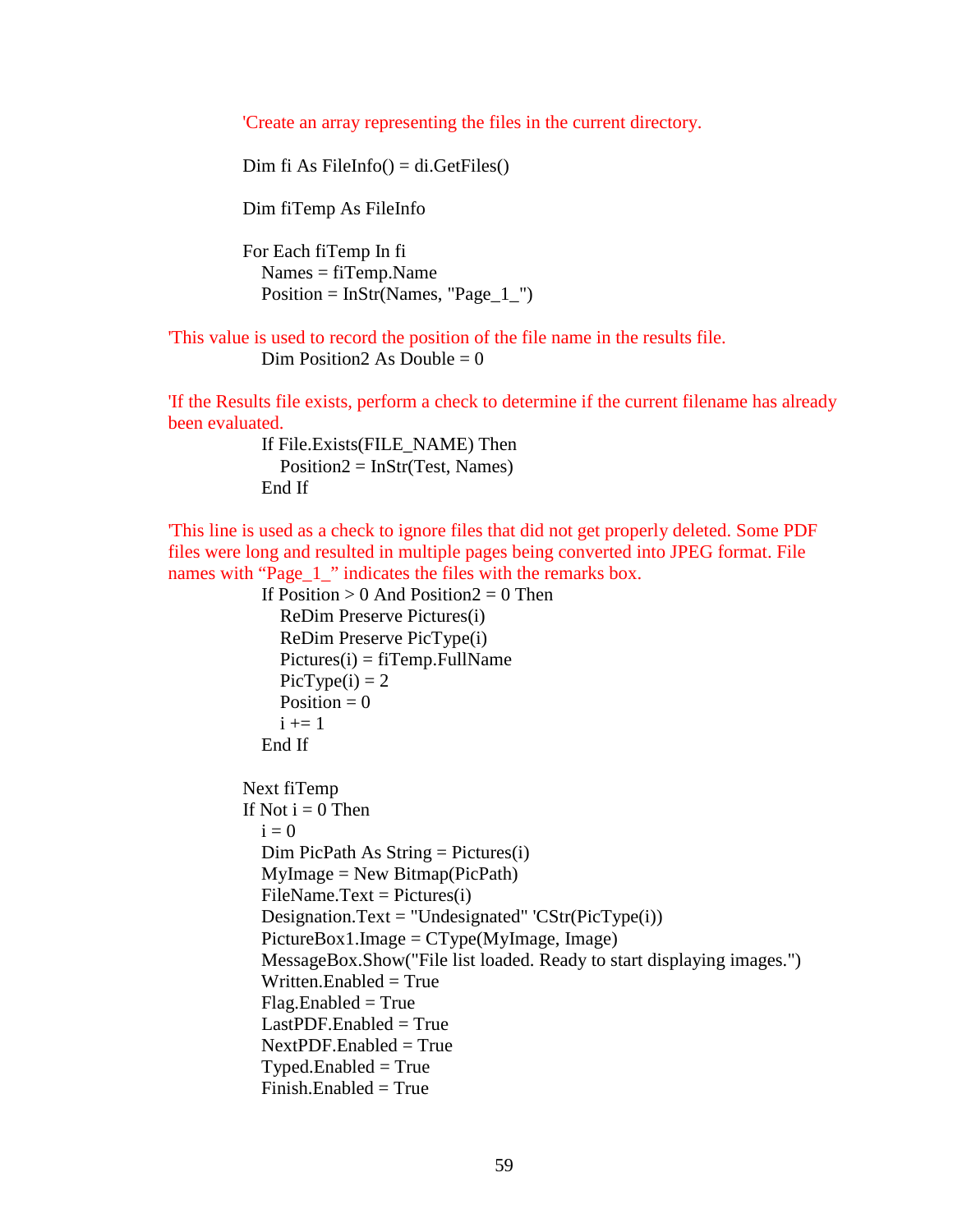```
'Create an array representing the files in the current directory.

Dim fi As FileInfo() = di.GetFiles()

Dim fiTemp As FileInfo

For Each fiTemp In fi
   Names = fiTemp.Name
   Position = InStr(Names, "Page_1_")

'This value is used to record the position of the file name in the results file.
   Dim Position2 As Double = 0

'If the Results file exists, perform a check to determine if the current filename has already
been evaluated.
   If File.Exists(FILE_NAME) Then
      Position2 = InStr(Test, Names)
   End If

'This line is used as a check to ignore files that did not get properly deleted. Some PDF
files were long and resulted in multiple pages being converted into JPEG format. File
names with "Page_1_" indicates the files with the remarks box.
   If Position > 0 And Position2 = 0 Then
      ReDim Preserve Pictures(i)
      ReDim Preserve PicType(i)
      Pictures(i) = fiTemp.FullName
      PicType(i) = 2
      Position = 0
      i += 1
   End If

Next fiTemp
If Not i = 0 Then
   i = 0
   Dim PicPath As String = Pictures(i)
   MyImage = New Bitmap(PicPath)
   FileName.Text = Pictures(i)
   Designation.Text = "Undesignated" 'CStr(PicType(i))
   PictureBox1.Image = CType(MyImage, Image)
   MessageBox.Show("File list loaded. Ready to start displaying images.")
   Written.Enabled = True
   Flag.Enabled = True
   LastPDF.Enabled = True
   NextPDF.Enabled = True
   Typed.Enabled = True
   Finish.Enabled = True
```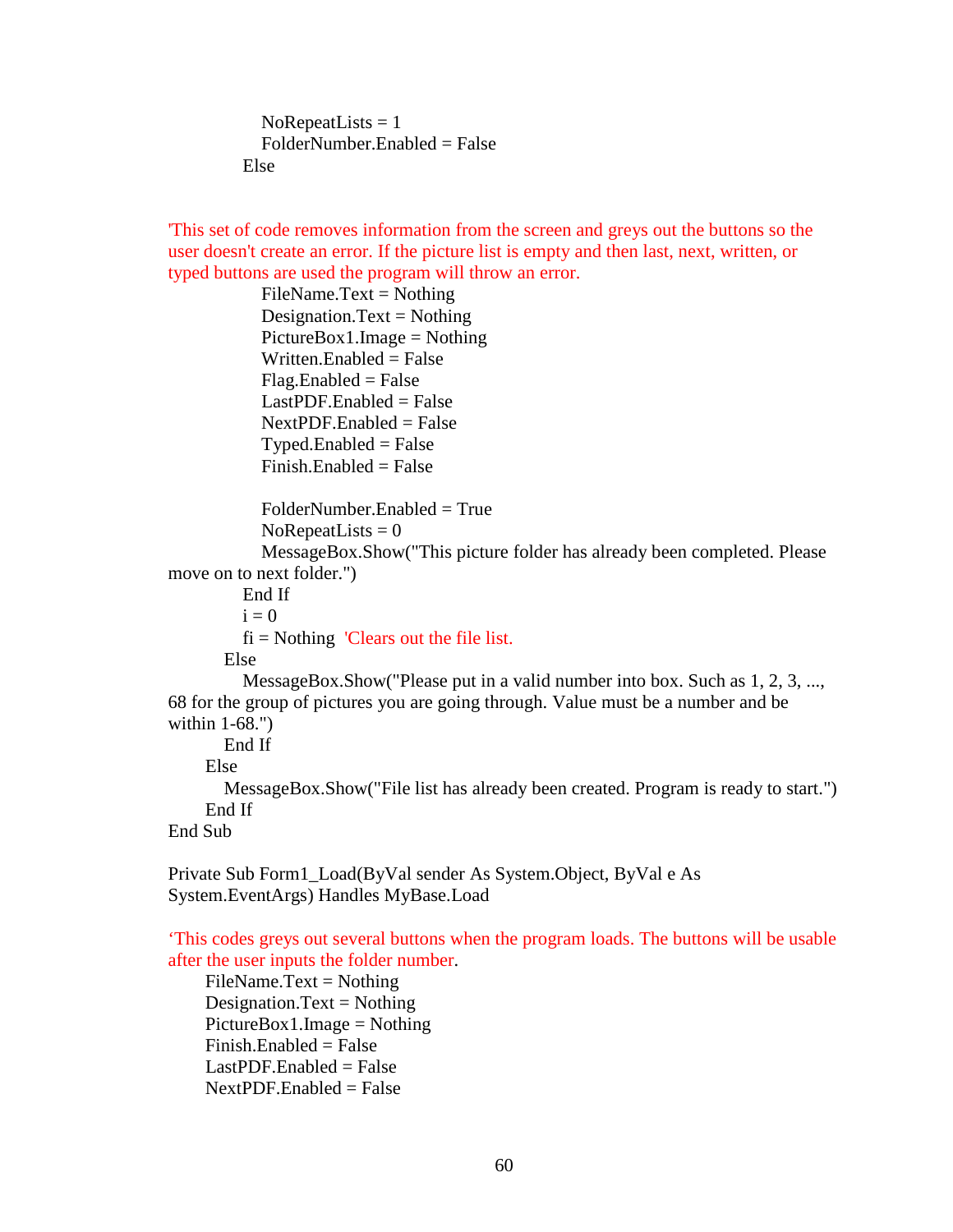```
                NoRepeatLists = 1
                FolderNumber.Enabled = False
            Else

'This set of code removes information from the screen and greys out the buttons so the
user doesn't create an error. If the picture list is empty and then last, next, written, or
typed buttons are used the program will throw an error.
                FileName.Text = Nothing
                Designation.Text = Nothing
                PictureBox1.Image = Nothing
                Written.Enabled = False
                Flag.Enabled = False
                LastPDF.Enabled = False
                NextPDF.Enabled = False
                Typed.Enabled = False
                Finish.Enabled = False

                FolderNumber.Enabled = True
                NoRepeatLists = 0
                MessageBox.Show("This picture folder has already been completed. Please
move on to next folder.")
            End If
            i = 0
            fi = Nothing  'Clears out the file list.
        Else
            MessageBox.Show("Please put in a valid number into box. Such as 1, 2, 3, ...,
68 for the group of pictures you are going through. Value must be a number and be
within 1-68.")
        End If
    Else
        MessageBox.Show("File list has already been created. Program is ready to start.")
    End If
End Sub

Private Sub Form1_Load(ByVal sender As System.Object, ByVal e As
System.EventArgs) Handles MyBase.Load

'This codes greys out several buttons when the program loads. The buttons will be usable
after the user inputs the folder number.
    FileName.Text = Nothing
    Designation.Text = Nothing
    PictureBox1.Image = Nothing
    Finish.Enabled = False
    LastPDF.Enabled = False
    NextPDF.Enabled = False
```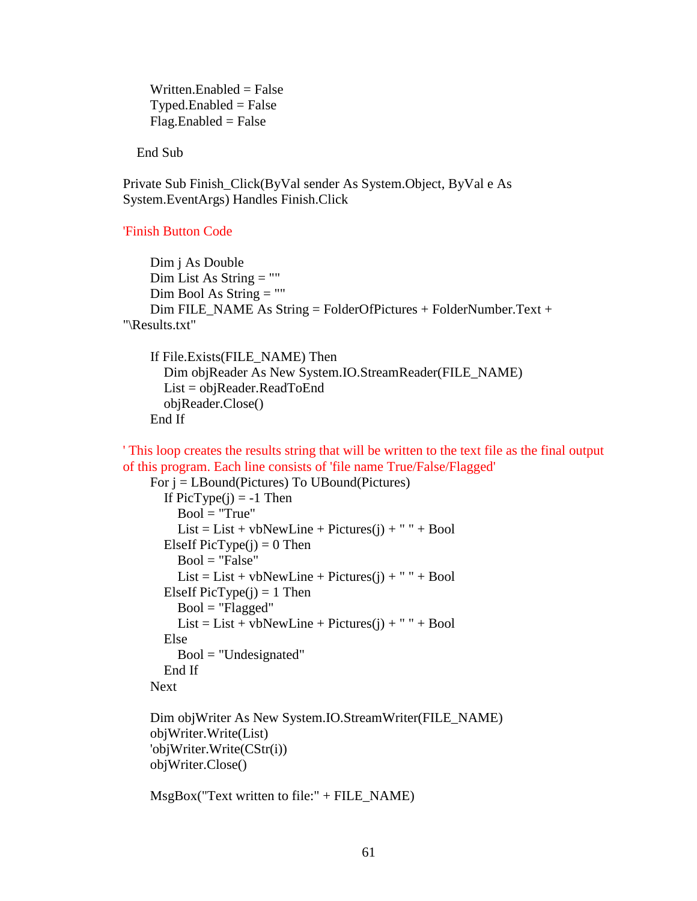```
        Written.Enabled = False
        Typed.Enabled = False
        Flag.Enabled = False

    End Sub

Private Sub Finish_Click(ByVal sender As System.Object, ByVal e As
System.EventArgs) Handles Finish.Click

'Finish Button Code

        Dim j As Double
        Dim List As String = ""
        Dim Bool As String = ""
        Dim FILE_NAME As String = FolderOfPictures + FolderNumber.Text +
"\Results.txt"

        If File.Exists(FILE_NAME) Then
            Dim objReader As New System.IO.StreamReader(FILE_NAME)
            List = objReader.ReadToEnd
            objReader.Close()
        End If

' This loop creates the results string that will be written to the text file as the final output
of this program. Each line consists of 'file name True/False/Flagged'
        For j = LBound(Pictures) To UBound(Pictures)
            If PicType(j) = -1 Then
                Bool = "True"
                List = List + vbNewLine + Pictures(j) + " " + Bool
            ElseIf PicType(j) = 0 Then
                Bool = "False"
                List = List + vbNewLine + Pictures(j) + " " + Bool
            ElseIf PicType(j) = 1 Then
                Bool = "Flagged"
                List = List + vbNewLine + Pictures(j) + " " + Bool
            Else
                Bool = "Undesignated"
            End If
        Next

        Dim objWriter As New System.IO.StreamWriter(FILE_NAME)
        objWriter.Write(List)
        'objWriter.Write(CStr(i))
        objWriter.Close()

        MsgBox("Text written to file:" + FILE_NAME)
```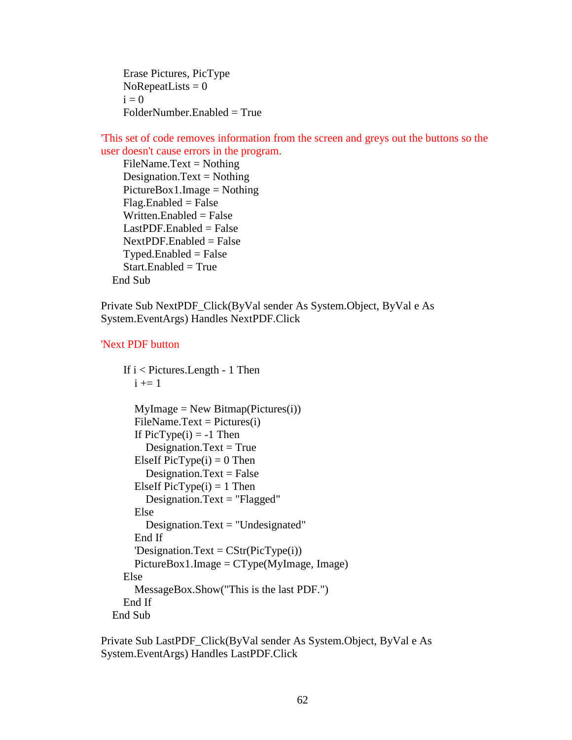```
        Erase Pictures, PicType
        NoRepeatLists = 0
        i = 0
        FolderNumber.Enabled = True

'This set of code removes information from the screen and greys out the buttons so the
user doesn't cause errors in the program.
        FileName.Text = Nothing
        Designation.Text = Nothing
        PictureBox1.Image = Nothing
        Flag.Enabled = False
        Written.Enabled = False
        LastPDF.Enabled = False
        NextPDF.Enabled = False
        Typed.Enabled = False
        Start.Enabled = True
    End Sub

Private Sub NextPDF_Click(ByVal sender As System.Object, ByVal e As
System.EventArgs) Handles NextPDF.Click

'Next PDF button

        If i < Pictures.Length - 1 Then
            i += 1

            MyImage = New Bitmap(Pictures(i))
            FileName.Text = Pictures(i)
            If PicType(i) = -1 Then
                Designation.Text = True
            ElseIf PicType(i) = 0 Then
                Designation.Text = False
            ElseIf PicType(i) = 1 Then
                Designation.Text = "Flagged"
            Else
                Designation.Text = "Undesignated"
            End If
            'Designation.Text = CStr(PicType(i))
            PictureBox1.Image = CType(MyImage, Image)
        Else
            MessageBox.Show("This is the last PDF.")
        End If
    End Sub

Private Sub LastPDF_Click(ByVal sender As System.Object, ByVal e As
System.EventArgs) Handles LastPDF.Click
```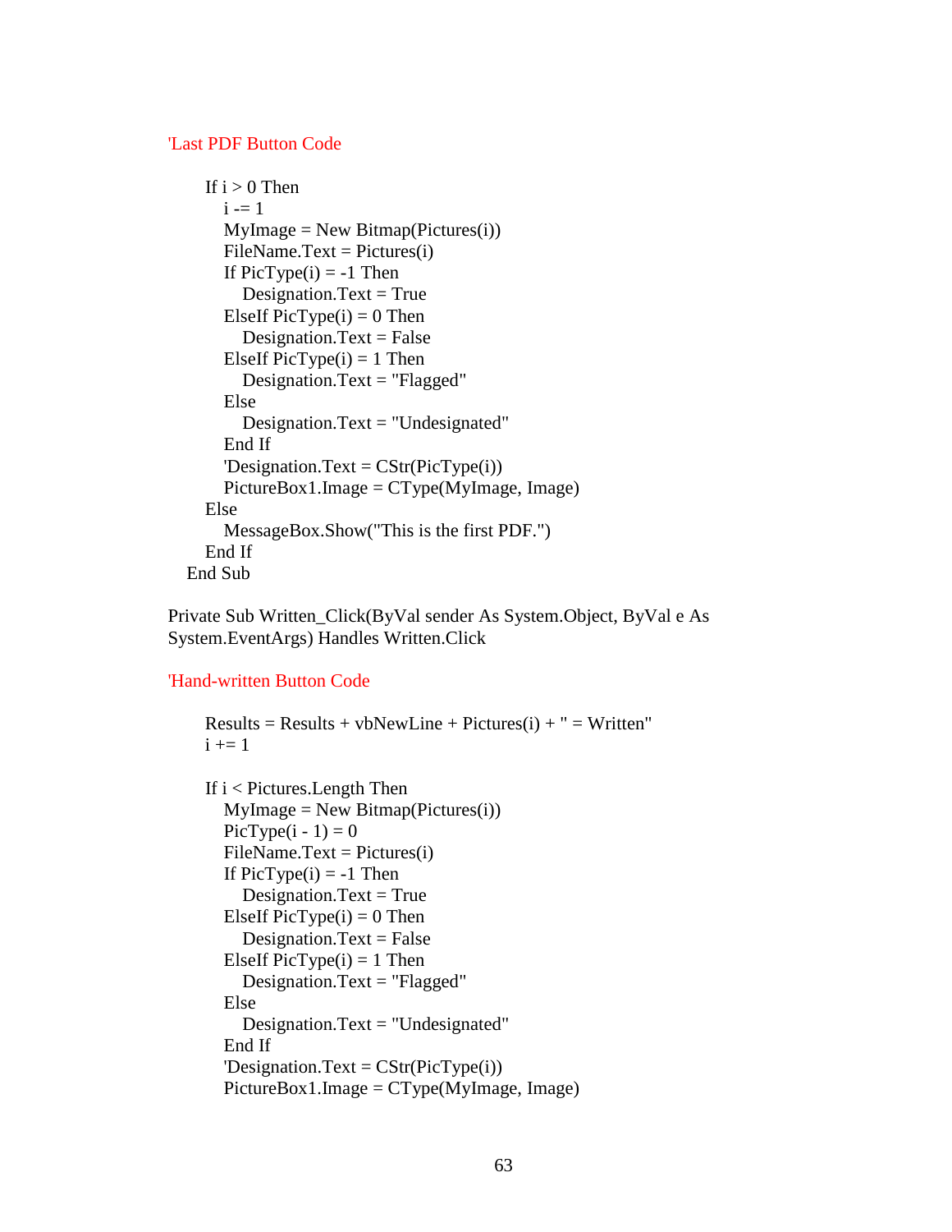```
'Last PDF Button Code

        If i > 0 Then
            i -= 1
            MyImage = New Bitmap(Pictures(i))
            FileName.Text = Pictures(i)
            If PicType(i) = -1 Then
                Designation.Text = True
            ElseIf PicType(i) = 0 Then
                Designation.Text = False
            ElseIf PicType(i) = 1 Then
                Designation.Text = "Flagged"
            Else
                Designation.Text = "Undesignated"
            End If
            'Designation.Text = CStr(PicType(i))
            PictureBox1.Image = CType(MyImage, Image)
        Else
            MessageBox.Show("This is the first PDF.")
        End If
    End Sub

Private Sub Written_Click(ByVal sender As System.Object, ByVal e As
System.EventArgs) Handles Written.Click

'Hand-written Button Code

        Results = Results + vbNewLine + Pictures(i) + " = Written"
        i += 1

        If i < Pictures.Length Then
            MyImage = New Bitmap(Pictures(i))
            PicType(i - 1) = 0
            FileName.Text = Pictures(i)
            If PicType(i) = -1 Then
                Designation.Text = True
            ElseIf PicType(i) = 0 Then
                Designation.Text = False
            ElseIf PicType(i) = 1 Then
                Designation.Text = "Flagged"
            Else
                Designation.Text = "Undesignated"
            End If
            'Designation.Text = CStr(PicType(i))
            PictureBox1.Image = CType(MyImage, Image)
```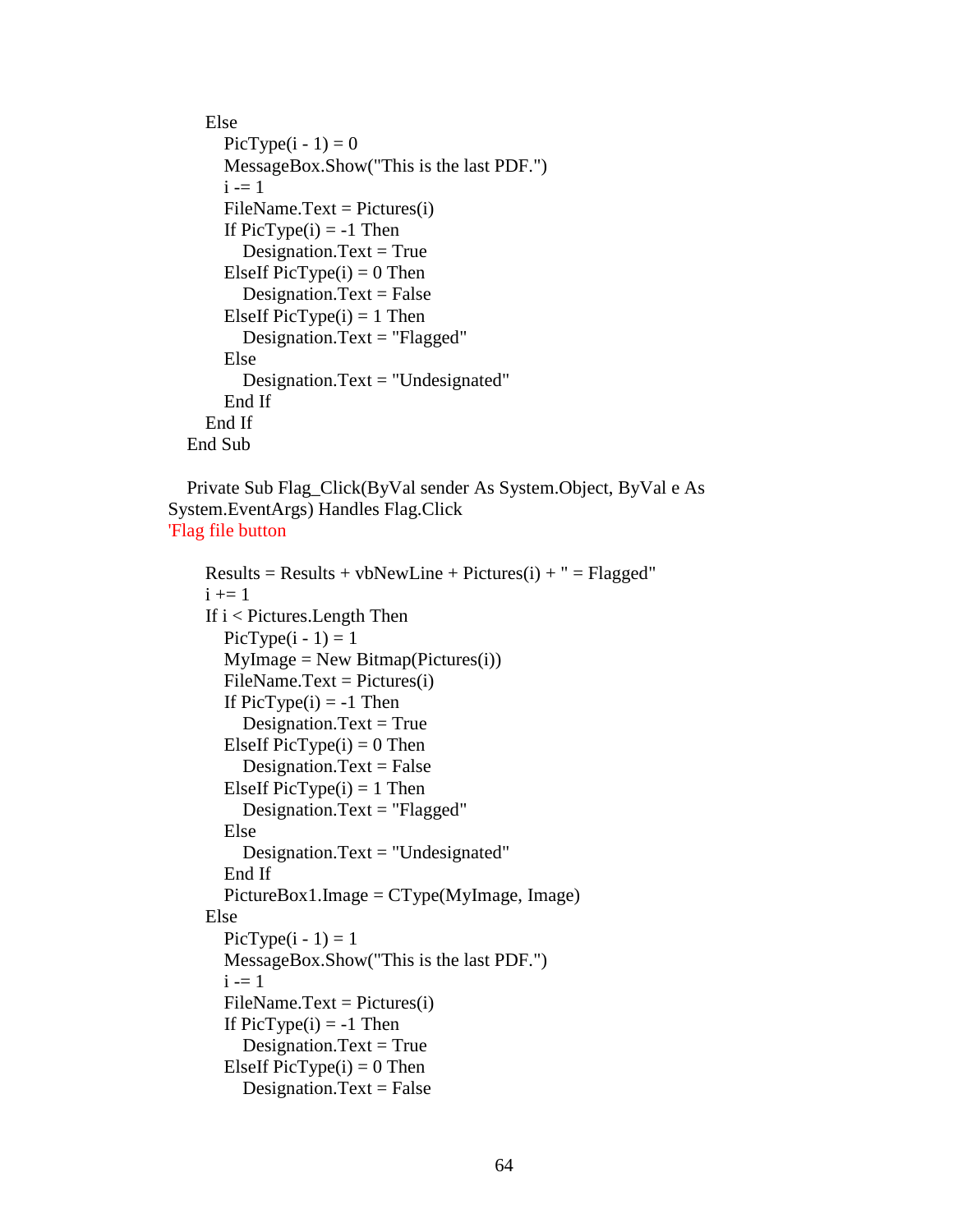```
        Else
            PicType(i - 1) = 0
            MessageBox.Show("This is the last PDF.")
            i -= 1
            FileName.Text = Pictures(i)
            If PicType(i) = -1 Then
                Designation.Text = True
            ElseIf PicType(i) = 0 Then
                Designation.Text = False
            ElseIf PicType(i) = 1 Then
                Designation.Text = "Flagged"
            Else
                Designation.Text = "Undesignated"
            End If
        End If
    End Sub

    Private Sub Flag_Click(ByVal sender As System.Object, ByVal e As
System.EventArgs) Handles Flag.Click
'Flag file button

        Results = Results + vbNewLine + Pictures(i) + " = Flagged"
        i += 1
        If i < Pictures.Length Then
            PicType(i - 1) = 1
            MyImage = New Bitmap(Pictures(i))
            FileName.Text = Pictures(i)
            If PicType(i) = -1 Then
                Designation.Text = True
            ElseIf PicType(i) = 0 Then
                Designation.Text = False
            ElseIf PicType(i) = 1 Then
                Designation.Text = "Flagged"
            Else
                Designation.Text = "Undesignated"
            End If
            PictureBox1.Image = CType(MyImage, Image)
        Else
            PicType(i - 1) = 1
            MessageBox.Show("This is the last PDF.")
            i -= 1
            FileName.Text = Pictures(i)
            If PicType(i) = -1 Then
                Designation.Text = True
            ElseIf PicType(i) = 0 Then
                Designation.Text = False
```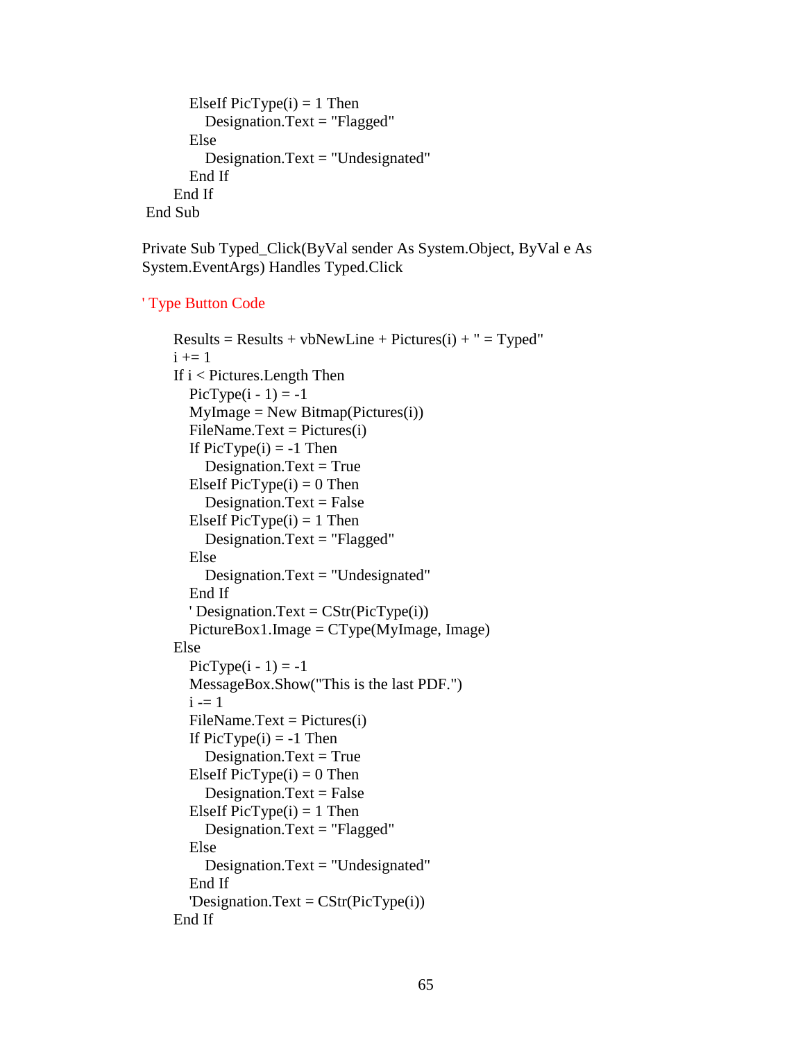```
            ElseIf PicType(i) = 1 Then
                Designation.Text = "Flagged"
            Else
                Designation.Text = "Undesignated"
            End If
        End If
    End Sub

Private Sub Typed_Click(ByVal sender As System.Object, ByVal e As
System.EventArgs) Handles Typed.Click

' Type Button Code

        Results = Results + vbNewLine + Pictures(i) + " = Typed"
        i += 1
        If i < Pictures.Length Then
            PicType(i - 1) = -1
            MyImage = New Bitmap(Pictures(i))
            FileName.Text = Pictures(i)
            If PicType(i) = -1 Then
                Designation.Text = True
            ElseIf PicType(i) = 0 Then
                Designation.Text = False
            ElseIf PicType(i) = 1 Then
                Designation.Text = "Flagged"
            Else
                Designation.Text = "Undesignated"
            End If
            ' Designation.Text = CStr(PicType(i))
            PictureBox1.Image = CType(MyImage, Image)
        Else
            PicType(i - 1) = -1
            MessageBox.Show("This is the last PDF.")
            i -= 1
            FileName.Text = Pictures(i)
            If PicType(i) = -1 Then
                Designation.Text = True
            ElseIf PicType(i) = 0 Then
                Designation.Text = False
            ElseIf PicType(i) = 1 Then
                Designation.Text = "Flagged"
            Else
                Designation.Text = "Undesignated"
            End If
            'Designation.Text = CStr(PicType(i))
        End If
```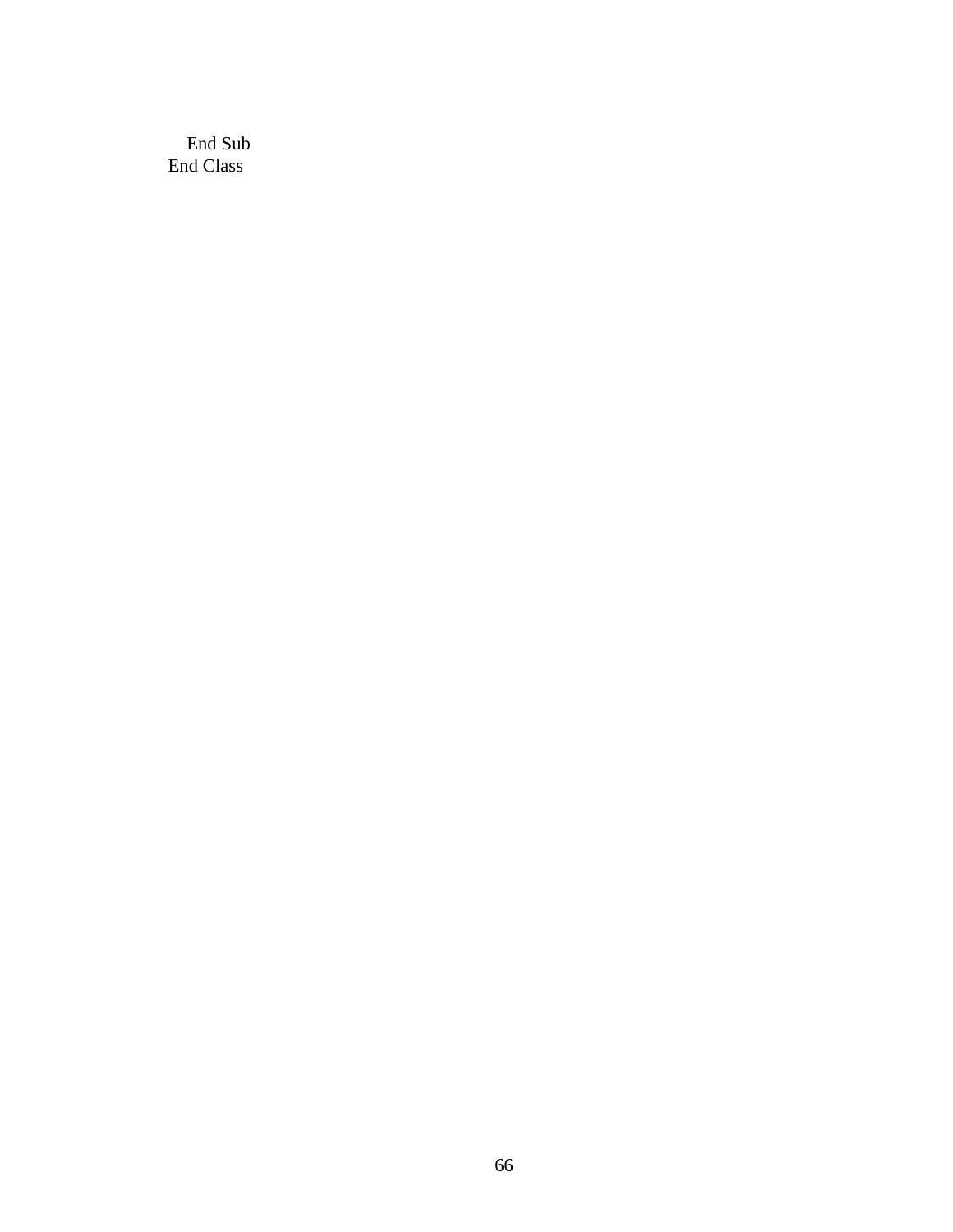```
    End Sub
End Class
```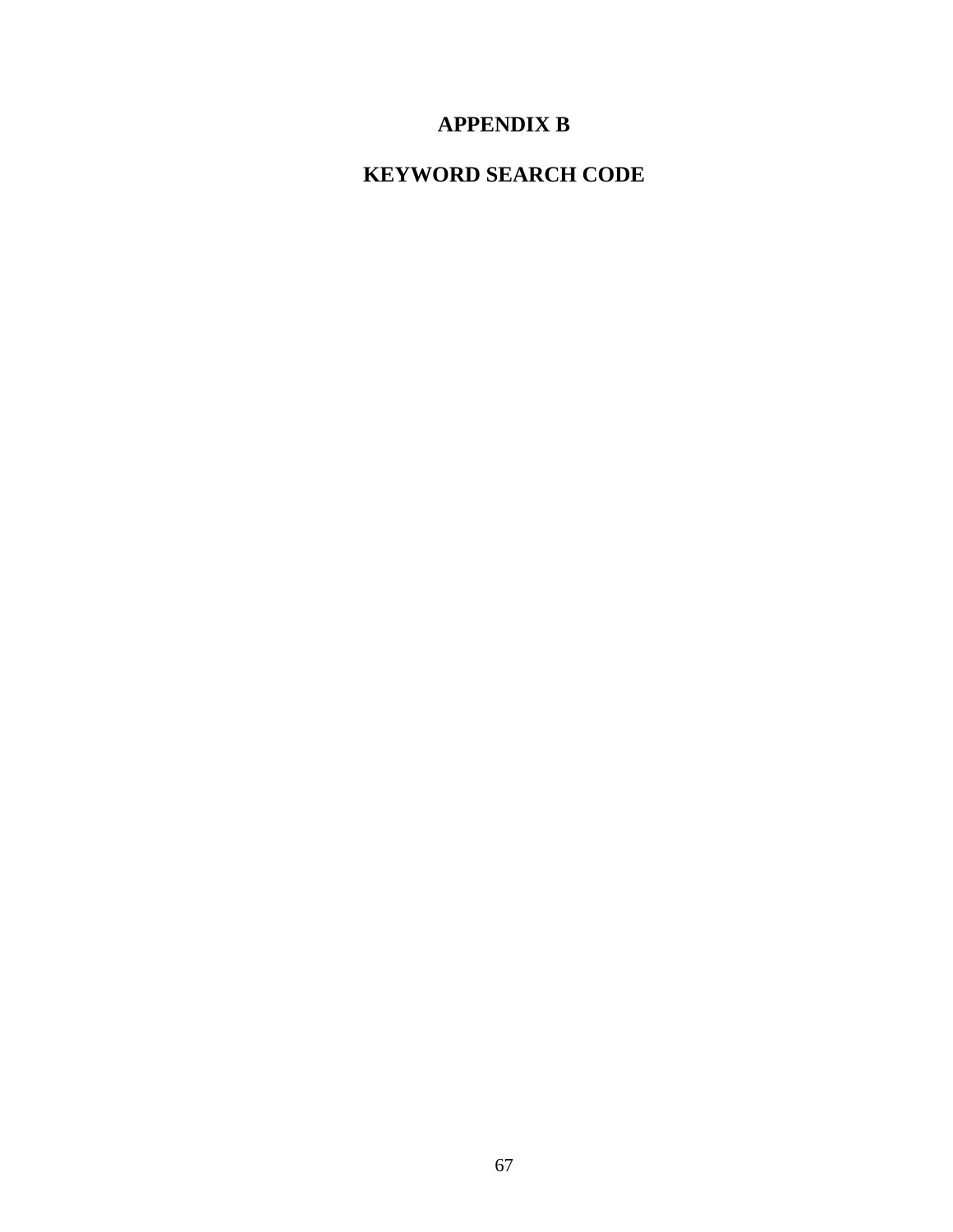# APPENDIX B

# KEYWORD SEARCH CODE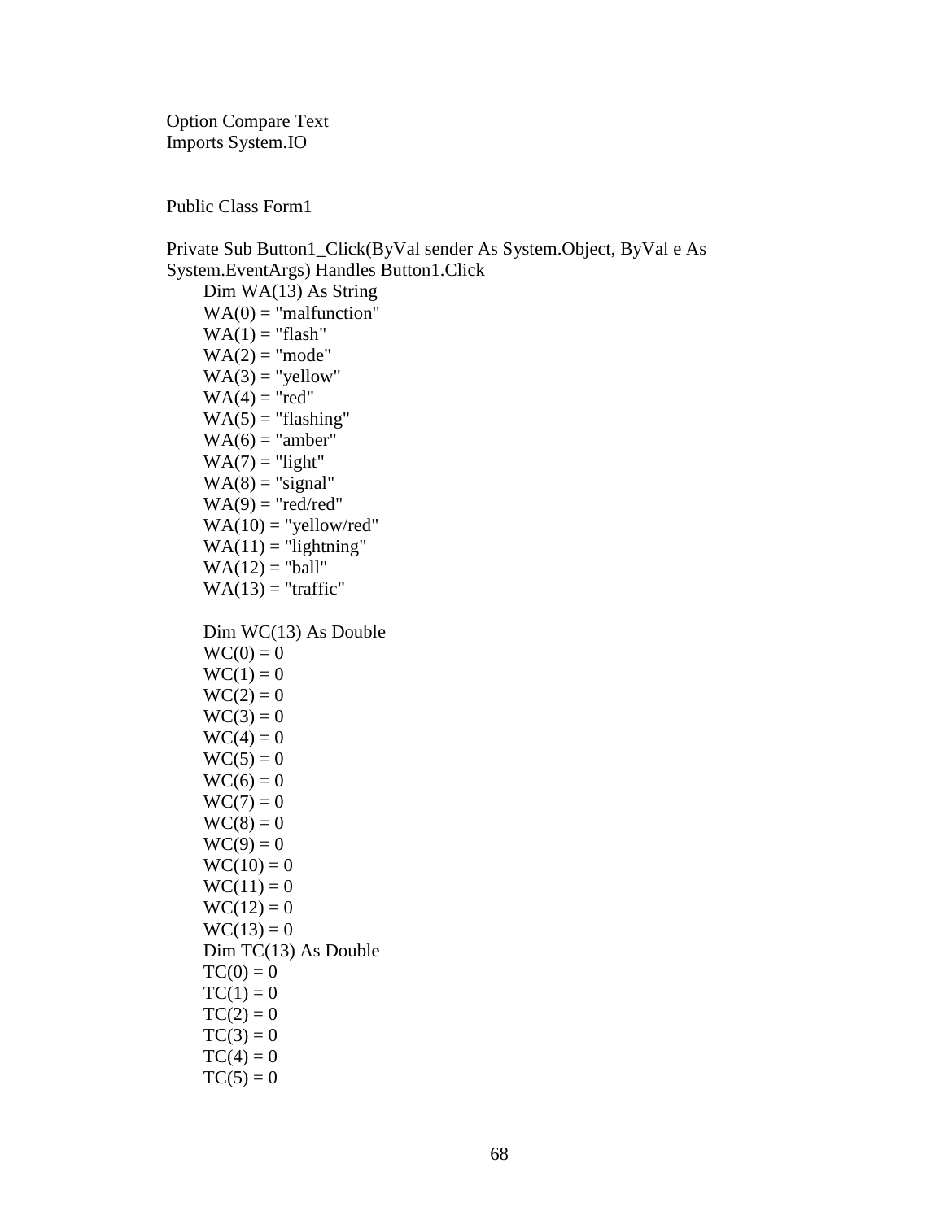```
Option Compare Text
Imports System.IO


Public Class Form1

Private Sub Button1_Click(ByVal sender As System.Object, ByVal e As
System.EventArgs) Handles Button1.Click
    Dim WA(13) As String
    WA(0) = "malfunction"
    WA(1) = "flash"
    WA(2) = "mode"
    WA(3) = "yellow"
    WA(4) = "red"
    WA(5) = "flashing"
    WA(6) = "amber"
    WA(7) = "light"
    WA(8) = "signal"
    WA(9) = "red/red"
    WA(10) = "yellow/red"
    WA(11) = "lightning"
    WA(12) = "ball"
    WA(13) = "traffic"

    Dim WC(13) As Double
    WC(0) = 0
    WC(1) = 0
    WC(2) = 0
    WC(3) = 0
    WC(4) = 0
    WC(5) = 0
    WC(6) = 0
    WC(7) = 0
    WC(8) = 0
    WC(9) = 0
    WC(10) = 0
    WC(11) = 0
    WC(12) = 0
    WC(13) = 0
    Dim TC(13) As Double
    TC(0) = 0
    TC(1) = 0
    TC(2) = 0
    TC(3) = 0
    TC(4) = 0
    TC(5) = 0
```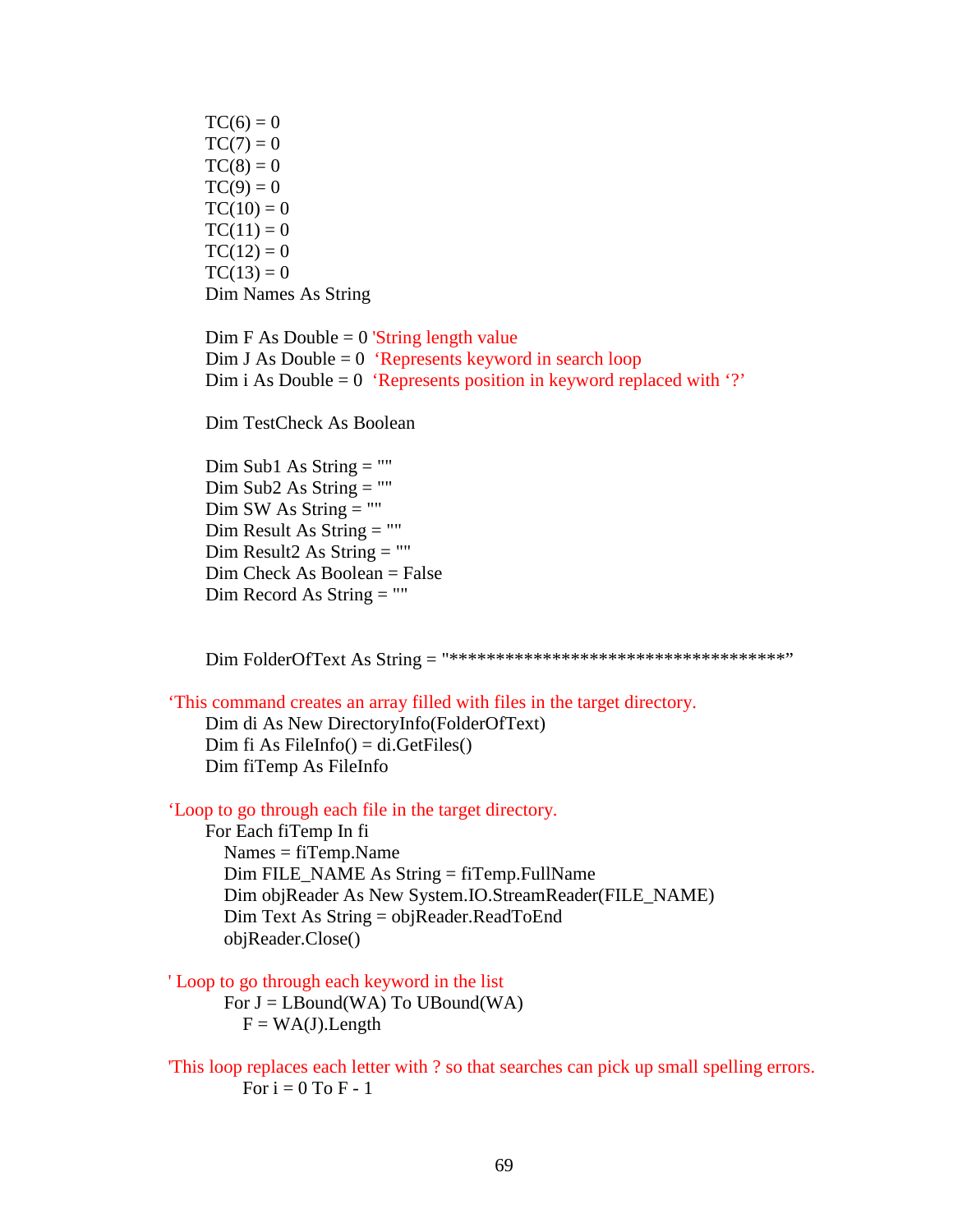```
        TC(6) = 0
        TC(7) = 0
        TC(8) = 0
        TC(9) = 0
        TC(10) = 0
        TC(11) = 0
        TC(12) = 0
        TC(13) = 0
        Dim Names As String

        Dim F As Double = 0 'String length value
        Dim J As Double = 0  'Represents keyword in search loop
        Dim i As Double = 0  'Represents position in keyword replaced with '?'

        Dim TestCheck As Boolean

        Dim Sub1 As String = ""
        Dim Sub2 As String = ""
        Dim SW As String = ""
        Dim Result As String = ""
        Dim Result2 As String = ""
        Dim Check As Boolean = False
        Dim Record As String = ""


        Dim FolderOfText As String = "************************************"

'This command creates an array filled with files in the target directory.
        Dim di As New DirectoryInfo(FolderOfText)
        Dim fi As FileInfo() = di.GetFiles()
        Dim fiTemp As FileInfo

'Loop to go through each file in the target directory.
        For Each fiTemp In fi
            Names = fiTemp.Name
            Dim FILE_NAME As String = fiTemp.FullName
            Dim objReader As New System.IO.StreamReader(FILE_NAME)
            Dim Text As String = objReader.ReadToEnd
            objReader.Close()

' Loop to go through each keyword in the list
            For J = LBound(WA) To UBound(WA)
                F = WA(J).Length

'This loop replaces each letter with ? so that searches can pick up small spelling errors.
                For i = 0 To F - 1
```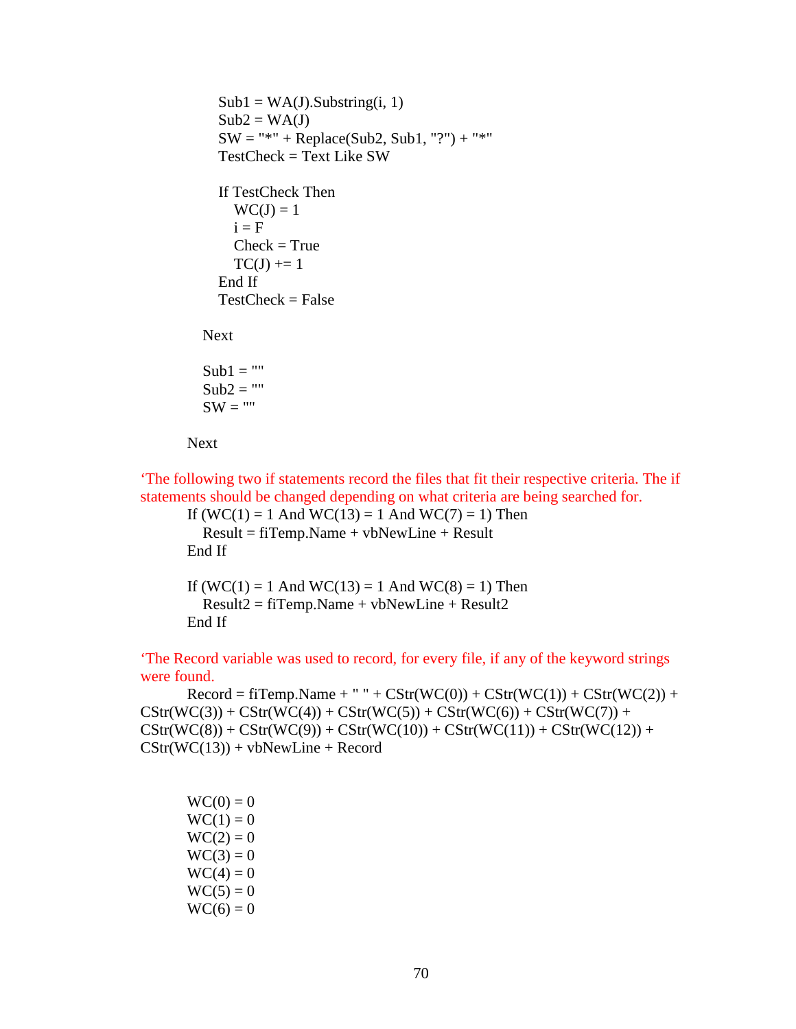```
            Sub1 = WA(J).Substring(i, 1)
            Sub2 = WA(J)
            SW = "*" + Replace(Sub2, Sub1, "?") + "*"
            TestCheck = Text Like SW

            If TestCheck Then
               WC(J) = 1
               i = F
               Check = True
               TC(J) += 1
            End If
            TestCheck = False

         Next

         Sub1 = ""
         Sub2 = ""
         SW = ""

      Next
```

'The following two if statements record the files that fit their respective criteria. The if statements should be changed depending on what criteria are being searched for.

```
      If (WC(1) = 1 And WC(13) = 1 And WC(7) = 1) Then
         Result = fiTemp.Name + vbNewLine + Result
      End If

      If (WC(1) = 1 And WC(13) = 1 And WC(8) = 1) Then
         Result2 = fiTemp.Name + vbNewLine + Result2
      End If
```

'The Record variable was used to record, for every file, if any of the keyword strings were found.

```
      Record = fiTemp.Name + " " + CStr(WC(0)) + CStr(WC(1)) + CStr(WC(2)) +
CStr(WC(3)) + CStr(WC(4)) + CStr(WC(5)) + CStr(WC(6)) + CStr(WC(7)) +
CStr(WC(8)) + CStr(WC(9)) + CStr(WC(10)) + CStr(WC(11)) + CStr(WC(12)) +
CStr(WC(13)) + vbNewLine + Record


      WC(0) = 0
      WC(1) = 0
      WC(2) = 0
      WC(3) = 0
      WC(4) = 0
      WC(5) = 0
      WC(6) = 0
```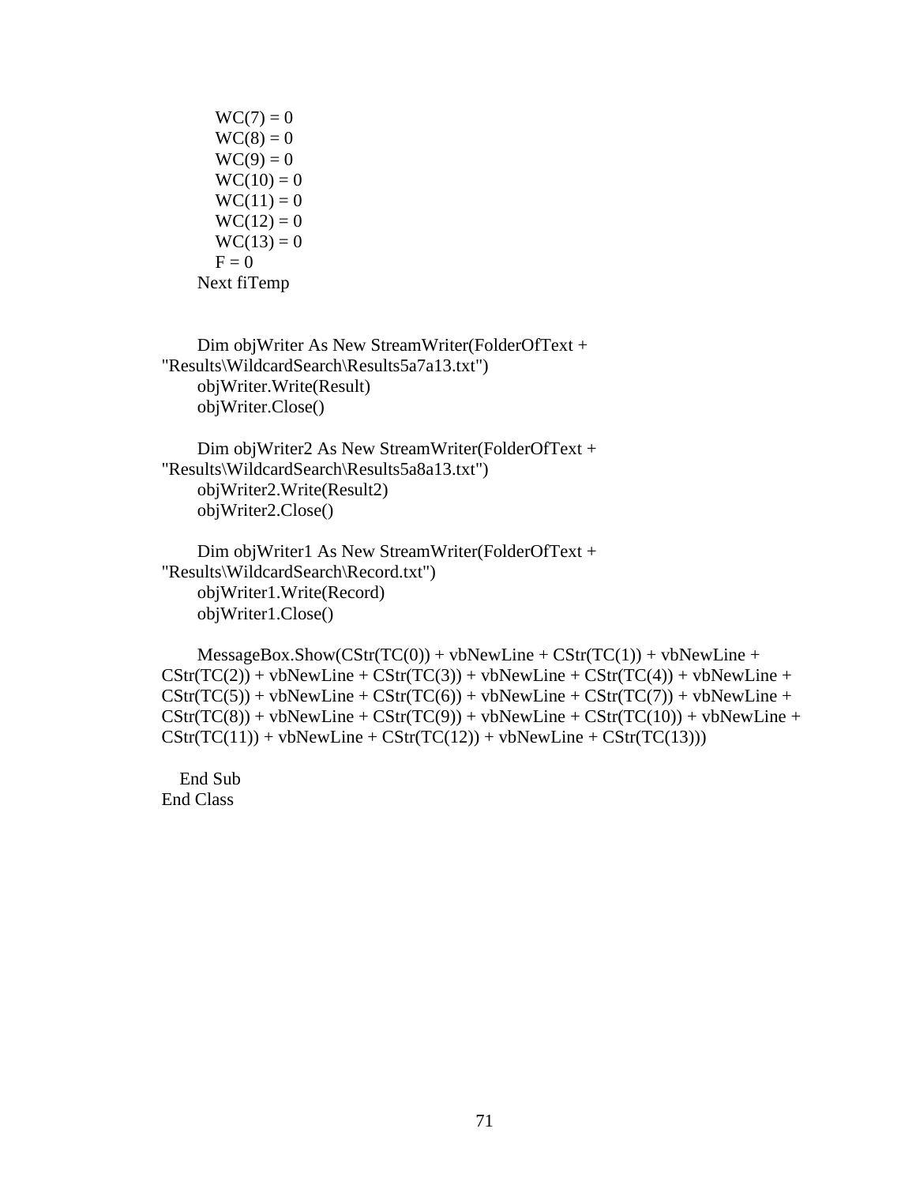```
            WC(7) = 0
            WC(8) = 0
            WC(9) = 0
            WC(10) = 0
            WC(11) = 0
            WC(12) = 0
            WC(13) = 0
            F = 0
        Next fiTemp


        Dim objWriter As New StreamWriter(FolderOfText +
"Results\WildcardSearch\Results5a7a13.txt")
        objWriter.Write(Result)
        objWriter.Close()

        Dim objWriter2 As New StreamWriter(FolderOfText +
"Results\WildcardSearch\Results5a8a13.txt")
        objWriter2.Write(Result2)
        objWriter2.Close()

        Dim objWriter1 As New StreamWriter(FolderOfText +
"Results\WildcardSearch\Record.txt")
        objWriter1.Write(Record)
        objWriter1.Close()

        MessageBox.Show(CStr(TC(0)) + vbNewLine + CStr(TC(1)) + vbNewLine +
CStr(TC(2)) + vbNewLine + CStr(TC(3)) + vbNewLine + CStr(TC(4)) + vbNewLine +
CStr(TC(5)) + vbNewLine + CStr(TC(6)) + vbNewLine + CStr(TC(7)) + vbNewLine +
CStr(TC(8)) + vbNewLine + CStr(TC(9)) + vbNewLine + CStr(TC(10)) + vbNewLine +
CStr(TC(11)) + vbNewLine + CStr(TC(12)) + vbNewLine + CStr(TC(13)))

    End Sub
End Class
```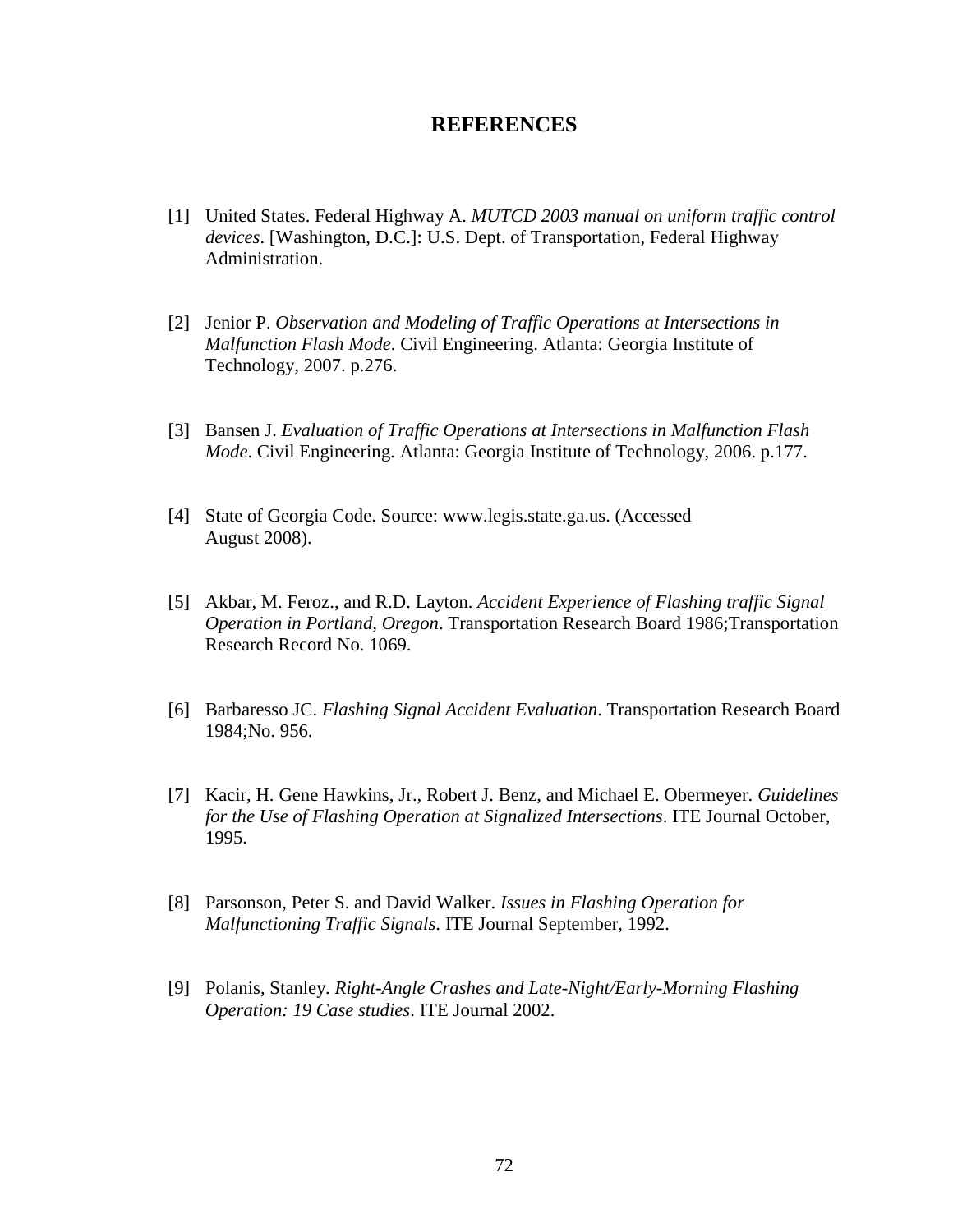# REFERENCES

[1] United States. Federal Highway A. *MUTCD 2003 manual on uniform traffic control devices*. [Washington, D.C.]: U.S. Dept. of Transportation, Federal Highway Administration.

[2] Jenior P. *Observation and Modeling of Traffic Operations at Intersections in Malfunction Flash Mode*. Civil Engineering. Atlanta: Georgia Institute of Technology, 2007. p.276.

[3] Bansen J. *Evaluation of Traffic Operations at Intersections in Malfunction Flash Mode*. Civil Engineering. Atlanta: Georgia Institute of Technology, 2006. p.177.

[4] State of Georgia Code. Source: www.legis.state.ga.us. (Accessed August 2008).

[5] Akbar, M. Feroz., and R.D. Layton. *Accident Experience of Flashing traffic Signal Operation in Portland, Oregon*. Transportation Research Board 1986;Transportation Research Record No. 1069.

[6] Barbaresso JC. *Flashing Signal Accident Evaluation*. Transportation Research Board 1984;No. 956.

[7] Kacir, H. Gene Hawkins, Jr., Robert J. Benz, and Michael E. Obermeyer. *Guidelines for the Use of Flashing Operation at Signalized Intersections*. ITE Journal October, 1995.

[8] Parsonson, Peter S. and David Walker. *Issues in Flashing Operation for Malfunctioning Traffic Signals*. ITE Journal September, 1992.

[9] Polanis, Stanley. *Right-Angle Crashes and Late-Night/Early-Morning Flashing Operation: 19 Case studies*. ITE Journal 2002.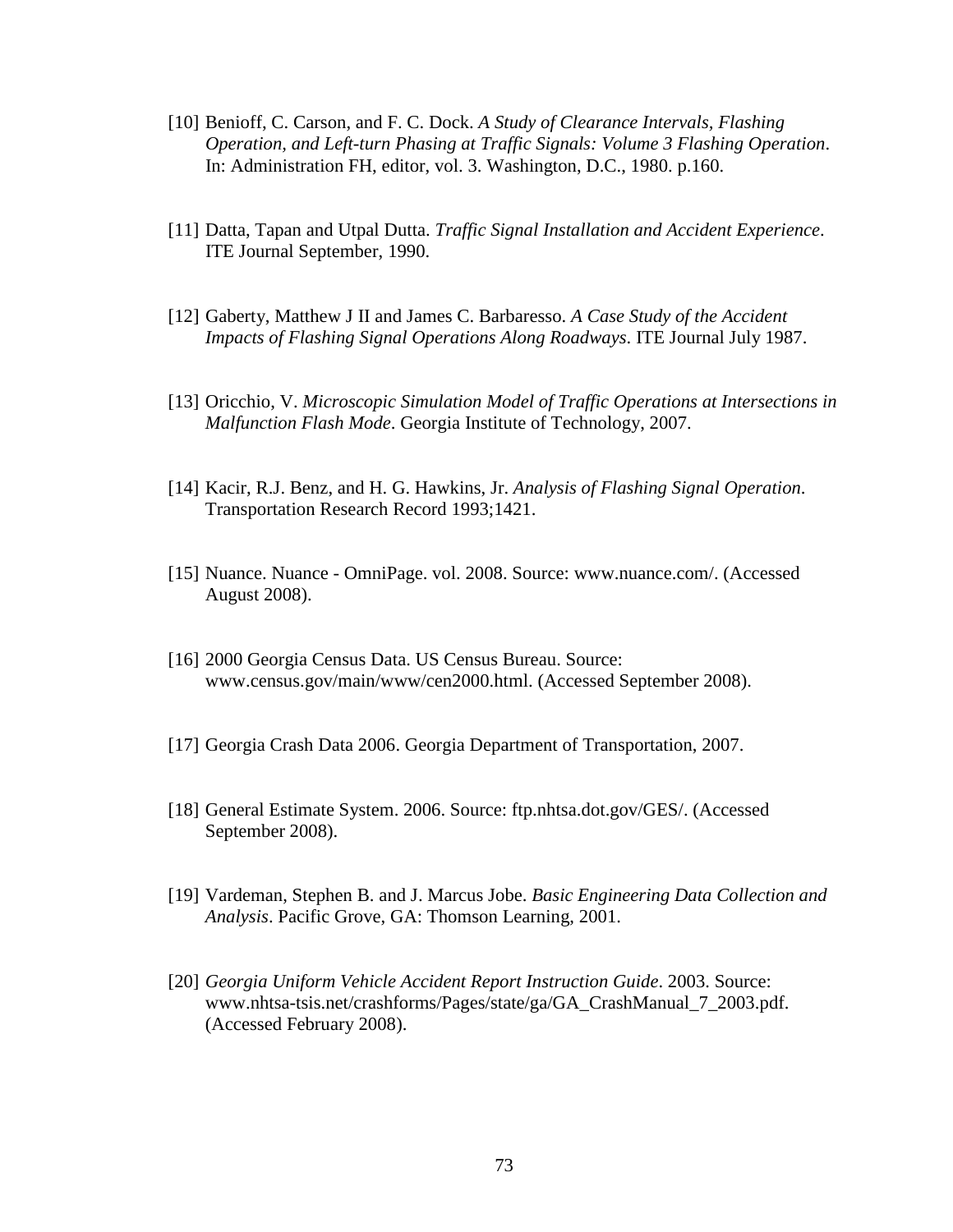[10] Benioff, C. Carson, and F. C. Dock. *A Study of Clearance Intervals, Flashing Operation, and Left-turn Phasing at Traffic Signals: Volume 3 Flashing Operation*. In: Administration FH, editor, vol. 3. Washington, D.C., 1980. p.160.

[11] Datta, Tapan and Utpal Dutta. *Traffic Signal Installation and Accident Experience*. ITE Journal September, 1990.

[12] Gaberty, Matthew J II and James C. Barbaresso. *A Case Study of the Accident Impacts of Flashing Signal Operations Along Roadways*. ITE Journal July 1987.

[13] Oricchio, V. *Microscopic Simulation Model of Traffic Operations at Intersections in Malfunction Flash Mode*. Georgia Institute of Technology, 2007.

[14] Kacir, R.J. Benz, and H. G. Hawkins, Jr. *Analysis of Flashing Signal Operation*. Transportation Research Record 1993;1421.

[15] Nuance. Nuance - OmniPage. vol. 2008. Source: www.nuance.com/. (Accessed August 2008).

[16] 2000 Georgia Census Data. US Census Bureau. Source: www.census.gov/main/www/cen2000.html. (Accessed September 2008).

[17] Georgia Crash Data 2006. Georgia Department of Transportation, 2007.

[18] General Estimate System. 2006. Source: ftp.nhtsa.dot.gov/GES/. (Accessed September 2008).

[19] Vardeman, Stephen B. and J. Marcus Jobe. *Basic Engineering Data Collection and Analysis*. Pacific Grove, GA: Thomson Learning, 2001.

[20] *Georgia Uniform Vehicle Accident Report Instruction Guide*. 2003. Source: www.nhtsa-tsis.net/crashforms/Pages/state/ga/GA_CrashManual_7_2003.pdf. (Accessed February 2008).